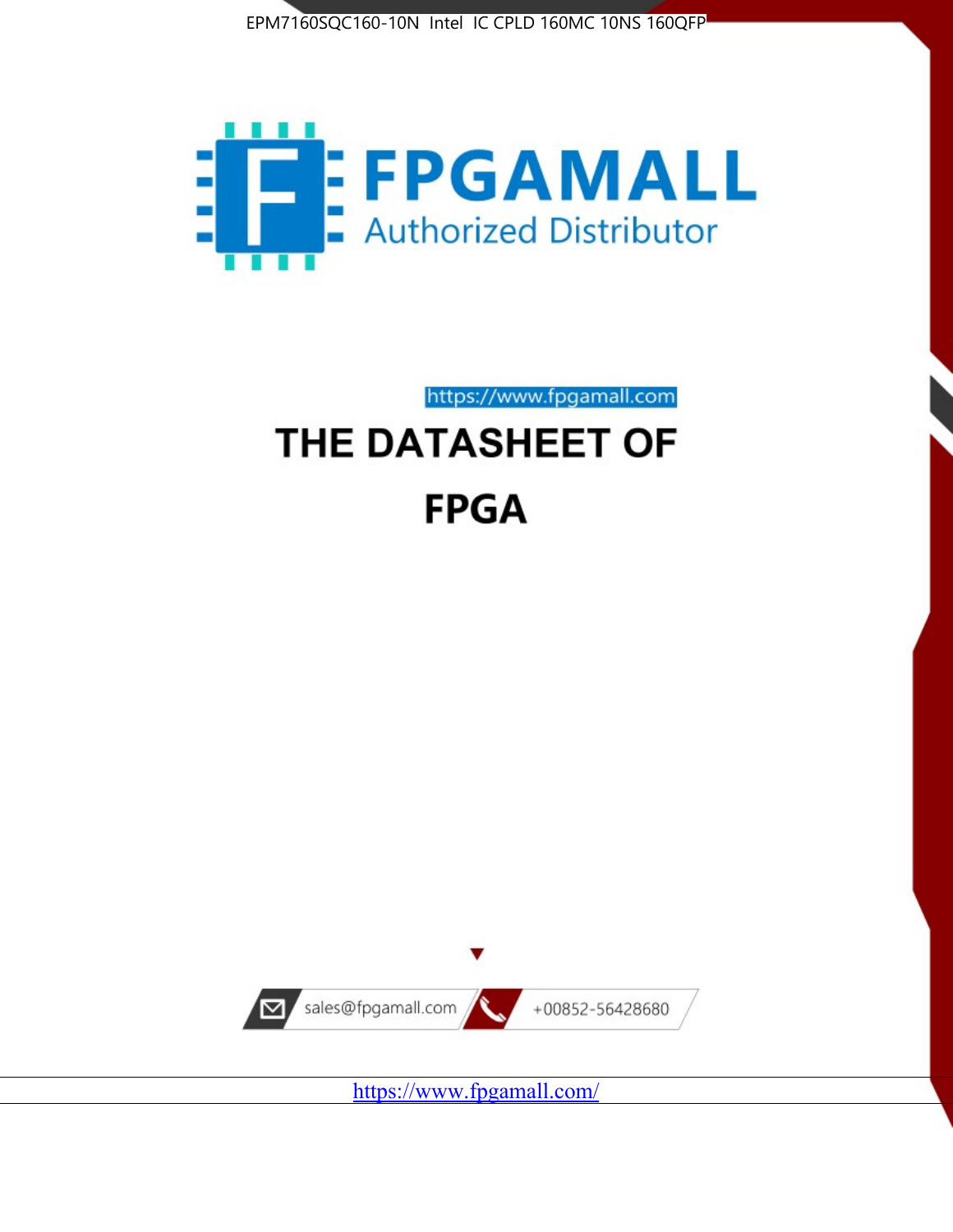EPM7160SQC160-10N Intel IC CPLD 160MC 10NS 160QFP

FPGAMALL

Authorized Distributor

https://www.fpgamall.com

# THE DATASHEET OF

# FPGA

sales@fpgamall.com

+00852-56428680

https://www.fpgamall.com/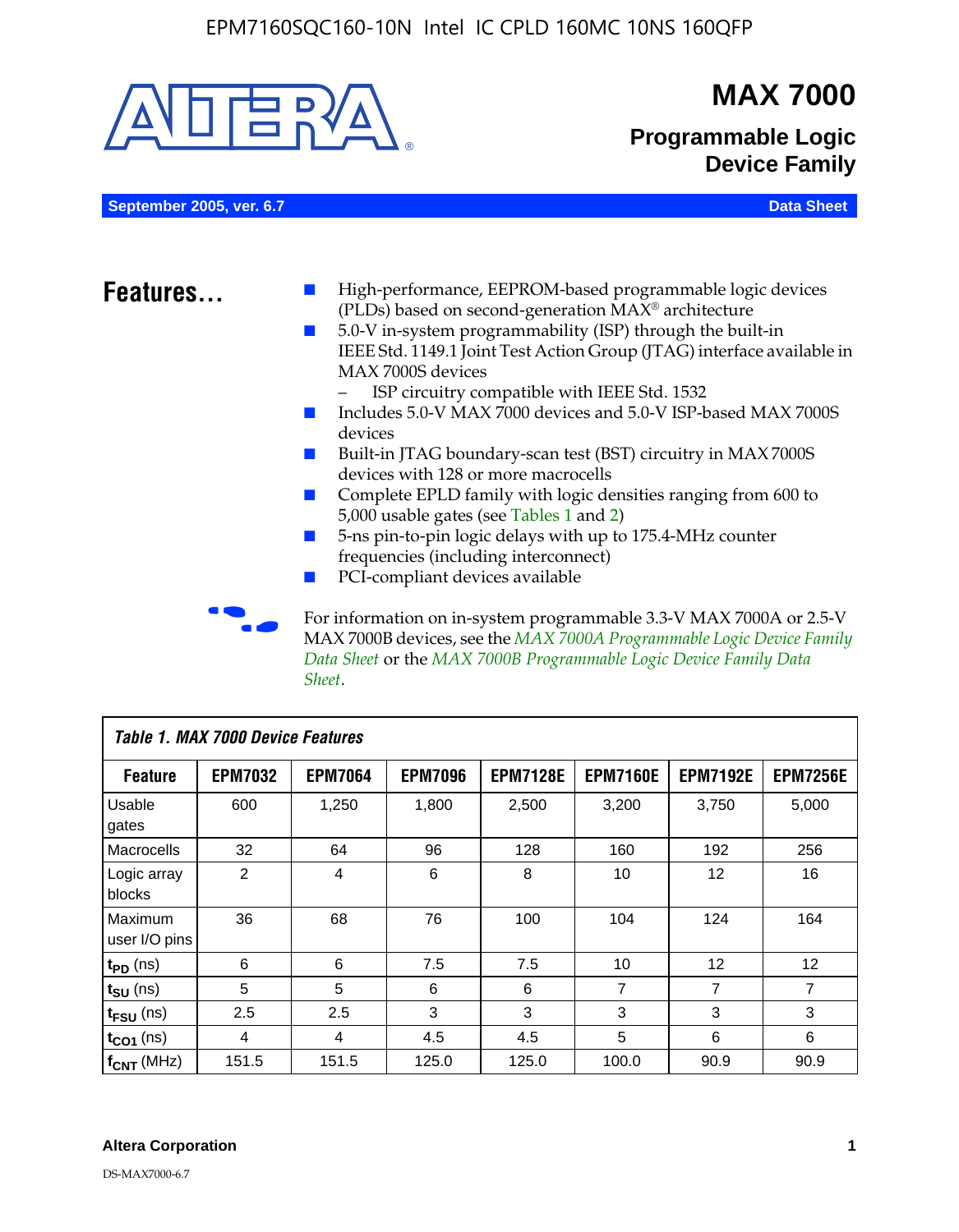# MAX 7000

## Programmable Logic Device Family

**September 2005, ver. 6.7** **Data Sheet**

## Features...

- High-performance, EEPROM-based programmable logic devices (PLDs) based on second-generation MAX® architecture
- 5.0-V in-system programmability (ISP) through the built-in IEEE Std. 1149.1 Joint Test Action Group (JTAG) interface available in MAX 7000S devices
  - ISP circuitry compatible with IEEE Std. 1532
- Includes 5.0-V MAX 7000 devices and 5.0-V ISP-based MAX 7000S devices
- Built-in JTAG boundary-scan test (BST) circuitry in MAX 7000S devices with 128 or more macrocells
- Complete EPLD family with logic densities ranging from 600 to 5,000 usable gates (see Tables 1 and 2)
- 5-ns pin-to-pin logic delays with up to 175.4-MHz counter frequencies (including interconnect)
- PCI-compliant devices available

For information on in-system programmable 3.3-V MAX 7000A or 2.5-V MAX 7000B devices, see the *MAX 7000A Programmable Logic Device Family Data Sheet* or the *MAX 7000B Programmable Logic Device Family Data Sheet*.

**Table 1. MAX 7000 Device Features**

| Feature | EPM7032 | EPM7064 | EPM7096 | EPM7128E | EPM7160E | EPM7192E | EPM7256E |
|---|---|---|---|---|---|---|---|
| Usable gates | 600 | 1,250 | 1,800 | 2,500 | 3,200 | 3,750 | 5,000 |
| Macrocells | 32 | 64 | 96 | 128 | 160 | 192 | 256 |
| Logic array blocks | 2 | 4 | 6 | 8 | 10 | 12 | 16 |
| Maximum user I/O pins | 36 | 68 | 76 | 100 | 104 | 124 | 164 |
| $t_{PD}$ (ns) | 6 | 6 | 7.5 | 7.5 | 10 | 12 | 12 |
| $t_{SU}$ (ns) | 5 | 5 | 6 | 6 | 7 | 7 | 7 |
| $t_{FSU}$ (ns) | 2.5 | 2.5 | 3 | 3 | 3 | 3 | 3 |
| $t_{CO1}$ (ns) | 4 | 4 | 4.5 | 4.5 | 5 | 6 | 6 |
| $f_{CNT}$ (MHz) | 151.5 | 151.5 | 125.0 | 125.0 | 100.0 | 90.9 | 90.9 |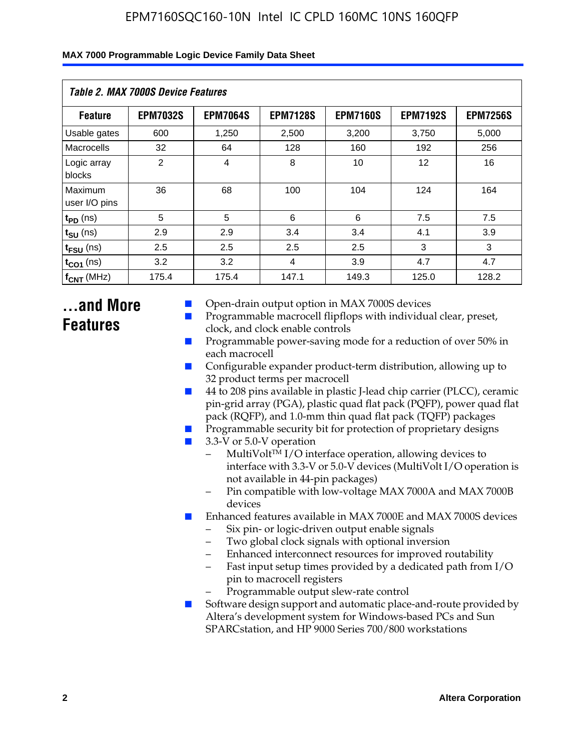| Table 2. MAX 7000S Device Features | | | | | | |
|---|---|---|---|---|---|---|
| **Feature** | **EPM7032S** | **EPM7064S** | **EPM7128S** | **EPM7160S** | **EPM7192S** | **EPM7256S** |
| Usable gates | 600 | 1,250 | 2,500 | 3,200 | 3,750 | 5,000 |
| Macrocells | 32 | 64 | 128 | 160 | 192 | 256 |
| Logic array blocks | 2 | 4 | 8 | 10 | 12 | 16 |
| Maximum user I/O pins | 36 | 68 | 100 | 104 | 124 | 164 |
| $t_{PD}$ (ns) | 5 | 5 | 6 | 6 | 7.5 | 7.5 |
| $t_{SU}$ (ns) | 2.9 | 2.9 | 3.4 | 3.4 | 4.1 | 3.9 |
| $t_{FSU}$ (ns) | 2.5 | 2.5 | 2.5 | 2.5 | 3 | 3 |
| $t_{CO1}$ (ns) | 3.2 | 3.2 | 4 | 3.9 | 4.7 | 4.7 |
| $f_{CNT}$ (MHz) | 175.4 | 175.4 | 147.1 | 149.3 | 125.0 | 128.2 |

## ...and More Features

- Open-drain output option in MAX 7000S devices
- Programmable macrocell flipflops with individual clear, preset, clock, and clock enable controls
- Programmable power-saving mode for a reduction of over 50% in each macrocell
- Configurable expander product-term distribution, allowing up to 32 product terms per macrocell
- 44 to 208 pins available in plastic J-lead chip carrier (PLCC), ceramic pin-grid array (PGA), plastic quad flat pack (PQFP), power quad flat pack (RQFP), and 1.0-mm thin quad flat pack (TQFP) packages
- Programmable security bit for protection of proprietary designs
- 3.3-V or 5.0-V operation
  - MultiVolt™ I/O interface operation, allowing devices to interface with 3.3-V or 5.0-V devices (MultiVolt I/O operation is not available in 44-pin packages)
  - Pin compatible with low-voltage MAX 7000A and MAX 7000B devices
- Enhanced features available in MAX 7000E and MAX 7000S devices
  - Six pin- or logic-driven output enable signals
  - Two global clock signals with optional inversion
  - Enhanced interconnect resources for improved routability
  - Fast input setup times provided by a dedicated path from I/O pin to macrocell registers
  - Programmable output slew-rate control
- Software design support and automatic place-and-route provided by Altera's development system for Windows-based PCs and Sun SPARCstation, and HP 9000 Series 700/800 workstations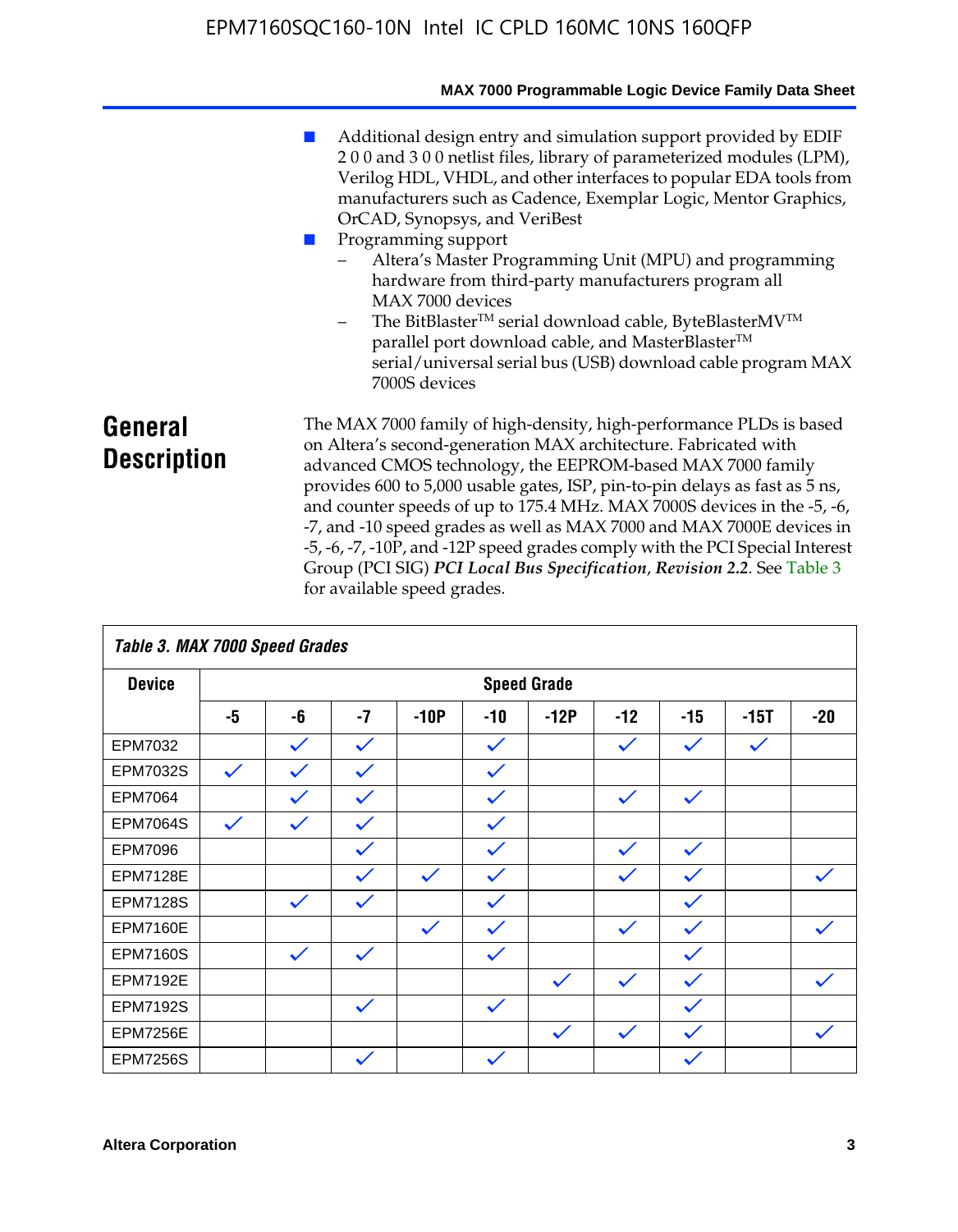■ Additional design entry and simulation support provided by EDIF 2 0 0 and 3 0 0 netlist files, library of parameterized modules (LPM), Verilog HDL, VHDL, and other interfaces to popular EDA tools from manufacturers such as Cadence, Exemplar Logic, Mentor Graphics, OrCAD, Synopsys, and VeriBest

■ Programming support
  - Altera's Master Programming Unit (MPU) and programming hardware from third-party manufacturers program all MAX 7000 devices
  - The BitBlaster™ serial download cable, ByteBlasterMV™ parallel port download cable, and MasterBlaster™ serial/universal serial bus (USB) download cable program MAX 7000S devices

## General Description

The MAX 7000 family of high-density, high-performance PLDs is based on Altera's second-generation MAX architecture. Fabricated with advanced CMOS technology, the EEPROM-based MAX 7000 family provides 600 to 5,000 usable gates, ISP, pin-to-pin delays as fast as 5 ns, and counter speeds of up to 175.4 MHz. MAX 7000S devices in the -5, -6, -7, and -10 speed grades as well as MAX 7000 and MAX 7000E devices in -5, -6, -7, -10P, and -12P speed grades comply with the PCI Special Interest Group (PCI SIG) ***PCI Local Bus Specification, Revision 2.2***. See Table 3 for available speed grades.

**Table 3. MAX 7000 Speed Grades**

| Device | Speed Grade | | | | | | | | | |
|---|---|---|---|---|---|---|---|---|---|---|
| | -5 | -6 | -7 | -10P | -10 | -12P | -12 | -15 | -15T | -20 |
| EPM7032 | | ✓ | ✓ | | ✓ | | ✓ | ✓ | ✓ | |
| EPM7032S | ✓ | ✓ | ✓ | | ✓ | | | | | |
| EPM7064 | | ✓ | ✓ | | ✓ | | ✓ | ✓ | | |
| EPM7064S | ✓ | ✓ | ✓ | | ✓ | | | | | |
| EPM7096 | | | ✓ | | ✓ | | ✓ | ✓ | | |
| EPM7128E | | | ✓ | ✓ | ✓ | | ✓ | ✓ | | ✓ |
| EPM7128S | | ✓ | ✓ | | ✓ | | | ✓ | | |
| EPM7160E | | | | ✓ | ✓ | | ✓ | ✓ | | ✓ |
| EPM7160S | | ✓ | ✓ | | ✓ | | | ✓ | | |
| EPM7192E | | | | | | ✓ | ✓ | ✓ | | ✓ |
| EPM7192S | | | ✓ | | ✓ | | | ✓ | | |
| EPM7256E | | | | | | ✓ | ✓ | ✓ | | ✓ |
| EPM7256S | | | ✓ | | ✓ | | | ✓ | | |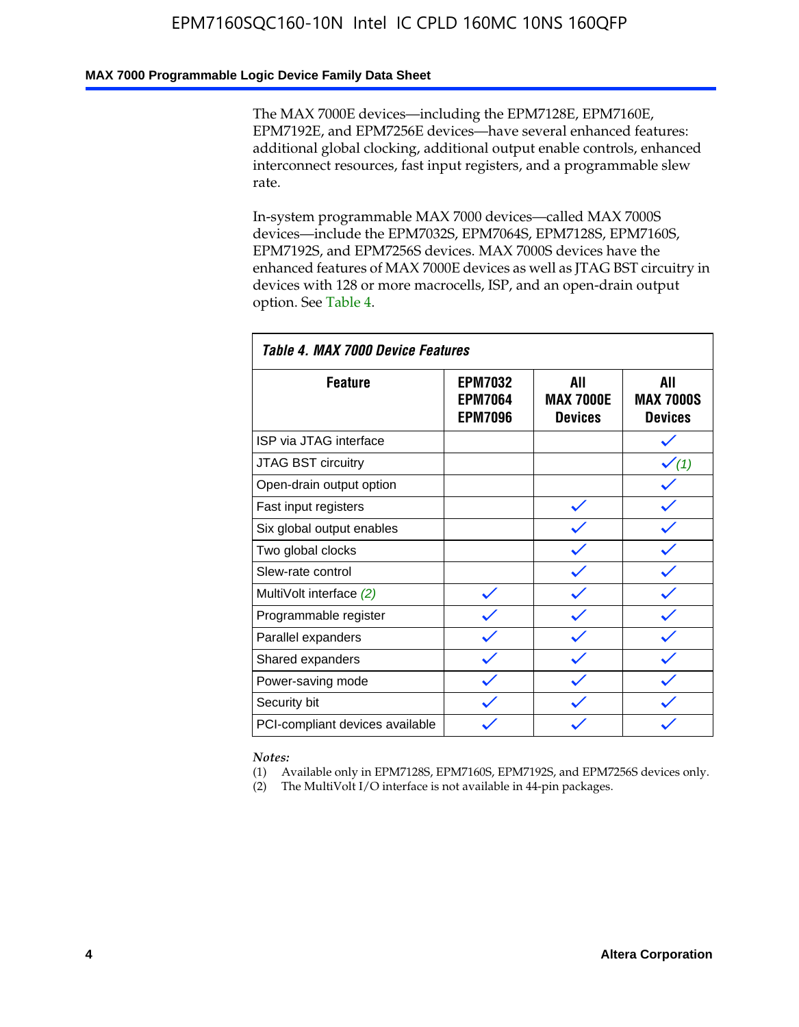The MAX 7000E devices—including the EPM7128E, EPM7160E, EPM7192E, and EPM7256E devices—have several enhanced features: additional global clocking, additional output enable controls, enhanced interconnect resources, fast input registers, and a programmable slew rate.

In-system programmable MAX 7000 devices—called MAX 7000S devices—include the EPM7032S, EPM7064S, EPM7128S, EPM7160S, EPM7192S, and EPM7256S devices. MAX 7000S devices have the enhanced features of MAX 7000E devices as well as JTAG BST circuitry in devices with 128 or more macrocells, ISP, and an open-drain output option. See Table 4.

*Table 4. MAX 7000 Device Features*

| Feature | EPM7032 EPM7064 EPM7096 | All MAX 7000E Devices | All MAX 7000S Devices |
|---|---|---|---|
| ISP via JTAG interface | | | ✓ |
| JTAG BST circuitry | | | ✓ *(1)* |
| Open-drain output option | | | ✓ |
| Fast input registers | | ✓ | ✓ |
| Six global output enables | | ✓ | ✓ |
| Two global clocks | | ✓ | ✓ |
| Slew-rate control | | ✓ | ✓ |
| MultiVolt interface *(2)* | ✓ | ✓ | ✓ |
| Programmable register | ✓ | ✓ | ✓ |
| Parallel expanders | ✓ | ✓ | ✓ |
| Shared expanders | ✓ | ✓ | ✓ |
| Power-saving mode | ✓ | ✓ | ✓ |
| Security bit | ✓ | ✓ | ✓ |
| PCI-compliant devices available | ✓ | ✓ | ✓ |

*Notes:*

(1) Available only in EPM7128S, EPM7160S, EPM7192S, and EPM7256S devices only.

(2) The MultiVolt I/O interface is not available in 44-pin packages.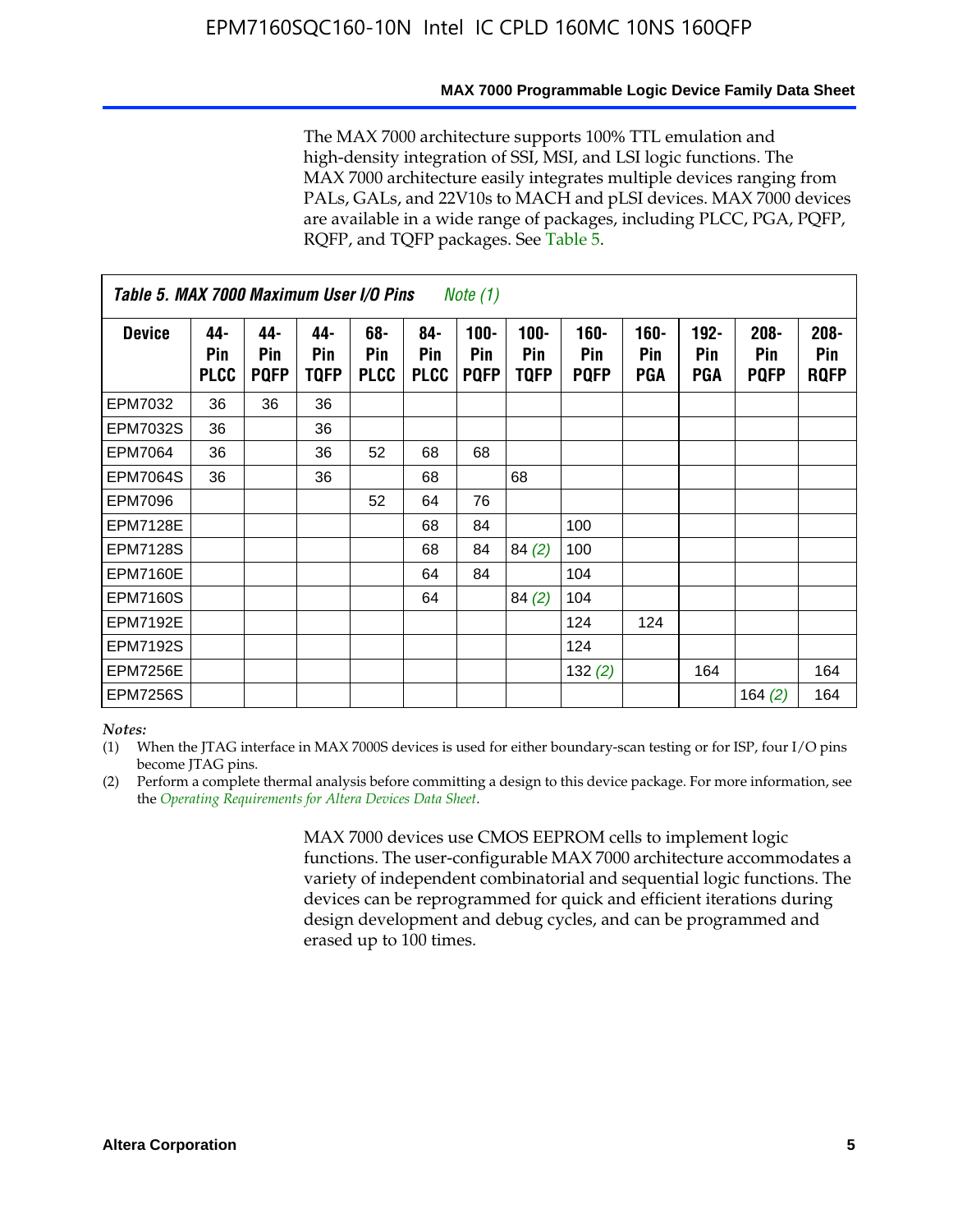The MAX 7000 architecture supports 100% TTL emulation and high-density integration of SSI, MSI, and LSI logic functions. The MAX 7000 architecture easily integrates multiple devices ranging from PALs, GALs, and 22V10s to MACH and pLSI devices. MAX 7000 devices are available in a wide range of packages, including PLCC, PGA, PQFP, RQFP, and TQFP packages. See Table 5.

**Table 5. MAX 7000 Maximum User I/O Pins** *Note (1)*

| Device | 44-Pin PLCC | 44-Pin PQFP | 44-Pin TQFP | 68-Pin PLCC | 84-Pin PLCC | 100-Pin PQFP | 100-Pin TQFP | 160-Pin PQFP | 160-Pin PGA | 192-Pin PGA | 208-Pin PQFP | 208-Pin RQFP |
|---|---|---|---|---|---|---|---|---|---|---|---|---|
| EPM7032 | 36 | 36 | 36 | | | | | | | | | |
| EPM7032S | 36 | | 36 | | | | | | | | | |
| EPM7064 | 36 | | 36 | 52 | 68 | 68 | | | | | | |
| EPM7064S | 36 | | 36 | | 68 | | 68 | | | | | |
| EPM7096 | | | | 52 | 64 | 76 | | | | | | |
| EPM7128E | | | | | 68 | 84 | | 100 | | | | |
| EPM7128S | | | | | 68 | 84 | 84 *(2)* | 100 | | | | |
| EPM7160E | | | | | 64 | 84 | | 104 | | | | |
| EPM7160S | | | | | 64 | | 84 *(2)* | 104 | | | | |
| EPM7192E | | | | | | | | 124 | 124 | | | |
| EPM7192S | | | | | | | | 124 | | | | |
| EPM7256E | | | | | | | | 132 *(2)* | | 164 | | 164 |
| EPM7256S | | | | | | | | | | | 164 *(2)* | 164 |

*Notes:*

(1) When the JTAG interface in MAX 7000S devices is used for either boundary-scan testing or for ISP, four I/O pins become JTAG pins.

(2) Perform a complete thermal analysis before committing a design to this device package. For more information, see the *Operating Requirements for Altera Devices Data Sheet*.

MAX 7000 devices use CMOS EEPROM cells to implement logic functions. The user-configurable MAX 7000 architecture accommodates a variety of independent combinatorial and sequential logic functions. The devices can be reprogrammed for quick and efficient iterations during design development and debug cycles, and can be programmed and erased up to 100 times.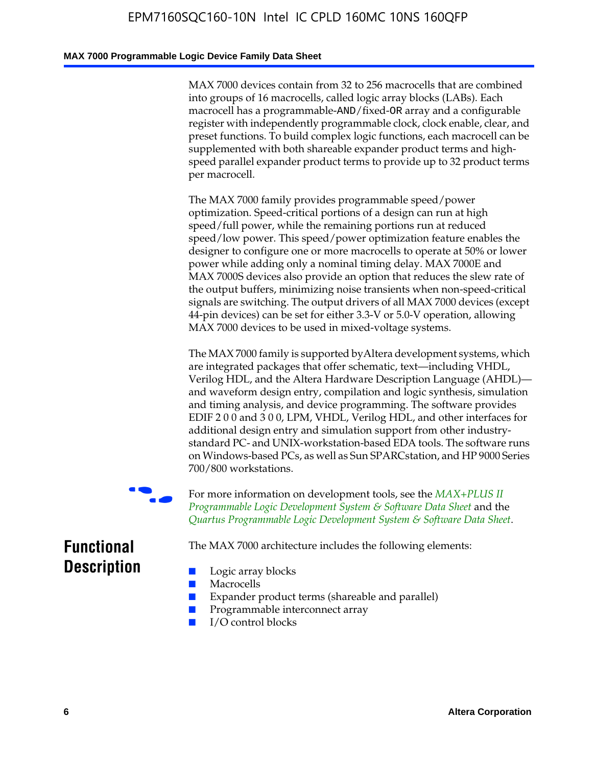MAX 7000 devices contain from 32 to 256 macrocells that are combined into groups of 16 macrocells, called logic array blocks (LABs). Each macrocell has a programmable-AND/fixed-OR array and a configurable register with independently programmable clock, clock enable, clear, and preset functions. To build complex logic functions, each macrocell can be supplemented with both shareable expander product terms and high-speed parallel expander product terms to provide up to 32 product terms per macrocell.

The MAX 7000 family provides programmable speed/power optimization. Speed-critical portions of a design can run at high speed/full power, while the remaining portions run at reduced speed/low power. This speed/power optimization feature enables the designer to configure one or more macrocells to operate at 50% or lower power while adding only a nominal timing delay. MAX 7000E and MAX 7000S devices also provide an option that reduces the slew rate of the output buffers, minimizing noise transients when non-speed-critical signals are switching. The output drivers of all MAX 7000 devices (except 44-pin devices) can be set for either 3.3-V or 5.0-V operation, allowing MAX 7000 devices to be used in mixed-voltage systems.

The MAX 7000 family is supported by Altera development systems, which are integrated packages that offer schematic, text—including VHDL, Verilog HDL, and the Altera Hardware Description Language (AHDL)—and waveform design entry, compilation and logic synthesis, simulation and timing analysis, and device programming. The software provides EDIF 2 0 0 and 3 0 0, LPM, VHDL, Verilog HDL, and other interfaces for additional design entry and simulation support from other industry-standard PC- and UNIX-workstation-based EDA tools. The software runs on Windows-based PCs, as well as Sun SPARCstation, and HP 9000 Series 700/800 workstations.

For more information on development tools, see the *MAX+PLUS II Programmable Logic Development System & Software Data Sheet* and the *Quartus Programmable Logic Development System & Software Data Sheet*.

## Functional Description

The MAX 7000 architecture includes the following elements:

- Logic array blocks
- Macrocells
- Expander product terms (shareable and parallel)
- Programmable interconnect array
- I/O control blocks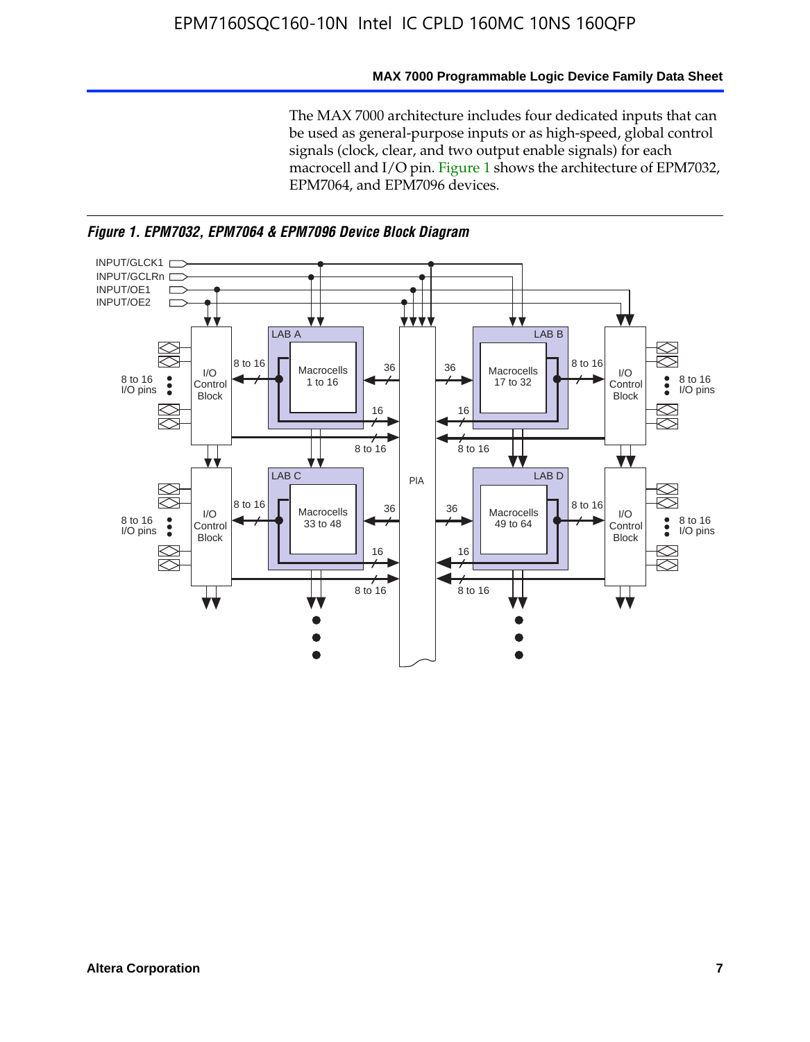The MAX 7000 architecture includes four dedicated inputs that can be used as general-purpose inputs or as high-speed, global control signals (clock, clear, and two output enable signals) for each macrocell and I/O pin. Figure 1 shows the architecture of EPM7032, EPM7064, and EPM7096 devices.

*Figure 1. EPM7032, EPM7064 & EPM7096 Device Block Diagram*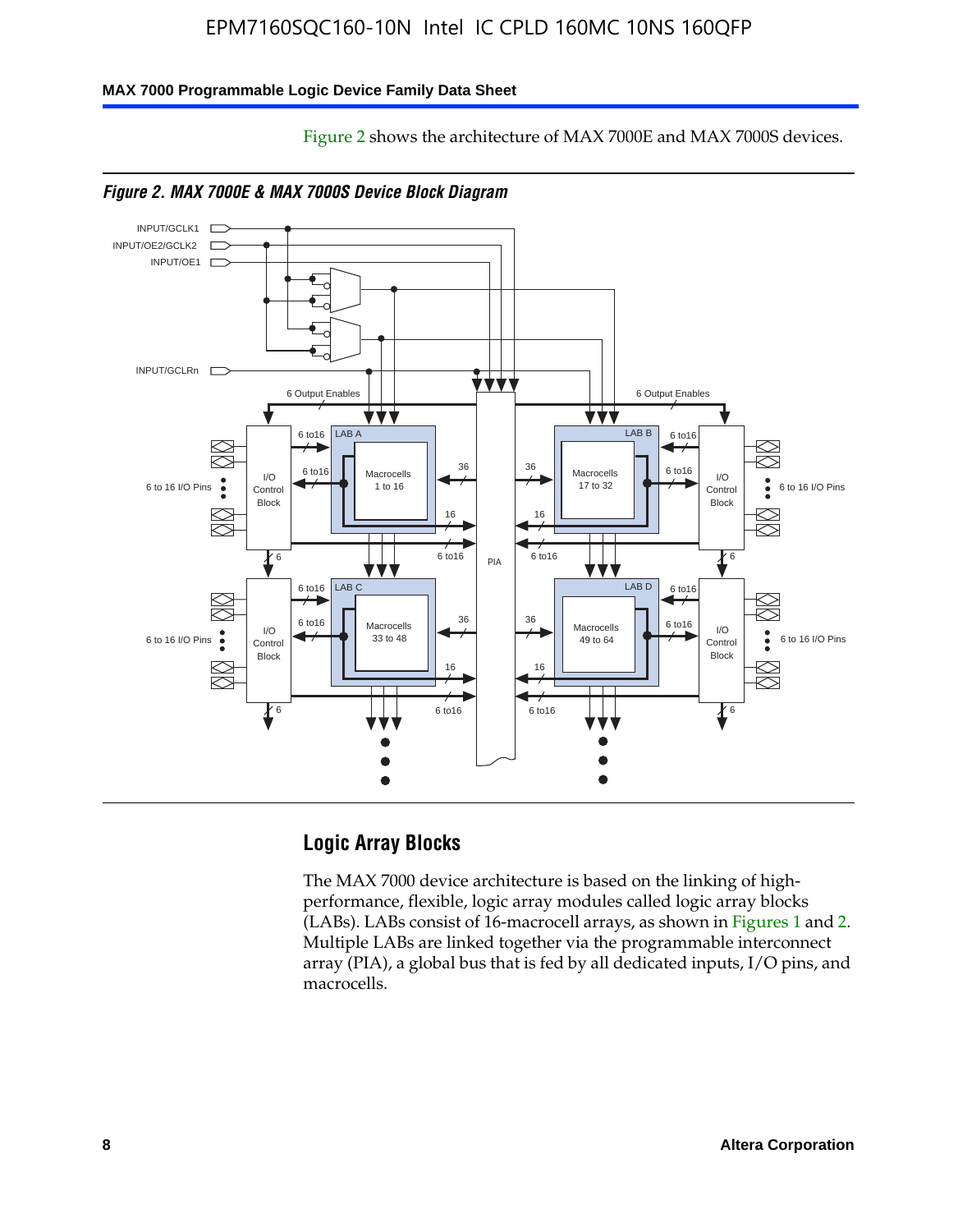Figure 2 shows the architecture of MAX 7000E and MAX 7000S devices.

*Figure 2. MAX 7000E & MAX 7000S Device Block Diagram*

## Logic Array Blocks

The MAX 7000 device architecture is based on the linking of high-performance, flexible, logic array modules called logic array blocks (LABs). LABs consist of 16-macrocell arrays, as shown in Figures 1 and 2. Multiple LABs are linked together via the programmable interconnect array (PIA), a global bus that is fed by all dedicated inputs, I/O pins, and macrocells.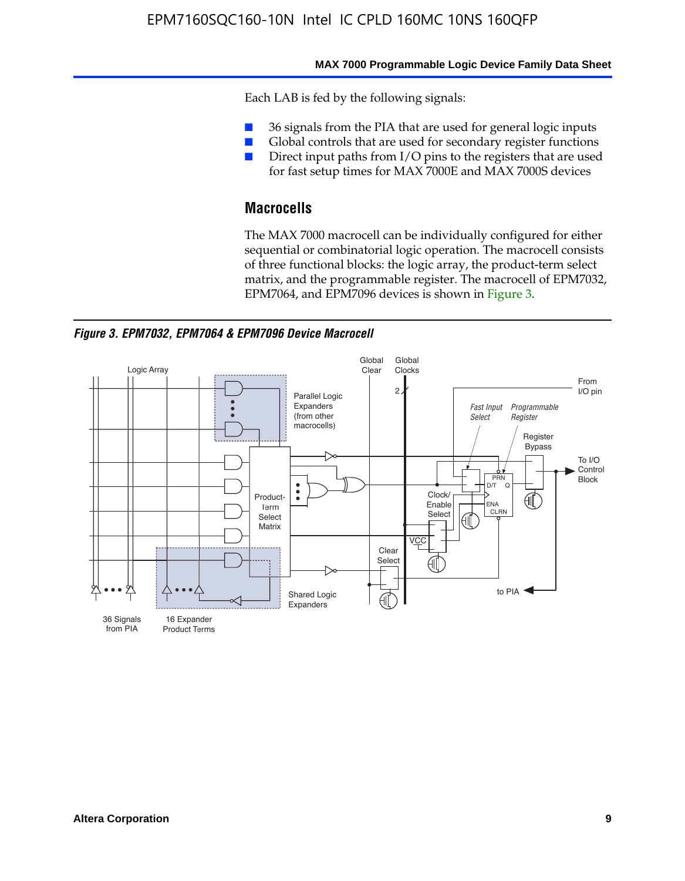Each LAB is fed by the following signals:

- 36 signals from the PIA that are used for general logic inputs
- Global controls that are used for secondary register functions
- Direct input paths from I/O pins to the registers that are used for fast setup times for MAX 7000E and MAX 7000S devices

## Macrocells

The MAX 7000 macrocell can be individually configured for either sequential or combinatorial logic operation. The macrocell consists of three functional blocks: the logic array, the product-term select matrix, and the programmable register. The macrocell of EPM7032, EPM7064, and EPM7096 devices is shown in Figure 3.

*Figure 3. EPM7032, EPM7064 & EPM7096 Device Macrocell*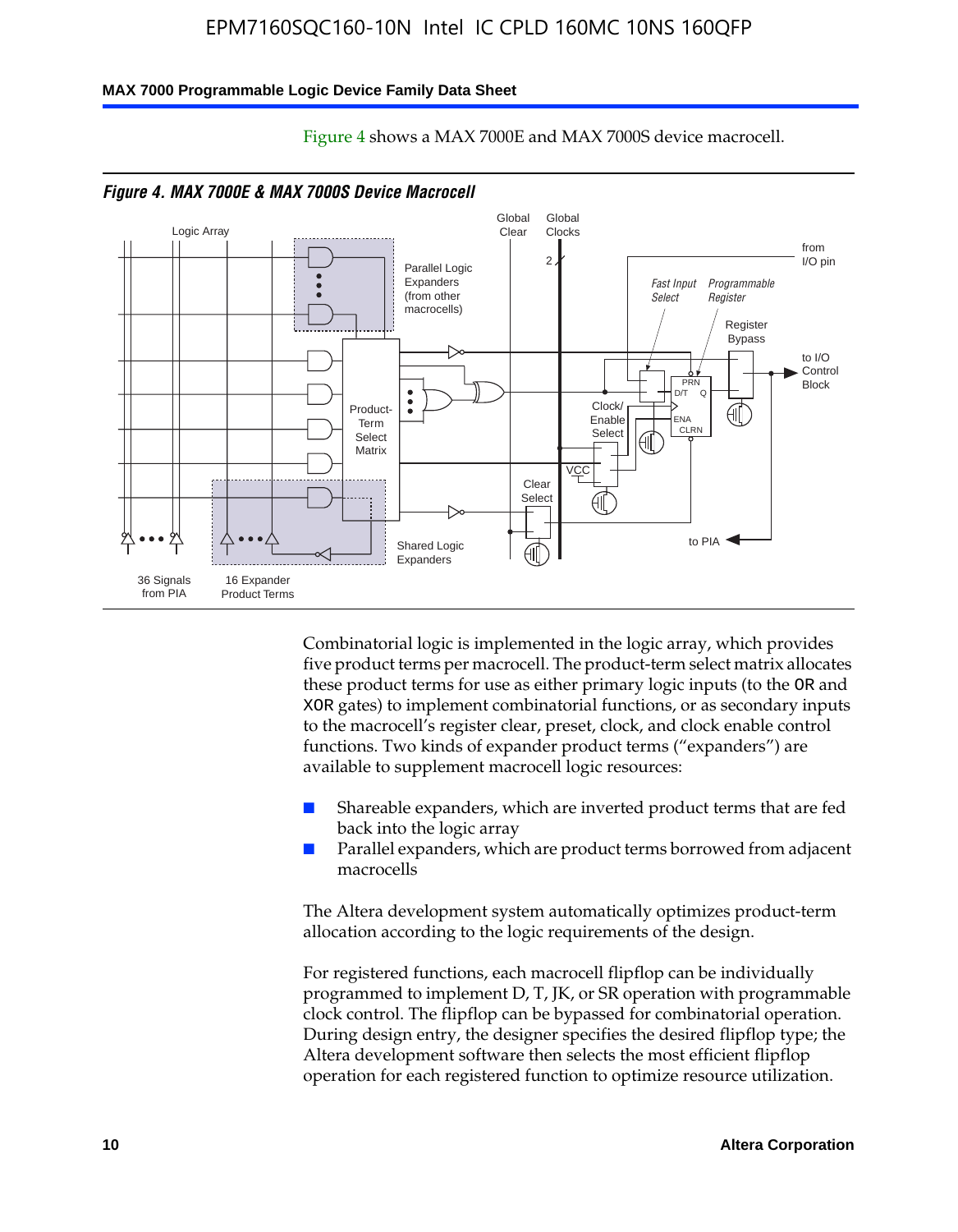Figure 4 shows a MAX 7000E and MAX 7000S device macrocell.

*Figure 4. MAX 7000E & MAX 7000S Device Macrocell*

Combinatorial logic is implemented in the logic array, which provides five product terms per macrocell. The product-term select matrix allocates these product terms for use as either primary logic inputs (to the OR and XOR gates) to implement combinatorial functions, or as secondary inputs to the macrocell's register clear, preset, clock, and clock enable control functions. Two kinds of expander product terms ("expanders") are available to supplement macrocell logic resources:

- Shareable expanders, which are inverted product terms that are fed back into the logic array
- Parallel expanders, which are product terms borrowed from adjacent macrocells

The Altera development system automatically optimizes product-term allocation according to the logic requirements of the design.

For registered functions, each macrocell flipflop can be individually programmed to implement D, T, JK, or SR operation with programmable clock control. The flipflop can be bypassed for combinatorial operation. During design entry, the designer specifies the desired flipflop type; the Altera development software then selects the most efficient flipflop operation for each registered function to optimize resource utilization.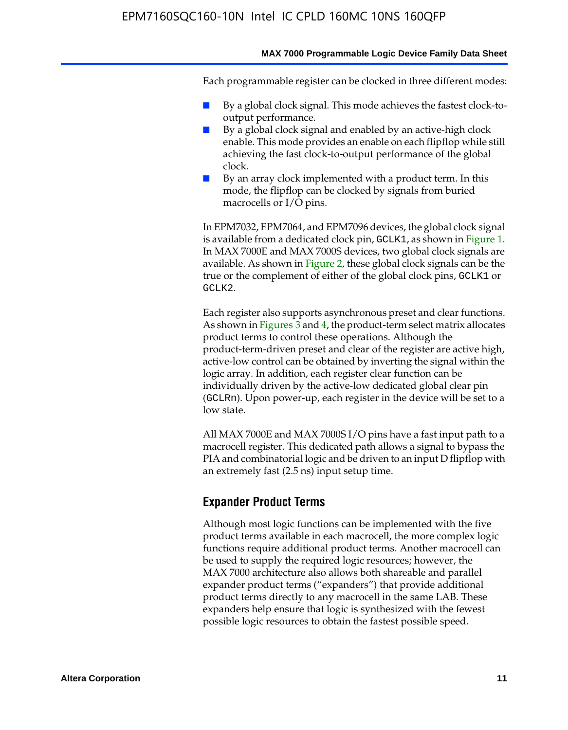Each programmable register can be clocked in three different modes:

- By a global clock signal. This mode achieves the fastest clock-to-output performance.
- By a global clock signal and enabled by an active-high clock enable. This mode provides an enable on each flipflop while still achieving the fast clock-to-output performance of the global clock.
- By an array clock implemented with a product term. In this mode, the flipflop can be clocked by signals from buried macrocells or I/O pins.

In EPM7032, EPM7064, and EPM7096 devices, the global clock signal is available from a dedicated clock pin, GCLK1, as shown in Figure 1. In MAX 7000E and MAX 7000S devices, two global clock signals are available. As shown in Figure 2, these global clock signals can be the true or the complement of either of the global clock pins, GCLK1 or GCLK2.

Each register also supports asynchronous preset and clear functions. As shown in Figures 3 and 4, the product-term select matrix allocates product terms to control these operations. Although the product-term-driven preset and clear of the register are active high, active-low control can be obtained by inverting the signal within the logic array. In addition, each register clear function can be individually driven by the active-low dedicated global clear pin (GCLRn). Upon power-up, each register in the device will be set to a low state.

All MAX 7000E and MAX 7000S I/O pins have a fast input path to a macrocell register. This dedicated path allows a signal to bypass the PIA and combinatorial logic and be driven to an input D flipflop with an extremely fast (2.5 ns) input setup time.

## Expander Product Terms

Although most logic functions can be implemented with the five product terms available in each macrocell, the more complex logic functions require additional product terms. Another macrocell can be used to supply the required logic resources; however, the MAX 7000 architecture also allows both shareable and parallel expander product terms ("expanders") that provide additional product terms directly to any macrocell in the same LAB. These expanders help ensure that logic is synthesized with the fewest possible logic resources to obtain the fastest possible speed.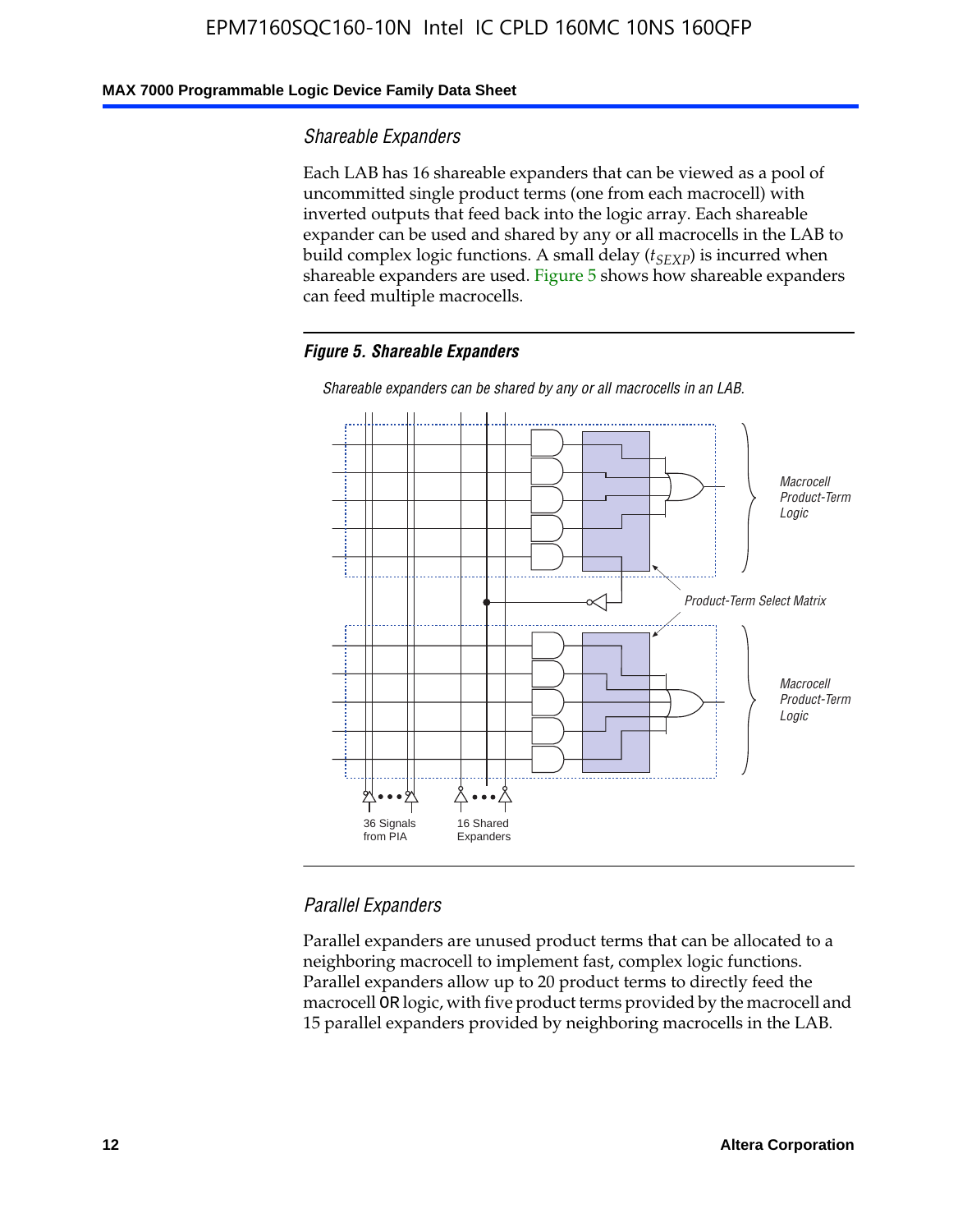### Shareable Expanders

Each LAB has 16 shareable expanders that can be viewed as a pool of uncommitted single product terms (one from each macrocell) with inverted outputs that feed back into the logic array. Each shareable expander can be used and shared by any or all macrocells in the LAB to build complex logic functions. A small delay ($t_{SEXP}$) is incurred when shareable expanders are used. Figure 5 shows how shareable expanders can feed multiple macrocells.

***Figure 5. Shareable Expanders***

*Shareable expanders can be shared by any or all macrocells in an LAB.*

*Macrocell Product-Term Logic*

*Product-Term Select Matrix*

*Macrocell Product-Term Logic*

36 Signals from PIA

16 Shared Expanders

### Parallel Expanders

Parallel expanders are unused product terms that can be allocated to a neighboring macrocell to implement fast, complex logic functions. Parallel expanders allow up to 20 product terms to directly feed the macrocell OR logic, with five product terms provided by the macrocell and 15 parallel expanders provided by neighboring macrocells in the LAB.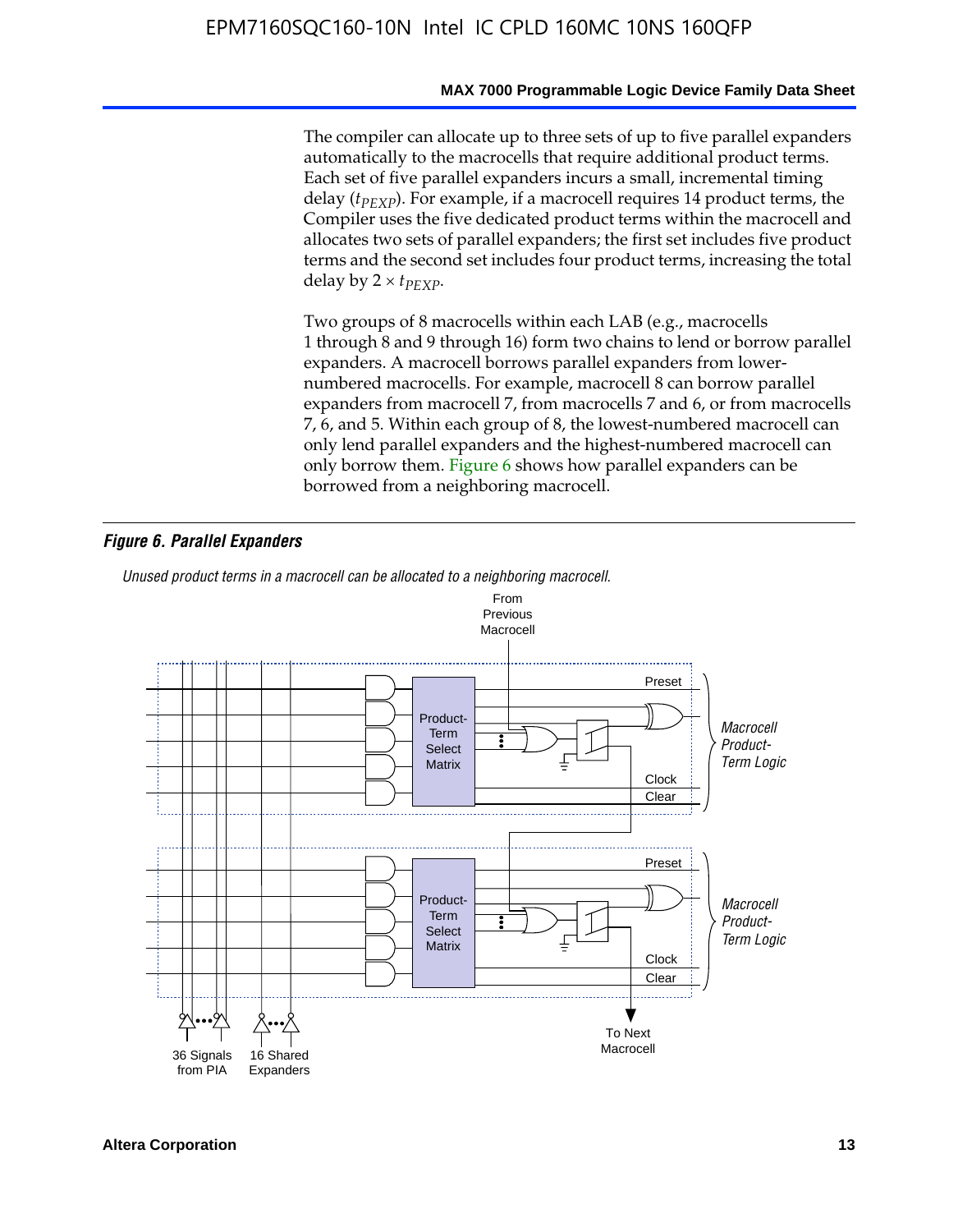The compiler can allocate up to three sets of up to five parallel expanders automatically to the macrocells that require additional product terms. Each set of five parallel expanders incurs a small, incremental timing delay ($t_{PEXP}$). For example, if a macrocell requires 14 product terms, the Compiler uses the five dedicated product terms within the macrocell and allocates two sets of parallel expanders; the first set includes five product terms and the second set includes four product terms, increasing the total delay by $2 \times t_{PEXP}$.

Two groups of 8 macrocells within each LAB (e.g., macrocells 1 through 8 and 9 through 16) form two chains to lend or borrow parallel expanders. A macrocell borrows parallel expanders from lower-numbered macrocells. For example, macrocell 8 can borrow parallel expanders from macrocell 7, from macrocells 7 and 6, or from macrocells 7, 6, and 5. Within each group of 8, the lowest-numbered macrocell can only lend parallel expanders and the highest-numbered macrocell can only borrow them. Figure 6 shows how parallel expanders can be borrowed from a neighboring macrocell.

***Figure 6. Parallel Expanders***

*Unused product terms in a macrocell can be allocated to a neighboring macrocell.*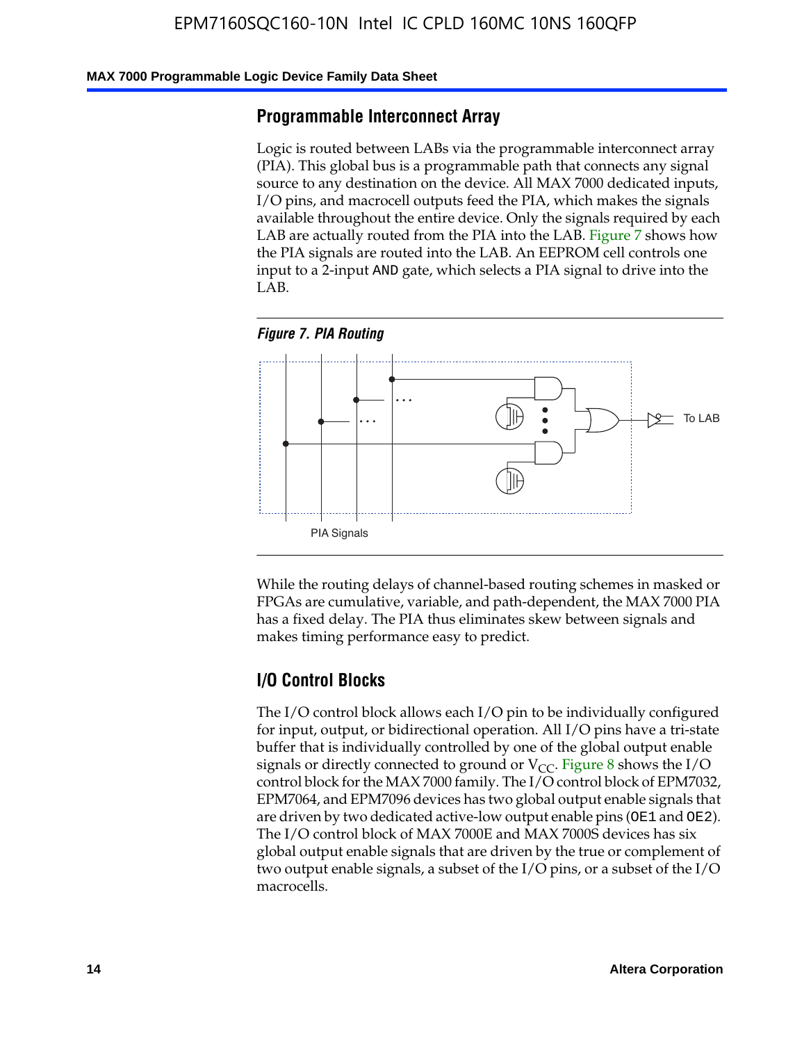## Programmable Interconnect Array

Logic is routed between LABs via the programmable interconnect array (PIA). This global bus is a programmable path that connects any signal source to any destination on the device. All MAX 7000 dedicated inputs, I/O pins, and macrocell outputs feed the PIA, which makes the signals available throughout the entire device. Only the signals required by each LAB are actually routed from the PIA into the LAB. Figure 7 shows how the PIA signals are routed into the LAB. An EEPROM cell controls one input to a 2-input AND gate, which selects a PIA signal to drive into the LAB.

*Figure 7. PIA Routing*

To LAB

PIA Signals

While the routing delays of channel-based routing schemes in masked or FPGAs are cumulative, variable, and path-dependent, the MAX 7000 PIA has a fixed delay. The PIA thus eliminates skew between signals and makes timing performance easy to predict.

## I/O Control Blocks

The I/O control block allows each I/O pin to be individually configured for input, output, or bidirectional operation. All I/O pins have a tri-state buffer that is individually controlled by one of the global output enable signals or directly connected to ground or $V_{CC}$. Figure 8 shows the I/O control block for the MAX 7000 family. The I/O control block of EPM7032, EPM7064, and EPM7096 devices has two global output enable signals that are driven by two dedicated active-low output enable pins (OE1 and OE2). The I/O control block of MAX 7000E and MAX 7000S devices has six global output enable signals that are driven by the true or complement of two output enable signals, a subset of the I/O pins, or a subset of the I/O macrocells.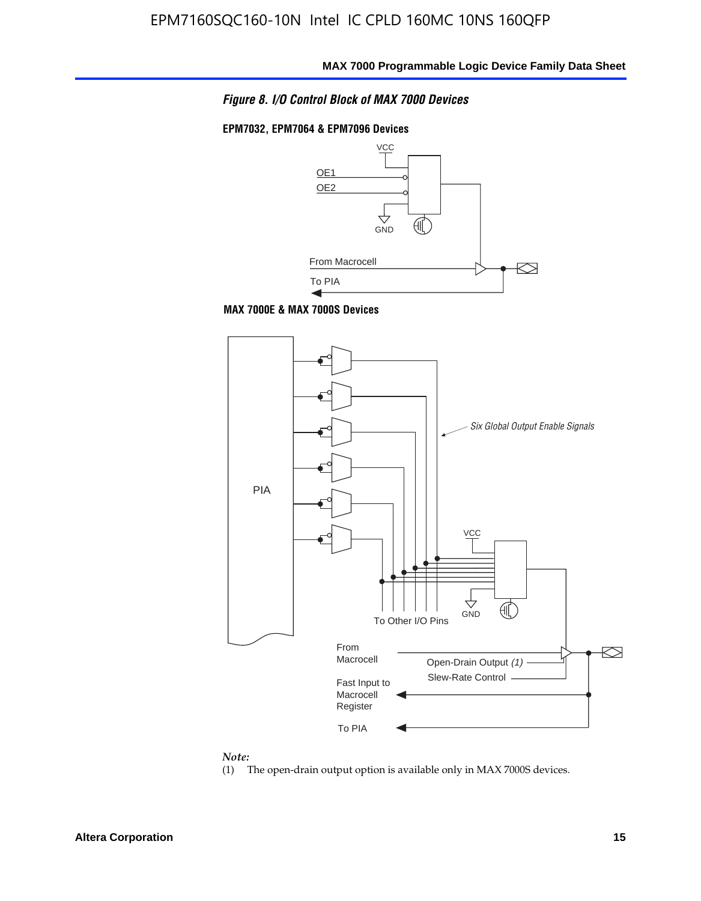*Figure 8. I/O Control Block of MAX 7000 Devices*

**EPM7032, EPM7064 & EPM7096 Devices**

VCC

OE1

OE2

GND

From Macrocell

To PIA

**MAX 7000E & MAX 7000S Devices**

PIA

*Six Global Output Enable Signals*

VCC

GND

To Other I/O Pins

From Macrocell

Open-Drain Output *(1)*

Slew-Rate Control

Fast Input to Macrocell Register

To PIA

*Note:*

(1) The open-drain output option is available only in MAX 7000S devices.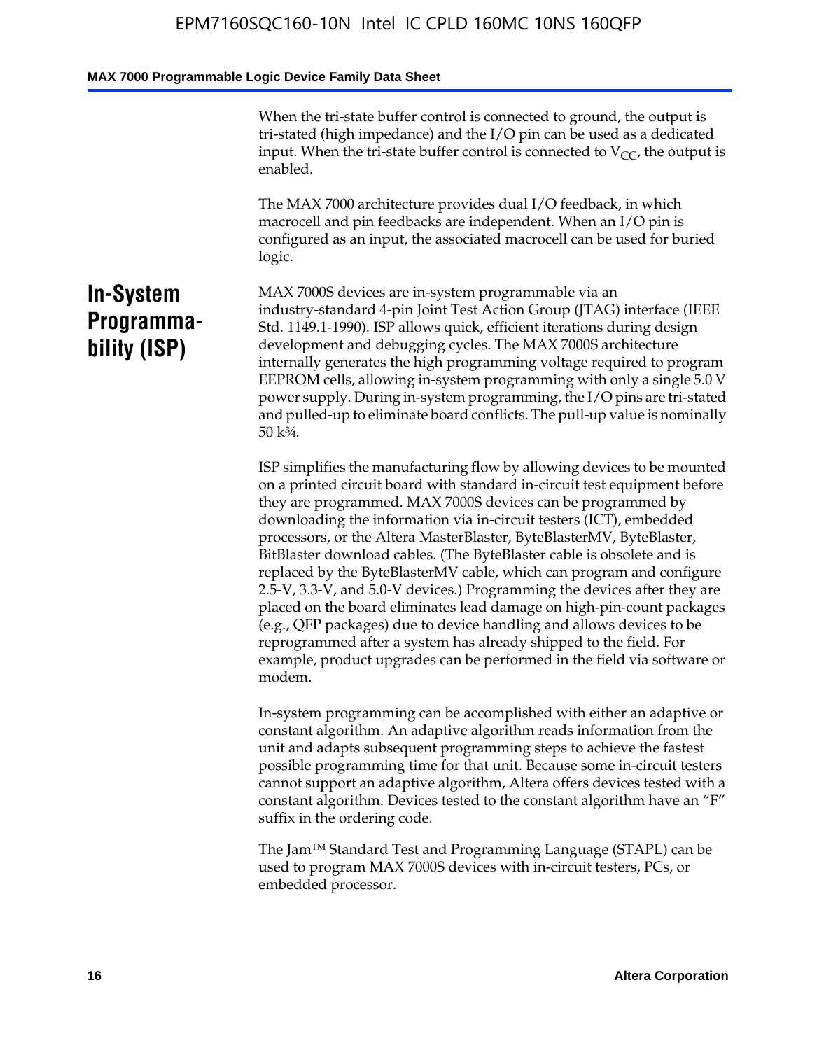When the tri-state buffer control is connected to ground, the output is tri-stated (high impedance) and the I/O pin can be used as a dedicated input. When the tri-state buffer control is connected to $V_{CC}$, the output is enabled.

The MAX 7000 architecture provides dual I/O feedback, in which macrocell and pin feedbacks are independent. When an I/O pin is configured as an input, the associated macrocell can be used for buried logic.

## In-System Programmability (ISP)

MAX 7000S devices are in-system programmable via an industry-standard 4-pin Joint Test Action Group (JTAG) interface (IEEE Std. 1149.1-1990). ISP allows quick, efficient iterations during design development and debugging cycles. The MAX 7000S architecture internally generates the high programming voltage required to program EEPROM cells, allowing in-system programming with only a single 5.0 V power supply. During in-system programming, the I/O pins are tri-stated and pulled-up to eliminate board conflicts. The pull-up value is nominally 50 k¾.

ISP simplifies the manufacturing flow by allowing devices to be mounted on a printed circuit board with standard in-circuit test equipment before they are programmed. MAX 7000S devices can be programmed by downloading the information via in-circuit testers (ICT), embedded processors, or the Altera MasterBlaster, ByteBlasterMV, ByteBlaster, BitBlaster download cables. (The ByteBlaster cable is obsolete and is replaced by the ByteBlasterMV cable, which can program and configure 2.5-V, 3.3-V, and 5.0-V devices.) Programming the devices after they are placed on the board eliminates lead damage on high-pin-count packages (e.g., QFP packages) due to device handling and allows devices to be reprogrammed after a system has already shipped to the field. For example, product upgrades can be performed in the field via software or modem.

In-system programming can be accomplished with either an adaptive or constant algorithm. An adaptive algorithm reads information from the unit and adapts subsequent programming steps to achieve the fastest possible programming time for that unit. Because some in-circuit testers cannot support an adaptive algorithm, Altera offers devices tested with a constant algorithm. Devices tested to the constant algorithm have an “F” suffix in the ordering code.

The Jam™ Standard Test and Programming Language (STAPL) can be used to program MAX 7000S devices with in-circuit testers, PCs, or embedded processor.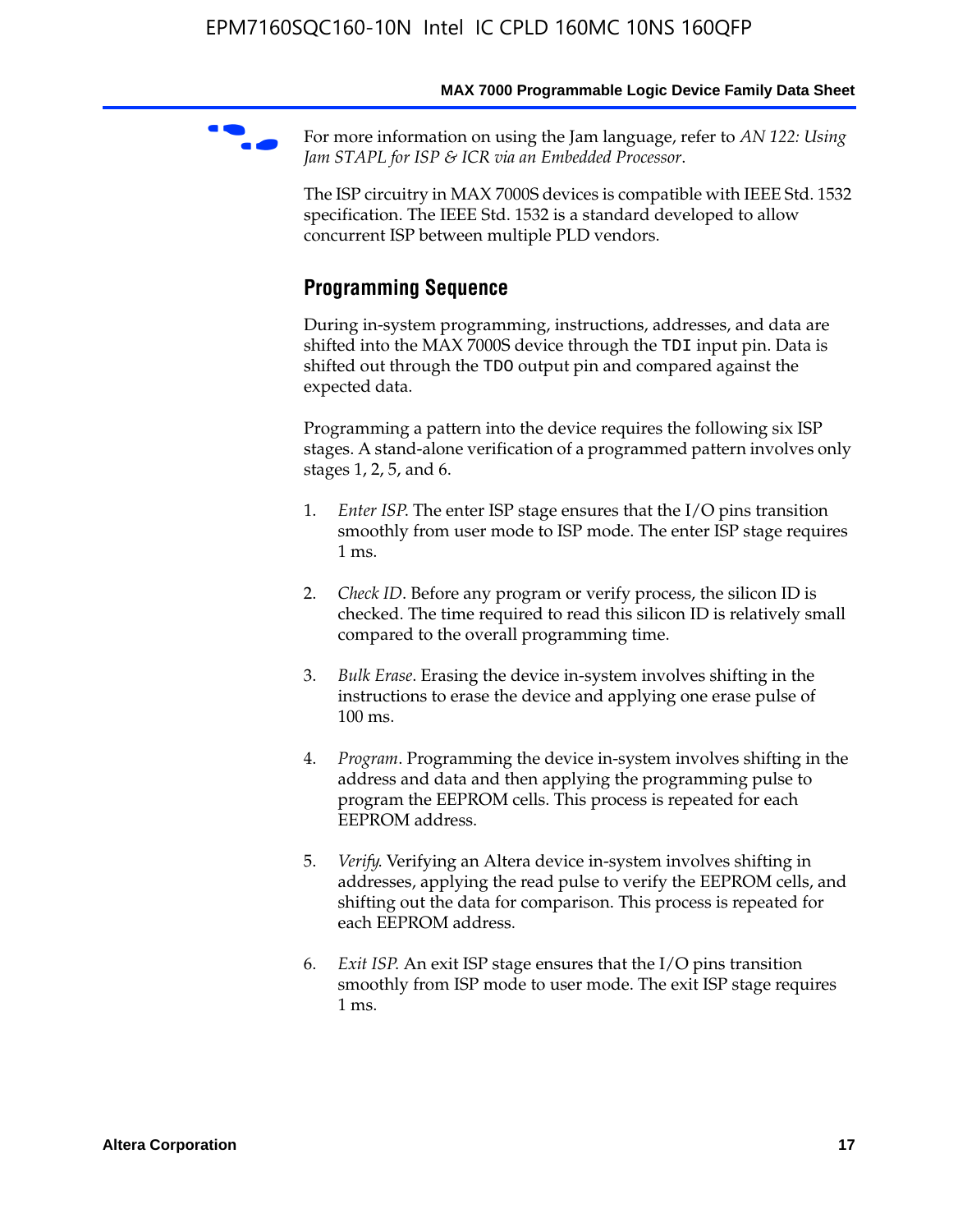For more information on using the Jam language, refer to *AN 122: Using Jam STAPL for ISP & ICR via an Embedded Processor*.

The ISP circuitry in MAX 7000S devices is compatible with IEEE Std. 1532 specification. The IEEE Std. 1532 is a standard developed to allow concurrent ISP between multiple PLD vendors.

## Programming Sequence

During in-system programming, instructions, addresses, and data are shifted into the MAX 7000S device through the `TDI` input pin. Data is shifted out through the `TDO` output pin and compared against the expected data.

Programming a pattern into the device requires the following six ISP stages. A stand-alone verification of a programmed pattern involves only stages 1, 2, 5, and 6.

1. *Enter ISP*. The enter ISP stage ensures that the I/O pins transition smoothly from user mode to ISP mode. The enter ISP stage requires 1 ms.

2. *Check ID*. Before any program or verify process, the silicon ID is checked. The time required to read this silicon ID is relatively small compared to the overall programming time.

3. *Bulk Erase*. Erasing the device in-system involves shifting in the instructions to erase the device and applying one erase pulse of 100 ms.

4. *Program*. Programming the device in-system involves shifting in the address and data and then applying the programming pulse to program the EEPROM cells. This process is repeated for each EEPROM address.

5. *Verify*. Verifying an Altera device in-system involves shifting in addresses, applying the read pulse to verify the EEPROM cells, and shifting out the data for comparison. This process is repeated for each EEPROM address.

6. *Exit ISP*. An exit ISP stage ensures that the I/O pins transition smoothly from ISP mode to user mode. The exit ISP stage requires 1 ms.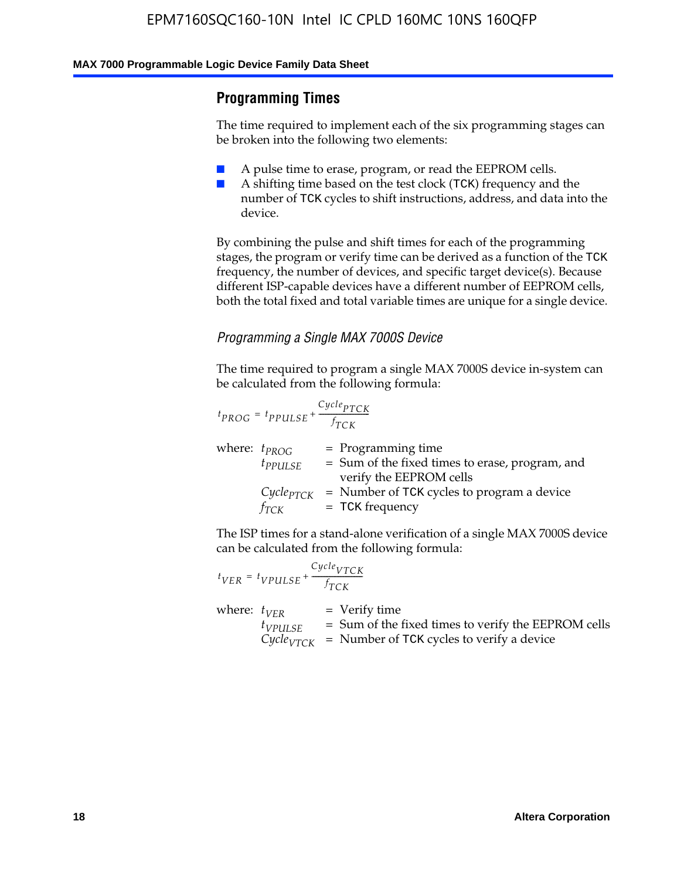## Programming Times

The time required to implement each of the six programming stages can be broken into the following two elements:

- A pulse time to erase, program, or read the EEPROM cells.
- A shifting time based on the test clock (TCK) frequency and the number of TCK cycles to shift instructions, address, and data into the device.

By combining the pulse and shift times for each of the programming stages, the program or verify time can be derived as a function of the TCK frequency, the number of devices, and specific target device(s). Because different ISP-capable devices have a different number of EEPROM cells, both the total fixed and total variable times are unique for a single device.

### *Programming a Single MAX 7000S Device*

The time required to program a single MAX 7000S device in-system can be calculated from the following formula:

$$t_{PROG} = t_{PPULSE} + \frac{Cycle_{PTCK}}{f_{TCK}}$$

where:
- $t_{PROG}$ = Programming time
- $t_{PPULSE}$ = Sum of the fixed times to erase, program, and verify the EEPROM cells
- $Cycle_{PTCK}$ = Number of TCK cycles to program a device
- $f_{TCK}$ = TCK frequency

The ISP times for a stand-alone verification of a single MAX 7000S device can be calculated from the following formula:

$$t_{VER} = t_{VPULSE} + \frac{Cycle_{VTCK}}{f_{TCK}}$$

where:
- $t_{VER}$ = Verify time
- $t_{VPULSE}$ = Sum of the fixed times to verify the EEPROM cells
- $Cycle_{VTCK}$ = Number of TCK cycles to verify a device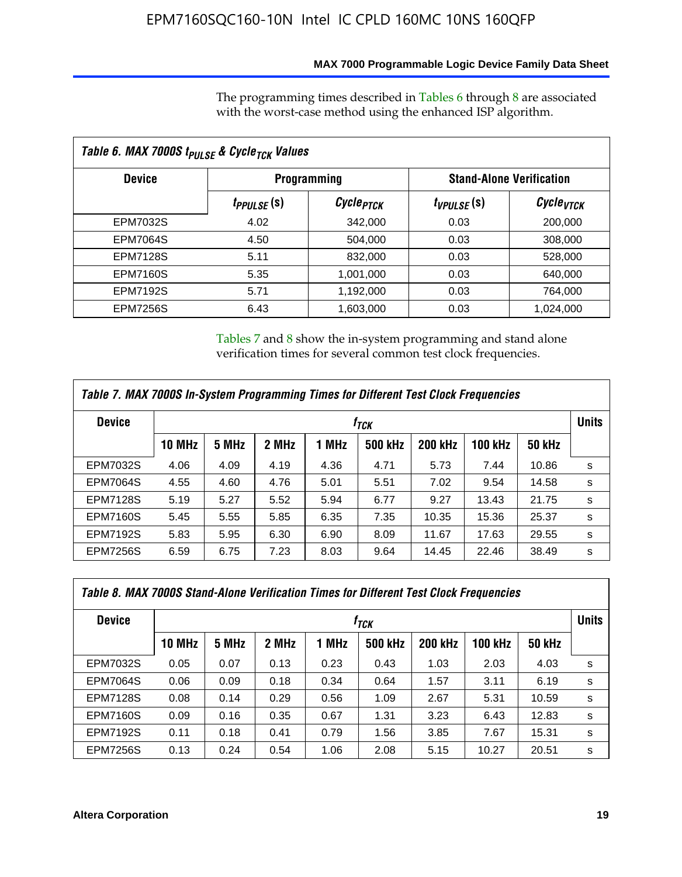The programming times described in Tables 6 through 8 are associated with the worst-case method using the enhanced ISP algorithm.

**Table 6. MAX 7000S $t_{PULSE}$ & $Cycle_{TCK}$ Values**

| Device | Programming | | Stand-Alone Verification | |
|---|---|---|---|---|
| | $t_{PPULSE}$ (s) | $Cycle_{PTCK}$ | $t_{VPULSE}$ (s) | $Cycle_{VTCK}$ |
| EPM7032S | 4.02 | 342,000 | 0.03 | 200,000 |
| EPM7064S | 4.50 | 504,000 | 0.03 | 308,000 |
| EPM7128S | 5.11 | 832,000 | 0.03 | 528,000 |
| EPM7160S | 5.35 | 1,001,000 | 0.03 | 640,000 |
| EPM7192S | 5.71 | 1,192,000 | 0.03 | 764,000 |
| EPM7256S | 6.43 | 1,603,000 | 0.03 | 1,024,000 |

Tables 7 and 8 show the in-system programming and stand alone verification times for several common test clock frequencies.

**Table 7. MAX 7000S In-System Programming Times for Different Test Clock Frequencies**

| Device | $f_{TCK}$ | | | | | | | | Units |
|---|---|---|---|---|---|---|---|---|---|
| | 10 MHz | 5 MHz | 2 MHz | 1 MHz | 500 kHz | 200 kHz | 100 kHz | 50 kHz | |
| EPM7032S | 4.06 | 4.09 | 4.19 | 4.36 | 4.71 | 5.73 | 7.44 | 10.86 | s |
| EPM7064S | 4.55 | 4.60 | 4.76 | 5.01 | 5.51 | 7.02 | 9.54 | 14.58 | s |
| EPM7128S | 5.19 | 5.27 | 5.52 | 5.94 | 6.77 | 9.27 | 13.43 | 21.75 | s |
| EPM7160S | 5.45 | 5.55 | 5.85 | 6.35 | 7.35 | 10.35 | 15.36 | 25.37 | s |
| EPM7192S | 5.83 | 5.95 | 6.30 | 6.90 | 8.09 | 11.67 | 17.63 | 29.55 | s |
| EPM7256S | 6.59 | 6.75 | 7.23 | 8.03 | 9.64 | 14.45 | 22.46 | 38.49 | s |

**Table 8. MAX 7000S Stand-Alone Verification Times for Different Test Clock Frequencies**

| Device | $f_{TCK}$ | | | | | | | | Units |
|---|---|---|---|---|---|---|---|---|---|
| | 10 MHz | 5 MHz | 2 MHz | 1 MHz | 500 kHz | 200 kHz | 100 kHz | 50 kHz | |
| EPM7032S | 0.05 | 0.07 | 0.13 | 0.23 | 0.43 | 1.03 | 2.03 | 4.03 | s |
| EPM7064S | 0.06 | 0.09 | 0.18 | 0.34 | 0.64 | 1.57 | 3.11 | 6.19 | s |
| EPM7128S | 0.08 | 0.14 | 0.29 | 0.56 | 1.09 | 2.67 | 5.31 | 10.59 | s |
| EPM7160S | 0.09 | 0.16 | 0.35 | 0.67 | 1.31 | 3.23 | 6.43 | 12.83 | s |
| EPM7192S | 0.11 | 0.18 | 0.41 | 0.79 | 1.56 | 3.85 | 7.67 | 15.31 | s |
| EPM7256S | 0.13 | 0.24 | 0.54 | 1.06 | 2.08 | 5.15 | 10.27 | 20.51 | s |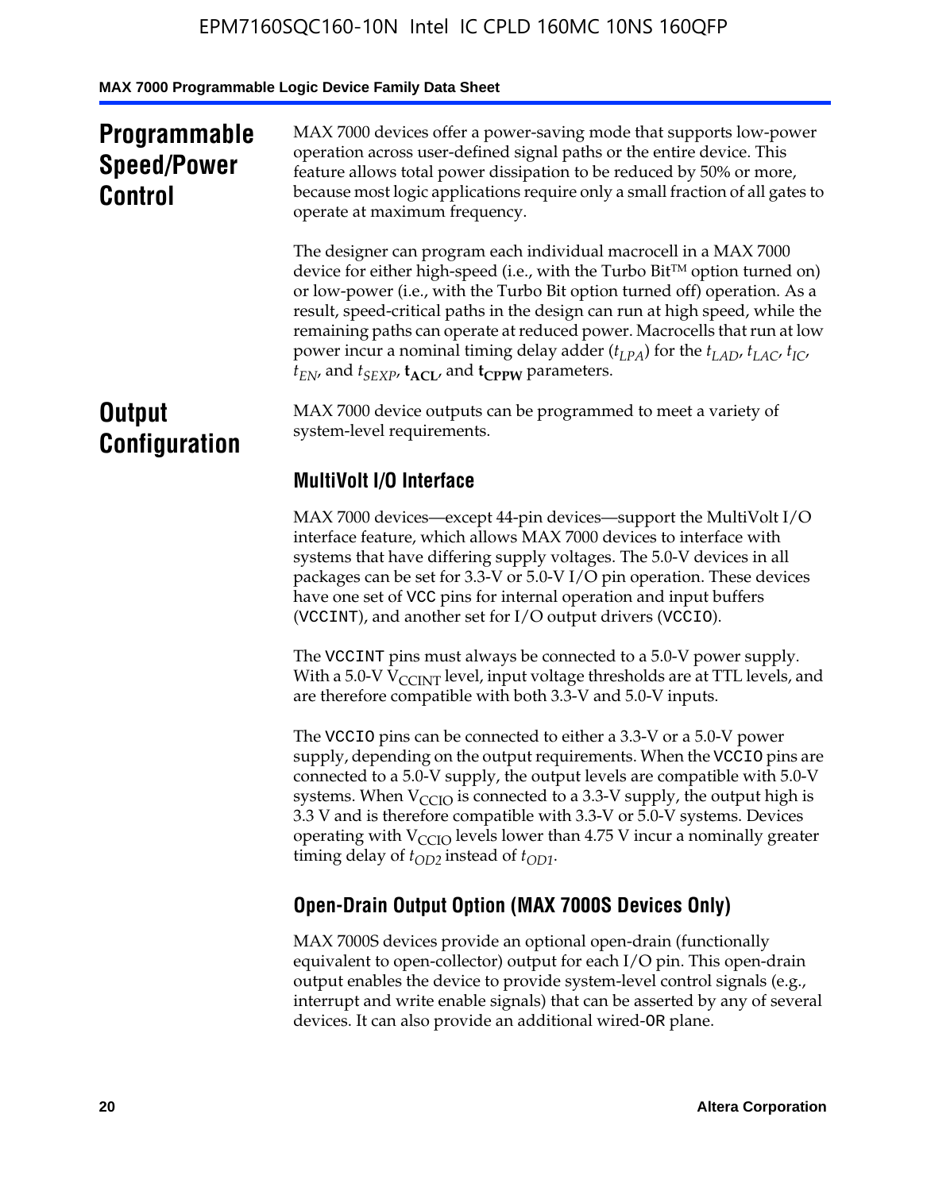## Programmable Speed/Power Control

MAX 7000 devices offer a power-saving mode that supports low-power operation across user-defined signal paths or the entire device. This feature allows total power dissipation to be reduced by 50% or more, because most logic applications require only a small fraction of all gates to operate at maximum frequency.

The designer can program each individual macrocell in a MAX 7000 device for either high-speed (i.e., with the Turbo Bit™ option turned on) or low-power (i.e., with the Turbo Bit option turned off) operation. As a result, speed-critical paths in the design can run at high speed, while the remaining paths can operate at reduced power. Macrocells that run at low power incur a nominal timing delay adder ($t_{LPA}$) for the $t_{LAD}$, $t_{LAC}$, $t_{IC}$, $t_{EN}$, and $t_{SEXP}$, $\mathbf{t_{ACL}}$, and $\mathbf{t_{CPPW}}$ parameters.

## Output Configuration

MAX 7000 device outputs can be programmed to meet a variety of system-level requirements.

### MultiVolt I/O Interface

MAX 7000 devices—except 44-pin devices—support the MultiVolt I/O interface feature, which allows MAX 7000 devices to interface with systems that have differing supply voltages. The 5.0-V devices in all packages can be set for 3.3-V or 5.0-V I/O pin operation. These devices have one set of VCC pins for internal operation and input buffers (VCCINT), and another set for I/O output drivers (VCCIO).

The VCCINT pins must always be connected to a 5.0-V power supply. With a 5.0-V $V_{CCINT}$ level, input voltage thresholds are at TTL levels, and are therefore compatible with both 3.3-V and 5.0-V inputs.

The VCCIO pins can be connected to either a 3.3-V or a 5.0-V power supply, depending on the output requirements. When the VCCIO pins are connected to a 5.0-V supply, the output levels are compatible with 5.0-V systems. When $V_{CCIO}$ is connected to a 3.3-V supply, the output high is 3.3 V and is therefore compatible with 3.3-V or 5.0-V systems. Devices operating with $V_{CCIO}$ levels lower than 4.75 V incur a nominally greater timing delay of $t_{OD2}$ instead of $t_{OD1}$.

### Open-Drain Output Option (MAX 7000S Devices Only)

MAX 7000S devices provide an optional open-drain (functionally equivalent to open-collector) output for each I/O pin. This open-drain output enables the device to provide system-level control signals (e.g., interrupt and write enable signals) that can be asserted by any of several devices. It can also provide an additional wired-OR plane.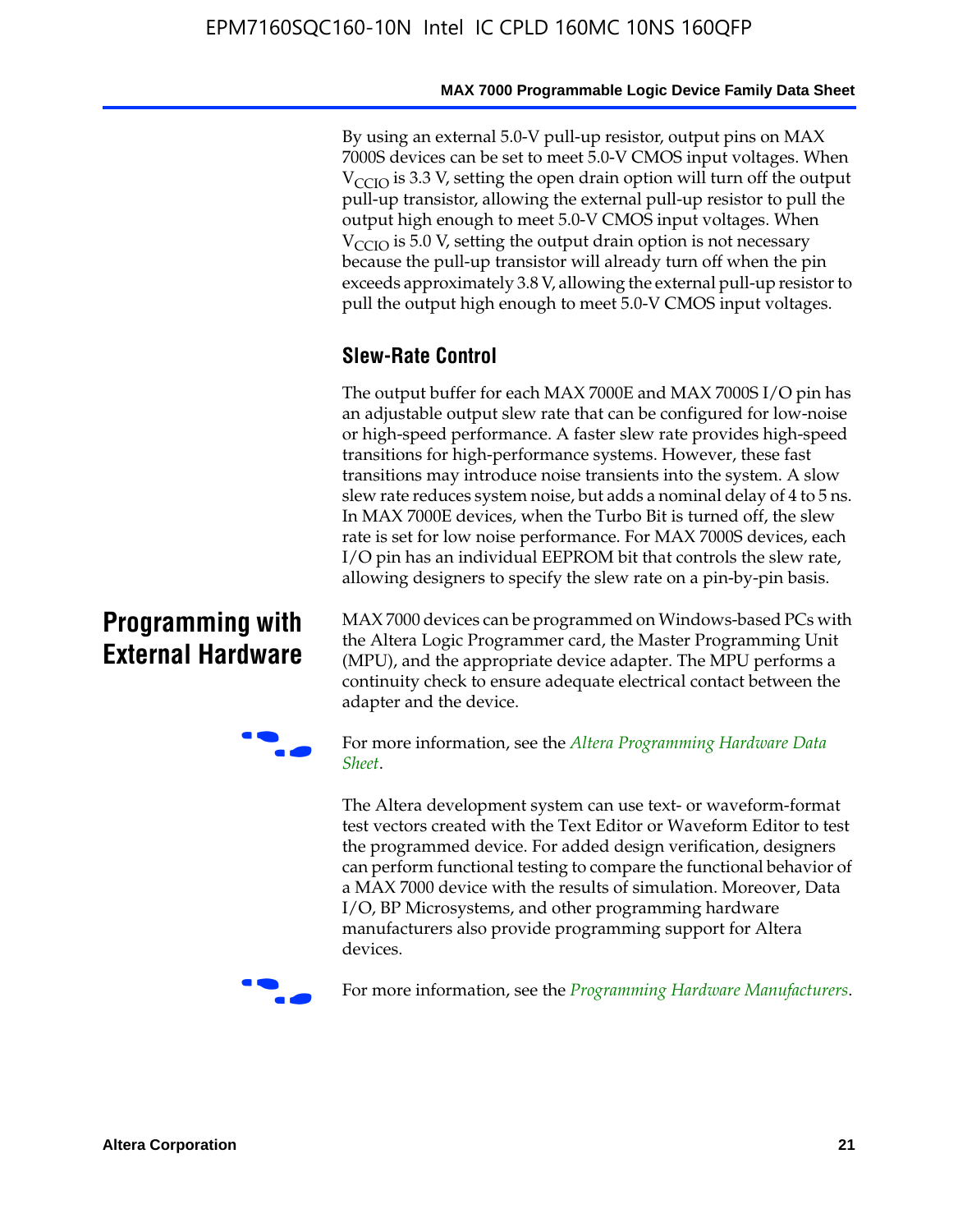By using an external 5.0-V pull-up resistor, output pins on MAX 7000S devices can be set to meet 5.0-V CMOS input voltages. When $V_{CCIO}$ is 3.3 V, setting the open drain option will turn off the output pull-up transistor, allowing the external pull-up resistor to pull the output high enough to meet 5.0-V CMOS input voltages. When $V_{CCIO}$ is 5.0 V, setting the output drain option is not necessary because the pull-up transistor will already turn off when the pin exceeds approximately 3.8 V, allowing the external pull-up resistor to pull the output high enough to meet 5.0-V CMOS input voltages.

### Slew-Rate Control

The output buffer for each MAX 7000E and MAX 7000S I/O pin has an adjustable output slew rate that can be configured for low-noise or high-speed performance. A faster slew rate provides high-speed transitions for high-performance systems. However, these fast transitions may introduce noise transients into the system. A slow slew rate reduces system noise, but adds a nominal delay of 4 to 5 ns. In MAX 7000E devices, when the Turbo Bit is turned off, the slew rate is set for low noise performance. For MAX 7000S devices, each I/O pin has an individual EEPROM bit that controls the slew rate, allowing designers to specify the slew rate on a pin-by-pin basis.

## Programming with External Hardware

MAX 7000 devices can be programmed on Windows-based PCs with the Altera Logic Programmer card, the Master Programming Unit (MPU), and the appropriate device adapter. The MPU performs a continuity check to ensure adequate electrical contact between the adapter and the device.

For more information, see the *Altera Programming Hardware Data Sheet*.

The Altera development system can use text- or waveform-format test vectors created with the Text Editor or Waveform Editor to test the programmed device. For added design verification, designers can perform functional testing to compare the functional behavior of a MAX 7000 device with the results of simulation. Moreover, Data I/O, BP Microsystems, and other programming hardware manufacturers also provide programming support for Altera devices.

For more information, see the *Programming Hardware Manufacturers*.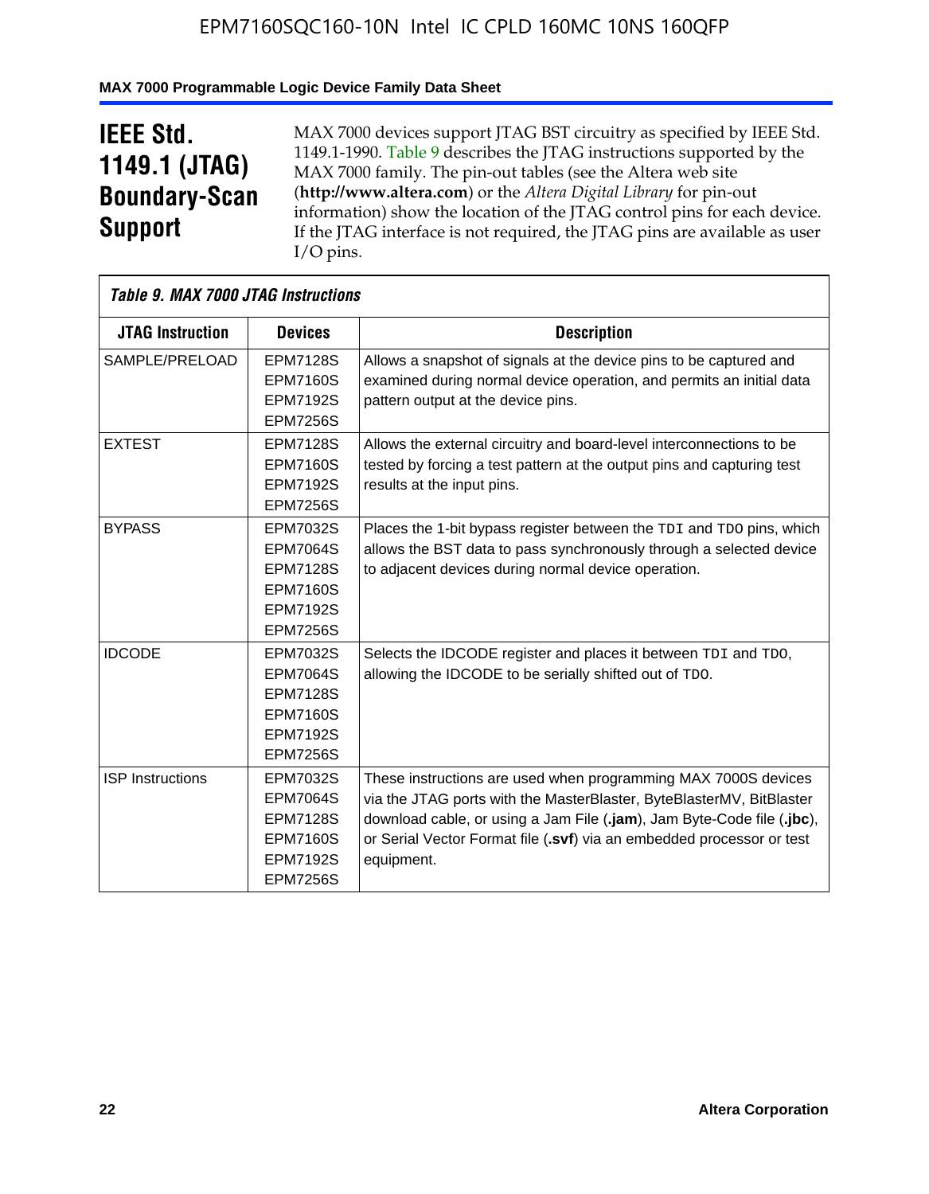# IEEE Std. 1149.1 (JTAG) Boundary-Scan Support

MAX 7000 devices support JTAG BST circuitry as specified by IEEE Std. 1149.1-1990. Table 9 describes the JTAG instructions supported by the MAX 7000 family. The pin-out tables (see the Altera web site (**http://www.altera.com**) or the *Altera Digital Library* for pin-out information) show the location of the JTAG control pins for each device. If the JTAG interface is not required, the JTAG pins are available as user I/O pins.

*Table 9. MAX 7000 JTAG Instructions*

| JTAG Instruction | Devices | Description |
|---|---|---|
| SAMPLE/PRELOAD | EPM7128S<br>EPM7160S<br>EPM7192S<br>EPM7256S | Allows a snapshot of signals at the device pins to be captured and examined during normal device operation, and permits an initial data pattern output at the device pins. |
| EXTEST | EPM7128S<br>EPM7160S<br>EPM7192S<br>EPM7256S | Allows the external circuitry and board-level interconnections to be tested by forcing a test pattern at the output pins and capturing test results at the input pins. |
| BYPASS | EPM7032S<br>EPM7064S<br>EPM7128S<br>EPM7160S<br>EPM7192S<br>EPM7256S | Places the 1-bit bypass register between the TDI and TDO pins, which allows the BST data to pass synchronously through a selected device to adjacent devices during normal device operation. |
| IDCODE | EPM7032S<br>EPM7064S<br>EPM7128S<br>EPM7160S<br>EPM7192S<br>EPM7256S | Selects the IDCODE register and places it between TDI and TDO, allowing the IDCODE to be serially shifted out of TDO. |
| ISP Instructions | EPM7032S<br>EPM7064S<br>EPM7128S<br>EPM7160S<br>EPM7192S<br>EPM7256S | These instructions are used when programming MAX 7000S devices via the JTAG ports with the MasterBlaster, ByteBlasterMV, BitBlaster download cable, or using a Jam File (**.jam**), Jam Byte-Code file (**.jbc**), or Serial Vector Format file (**.svf**) via an embedded processor or test equipment. |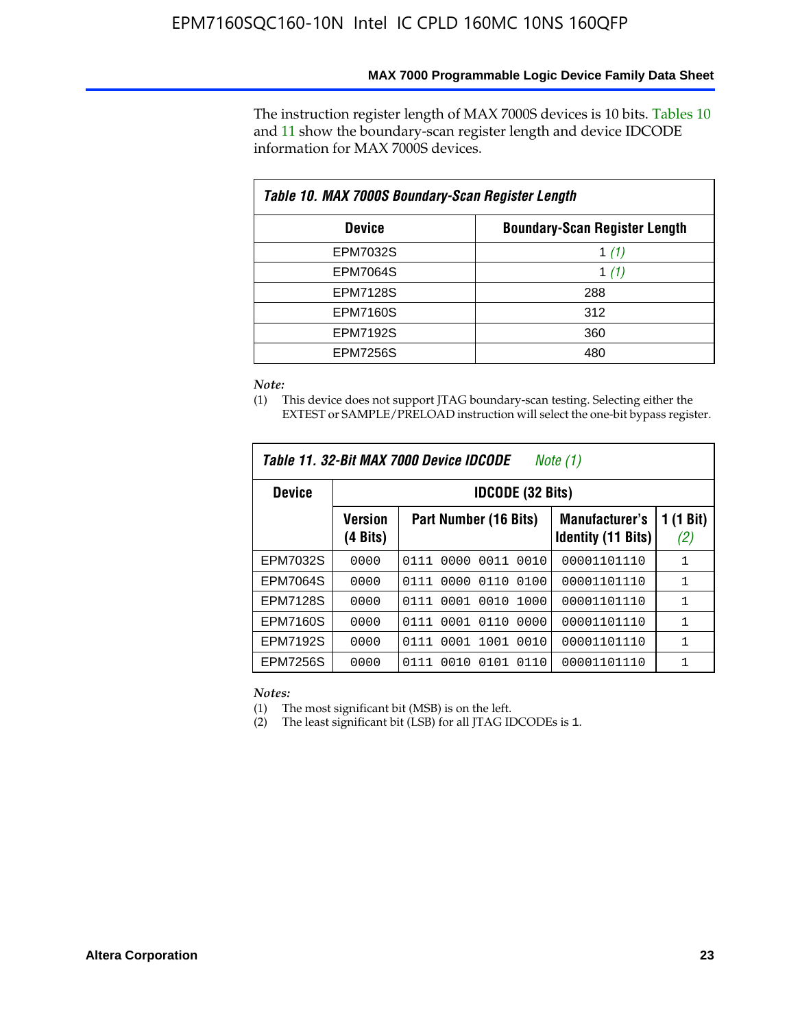The instruction register length of MAX 7000S devices is 10 bits. Tables 10 and 11 show the boundary-scan register length and device IDCODE information for MAX 7000S devices.

| *Table 10. MAX 7000S Boundary-Scan Register Length* | |
|---|---|
| **Device** | **Boundary-Scan Register Length** |
| EPM7032S | 1 *(1)* |
| EPM7064S | 1 *(1)* |
| EPM7128S | 288 |
| EPM7160S | 312 |
| EPM7192S | 360 |
| EPM7256S | 480 |

*Note:*
(1) This device does not support JTAG boundary-scan testing. Selecting either the EXTEST or SAMPLE/PRELOAD instruction will select the one-bit bypass register.

*Table 11. 32-Bit MAX 7000 Device IDCODE* *Note (1)*

| **Device** | **IDCODE (32 Bits)** | | | |
|---|---|---|---|---|
| | **Version (4 Bits)** | **Part Number (16 Bits)** | **Manufacturer's Identity (11 Bits)** | **1 (1 Bit)** *(2)* |
| EPM7032S | 0000 | 0111 0000 0011 0010 | 00001101110 | 1 |
| EPM7064S | 0000 | 0111 0000 0110 0100 | 00001101110 | 1 |
| EPM7128S | 0000 | 0111 0001 0010 1000 | 00001101110 | 1 |
| EPM7160S | 0000 | 0111 0001 0110 0000 | 00001101110 | 1 |
| EPM7192S | 0000 | 0111 0001 1001 0010 | 00001101110 | 1 |
| EPM7256S | 0000 | 0111 0010 0101 0110 | 00001101110 | 1 |

*Notes:*
(1) The most significant bit (MSB) is on the left.
(2) The least significant bit (LSB) for all JTAG IDCODEs is 1.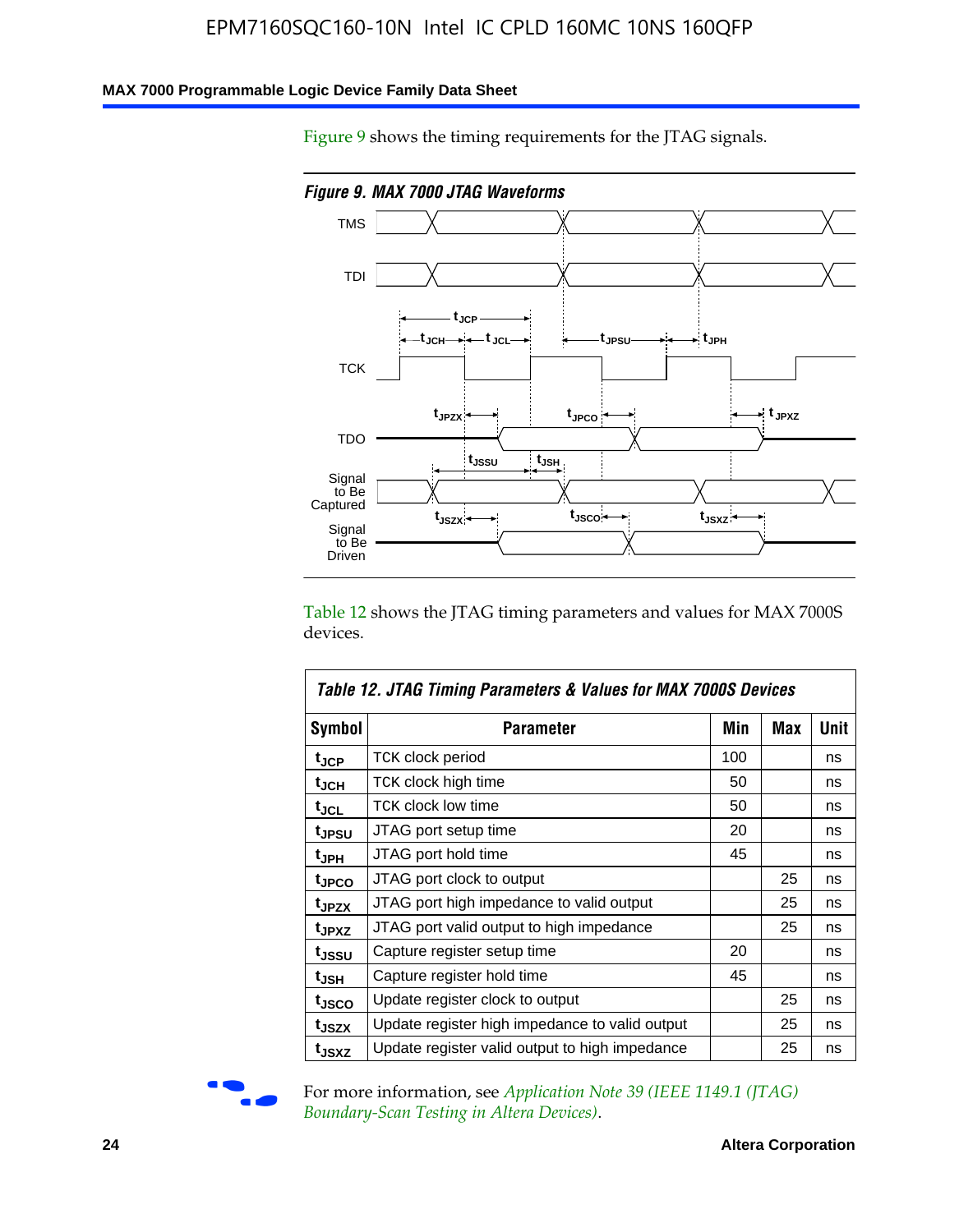Figure 9 shows the timing requirements for the JTAG signals.

*Figure 9. MAX 7000 JTAG Waveforms*

Table 12 shows the JTAG timing parameters and values for MAX 7000S devices.

**Table 12. JTAG Timing Parameters & Values for MAX 7000S Devices**

| Symbol | Parameter | Min | Max | Unit |
|---|---|---|---|---|
| $t_{JCP}$ | TCK clock period | 100 | | ns |
| $t_{JCH}$ | TCK clock high time | 50 | | ns |
| $t_{JCL}$ | TCK clock low time | 50 | | ns |
| $t_{JPSU}$ | JTAG port setup time | 20 | | ns |
| $t_{JPH}$ | JTAG port hold time | 45 | | ns |
| $t_{JPCO}$ | JTAG port clock to output | | 25 | ns |
| $t_{JPZX}$ | JTAG port high impedance to valid output | | 25 | ns |
| $t_{JPXZ}$ | JTAG port valid output to high impedance | | 25 | ns |
| $t_{JSSU}$ | Capture register setup time | 20 | | ns |
| $t_{JSH}$ | Capture register hold time | 45 | | ns |
| $t_{JSCO}$ | Update register clock to output | | 25 | ns |
| $t_{JSZX}$ | Update register high impedance to valid output | | 25 | ns |
| $t_{JSXZ}$ | Update register valid output to high impedance | | 25 | ns |

For more information, see *Application Note 39 (IEEE 1149.1 (JTAG) Boundary-Scan Testing in Altera Devices)*.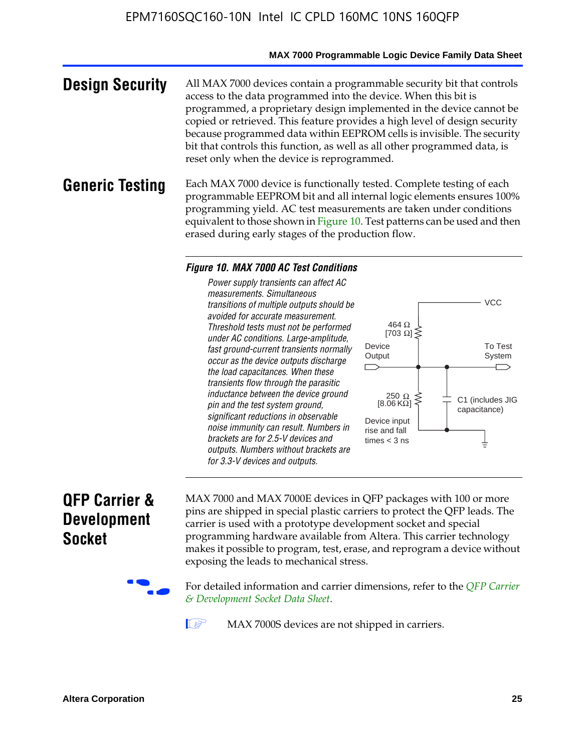# Design Security

All MAX 7000 devices contain a programmable security bit that controls access to the data programmed into the device. When this bit is programmed, a proprietary design implemented in the device cannot be copied or retrieved. This feature provides a high level of design security because programmed data within EEPROM cells is invisible. The security bit that controls this function, as well as all other programmed data, is reset only when the device is reprogrammed.

# Generic Testing

Each MAX 7000 device is functionally tested. Complete testing of each programmable EEPROM bit and all internal logic elements ensures 100% programming yield. AC test measurements are taken under conditions equivalent to those shown in Figure 10. Test patterns can be used and then erased during early stages of the production flow.

***Figure 10. MAX 7000 AC Test Conditions***

*Power supply transients can affect AC measurements. Simultaneous transitions of multiple outputs should be avoided for accurate measurement. Threshold tests must not be performed under AC conditions. Large-amplitude, fast ground-current transients normally occur as the device outputs discharge the load capacitances. When these transients flow through the parasitic inductance between the device ground pin and the test system ground, significant reductions in observable noise immunity can result. Numbers in brackets are for 2.5-V devices and outputs. Numbers without brackets are for 3.3-V devices and outputs.*

VCC

464 Ω [703 Ω]

Device Output

To Test System

250 Ω [8.06 KΩ]

C1 (includes JIG capacitance)

Device input rise and fall times < 3 ns

# QFP Carrier & Development Socket

MAX 7000 and MAX 7000E devices in QFP packages with 100 or more pins are shipped in special plastic carriers to protect the QFP leads. The carrier is used with a prototype development socket and special programming hardware available from Altera. This carrier technology makes it possible to program, test, erase, and reprogram a device without exposing the leads to mechanical stress.

For detailed information and carrier dimensions, refer to the *QFP Carrier & Development Socket Data Sheet*.

MAX 7000S devices are not shipped in carriers.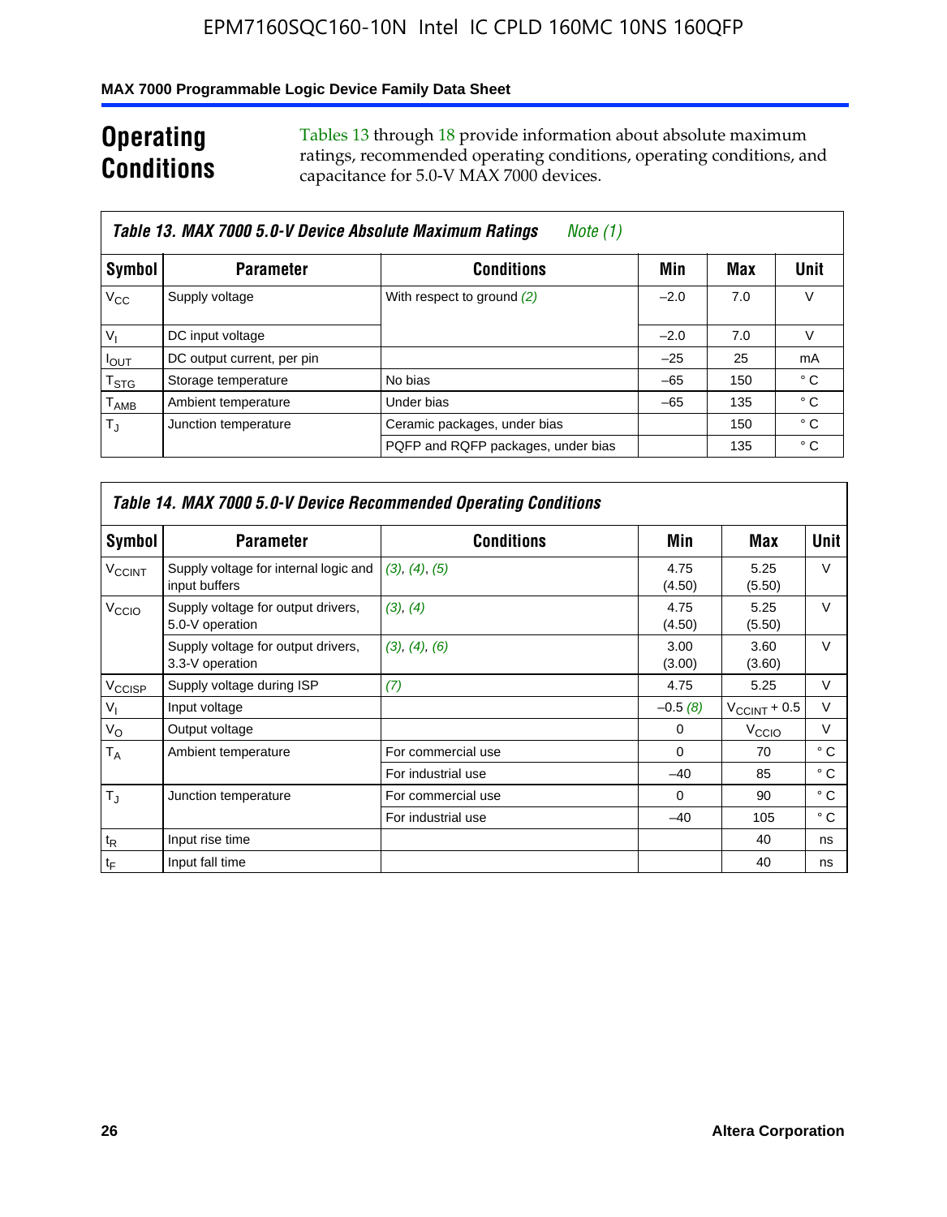## Operating Conditions

Tables 13 through 18 provide information about absolute maximum ratings, recommended operating conditions, operating conditions, and capacitance for 5.0-V MAX 7000 devices.

**Table 13. MAX 7000 5.0-V Device Absolute Maximum Ratings** *Note (1)*

| Symbol | Parameter | Conditions | Min | Max | Unit |
|---|---|---|---|---|---|
| $V_{CC}$ | Supply voltage | With respect to ground *(2)* | –2.0 | 7.0 | V |
| $V_I$ | DC input voltage | | –2.0 | 7.0 | V |
| $I_{OUT}$ | DC output current, per pin | | –25 | 25 | mA |
| $T_{STG}$ | Storage temperature | No bias | –65 | 150 | ° C |
| $T_{AMB}$ | Ambient temperature | Under bias | –65 | 135 | ° C |
| $T_J$ | Junction temperature | Ceramic packages, under bias | | 150 | ° C |
| | | PQFP and RQFP packages, under bias | | 135 | ° C |

**Table 14. MAX 7000 5.0-V Device Recommended Operating Conditions**

| Symbol | Parameter | Conditions | Min | Max | Unit |
|---|---|---|---|---|---|
| $V_{CCINT}$ | Supply voltage for internal logic and input buffers | *(3)*, *(4)*, *(5)* | 4.75 (4.50) | 5.25 (5.50) | V |
| $V_{CCIO}$ | Supply voltage for output drivers, 5.0-V operation | *(3)*, *(4)* | 4.75 (4.50) | 5.25 (5.50) | V |
| | Supply voltage for output drivers, 3.3-V operation | *(3)*, *(4)*, *(6)* | 3.00 (3.00) | 3.60 (3.60) | V |
| $V_{CCISP}$ | Supply voltage during ISP | *(7)* | 4.75 | 5.25 | V |
| $V_I$ | Input voltage | | –0.5 *(8)* | $V_{CCINT}$ + 0.5 | V |
| $V_O$ | Output voltage | | 0 | $V_{CCIO}$ | V |
| $T_A$ | Ambient temperature | For commercial use | 0 | 70 | ° C |
| | | For industrial use | –40 | 85 | ° C |
| $T_J$ | Junction temperature | For commercial use | 0 | 90 | ° C |
| | | For industrial use | –40 | 105 | ° C |
| $t_R$ | Input rise time | | | 40 | ns |
| $t_F$ | Input fall time | | | 40 | ns |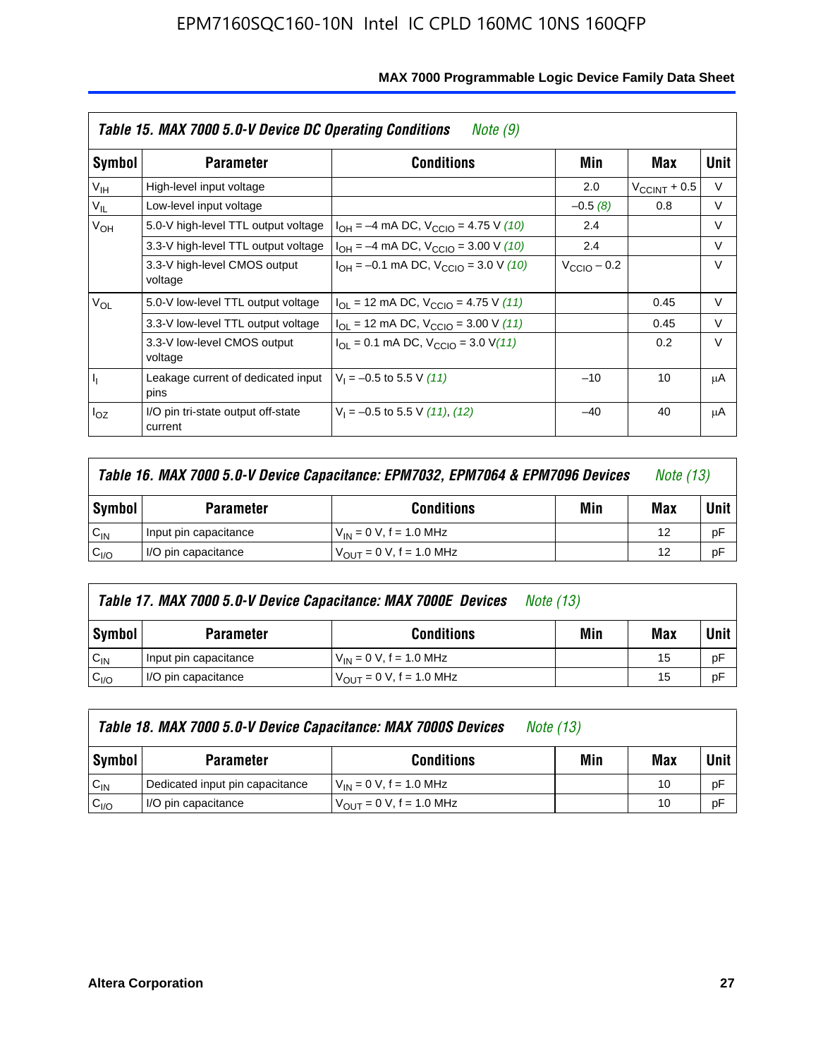*Table 15. MAX 7000 5.0-V Device DC Operating Conditions* *Note (9)*

| Symbol | Parameter | Conditions | Min | Max | Unit |
|---|---|---|---|---|---|
| $V_{IH}$ | High-level input voltage | | 2.0 | $V_{CCINT}$ + 0.5 | V |
| $V_{IL}$ | Low-level input voltage | | –0.5 *(8)* | 0.8 | V |
| $V_{OH}$ | 5.0-V high-level TTL output voltage | $I_{OH}$ = –4 mA DC, $V_{CCIO}$ = 4.75 V *(10)* | 2.4 | | V |
| | 3.3-V high-level TTL output voltage | $I_{OH}$ = –4 mA DC, $V_{CCIO}$ = 3.00 V *(10)* | 2.4 | | V |
| | 3.3-V high-level CMOS output voltage | $I_{OH}$ = –0.1 mA DC, $V_{CCIO}$ = 3.0 V *(10)* | $V_{CCIO}$ – 0.2 | | V |
| $V_{OL}$ | 5.0-V low-level TTL output voltage | $I_{OL}$ = 12 mA DC, $V_{CCIO}$ = 4.75 V *(11)* | | 0.45 | V |
| | 3.3-V low-level TTL output voltage | $I_{OL}$ = 12 mA DC, $V_{CCIO}$ = 3.00 V *(11)* | | 0.45 | V |
| | 3.3-V low-level CMOS output voltage | $I_{OL}$ = 0.1 mA DC, $V_{CCIO}$ = 3.0 V *(11)* | | 0.2 | V |
| $I_I$ | Leakage current of dedicated input pins | $V_I$ = –0.5 to 5.5 V *(11)* | –10 | 10 | μA |
| $I_{OZ}$ | I/O pin tri-state output off-state current | $V_I$ = –0.5 to 5.5 V *(11)*, *(12)* | –40 | 40 | μA |

*Table 16. MAX 7000 5.0-V Device Capacitance: EPM7032, EPM7064 & EPM7096 Devices* *Note (13)*

| Symbol | Parameter | Conditions | Min | Max | Unit |
|---|---|---|---|---|---|
| $C_{IN}$ | Input pin capacitance | $V_{IN}$ = 0 V, f = 1.0 MHz | | 12 | pF |
| $C_{I/O}$ | I/O pin capacitance | $V_{OUT}$ = 0 V, f = 1.0 MHz | | 12 | pF |

*Table 17. MAX 7000 5.0-V Device Capacitance: MAX 7000E Devices* *Note (13)*

| Symbol | Parameter | Conditions | Min | Max | Unit |
|---|---|---|---|---|---|
| $C_{IN}$ | Input pin capacitance | $V_{IN}$ = 0 V, f = 1.0 MHz | | 15 | pF |
| $C_{I/O}$ | I/O pin capacitance | $V_{OUT}$ = 0 V, f = 1.0 MHz | | 15 | pF |

*Table 18. MAX 7000 5.0-V Device Capacitance: MAX 7000S Devices* *Note (13)*

| Symbol | Parameter | Conditions | Min | Max | Unit |
|---|---|---|---|---|---|
| $C_{IN}$ | Dedicated input pin capacitance | $V_{IN}$ = 0 V, f = 1.0 MHz | | 10 | pF |
| $C_{I/O}$ | I/O pin capacitance | $V_{OUT}$ = 0 V, f = 1.0 MHz | | 10 | pF |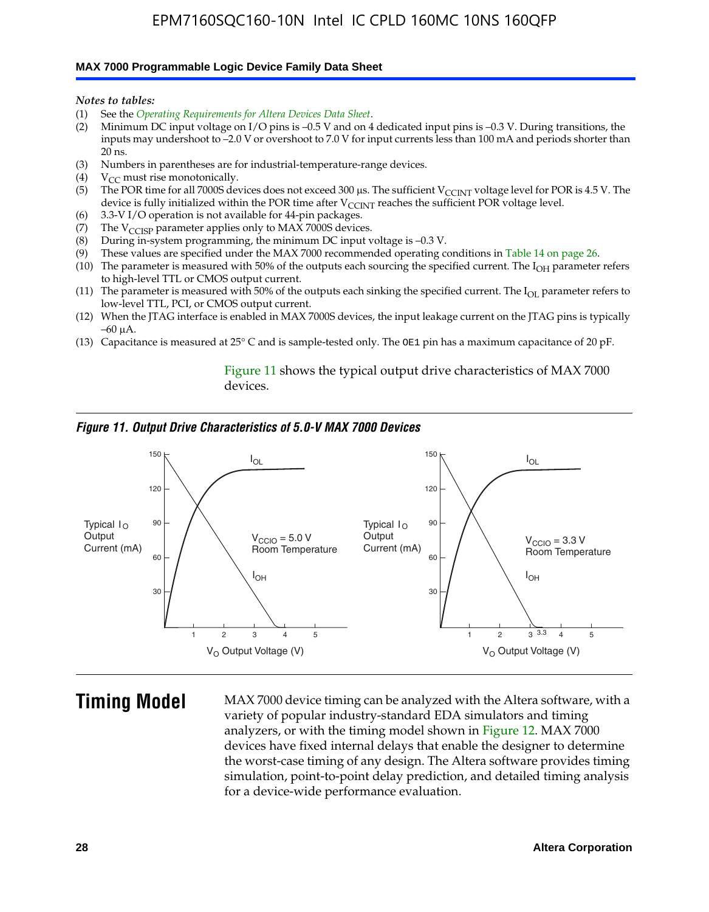*Notes to tables:*

(1) See the *Operating Requirements for Altera Devices Data Sheet*.
(2) Minimum DC input voltage on I/O pins is –0.5 V and on 4 dedicated input pins is –0.3 V. During transitions, the inputs may undershoot to –2.0 V or overshoot to 7.0 V for input currents less than 100 mA and periods shorter than 20 ns.
(3) Numbers in parentheses are for industrial-temperature-range devices.
(4) $V_{CC}$ must rise monotonically.
(5) The POR time for all 7000S devices does not exceed 300 µs. The sufficient $V_{CCINT}$ voltage level for POR is 4.5 V. The device is fully initialized within the POR time after $V_{CCINT}$ reaches the sufficient POR voltage level.
(6) 3.3-V I/O operation is not available for 44-pin packages.
(7) The $V_{CCISP}$ parameter applies only to MAX 7000S devices.
(8) During in-system programming, the minimum DC input voltage is –0.3 V.
(9) These values are specified under the MAX 7000 recommended operating conditions in Table 14 on page 26.
(10) The parameter is measured with 50% of the outputs each sourcing the specified current. The $I_{OH}$ parameter refers to high-level TTL or CMOS output current.
(11) The parameter is measured with 50% of the outputs each sinking the specified current. The $I_{OL}$ parameter refers to low-level TTL, PCI, or CMOS output current.
(12) When the JTAG interface is enabled in MAX 7000S devices, the input leakage current on the JTAG pins is typically –60 µA.
(13) Capacitance is measured at 25° C and is sample-tested only. The OE1 pin has a maximum capacitance of 20 pF.

Figure 11 shows the typical output drive characteristics of MAX 7000 devices.

*Figure 11. Output Drive Characteristics of 5.0-V MAX 7000 Devices*

# Timing Model

MAX 7000 device timing can be analyzed with the Altera software, with a variety of popular industry-standard EDA simulators and timing analyzers, or with the timing model shown in Figure 12. MAX 7000 devices have fixed internal delays that enable the designer to determine the worst-case timing of any design. The Altera software provides timing simulation, point-to-point delay prediction, and detailed timing analysis for a device-wide performance evaluation.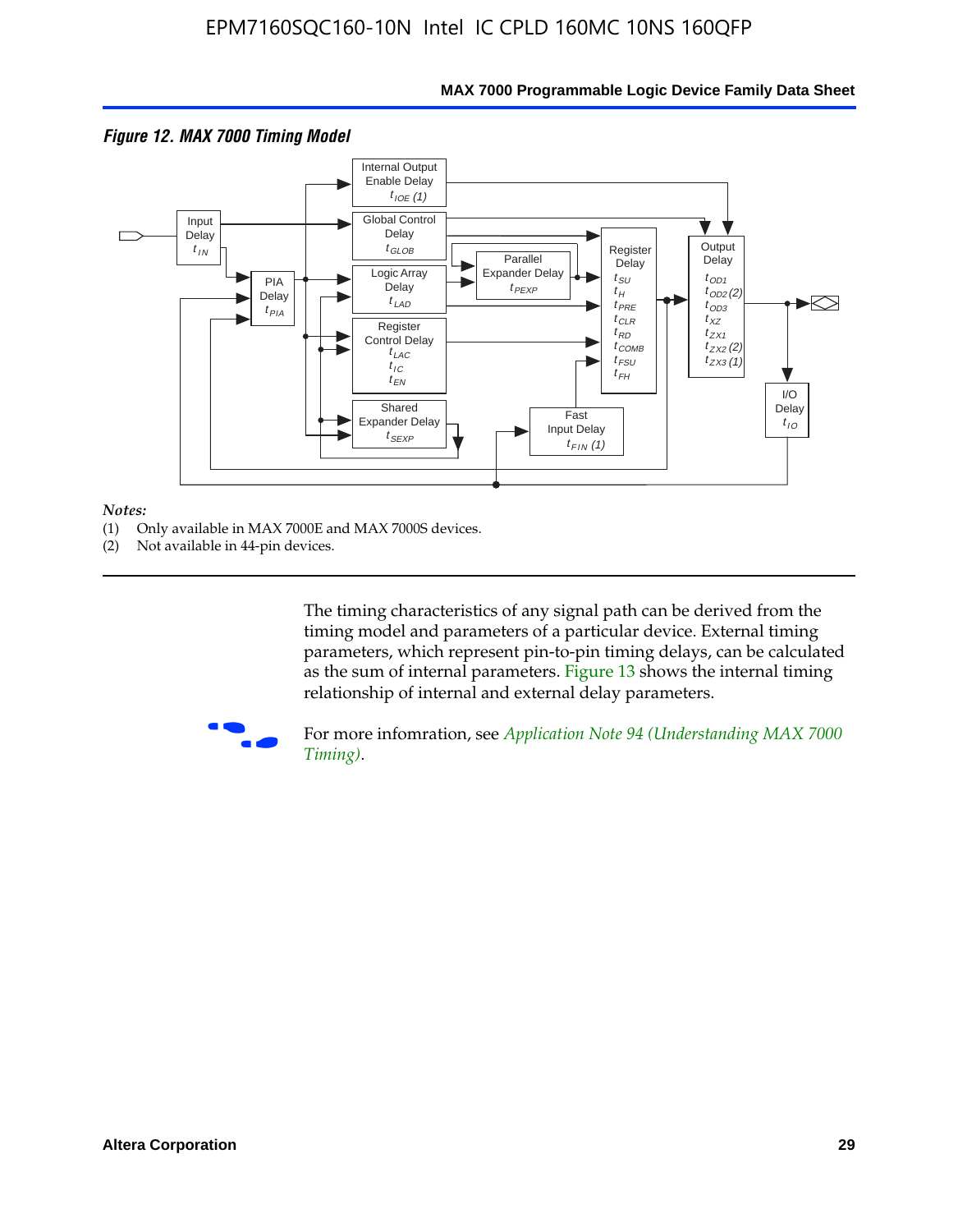*Figure 12. MAX 7000 Timing Model*

*Notes:*

(1) Only available in MAX 7000E and MAX 7000S devices.

(2) Not available in 44-pin devices.

The timing characteristics of any signal path can be derived from the timing model and parameters of a particular device. External timing parameters, which represent pin-to-pin timing delays, can be calculated as the sum of internal parameters. Figure 13 shows the internal timing relationship of internal and external delay parameters.

For more infomration, see *Application Note 94 (Understanding MAX 7000 Timing)*.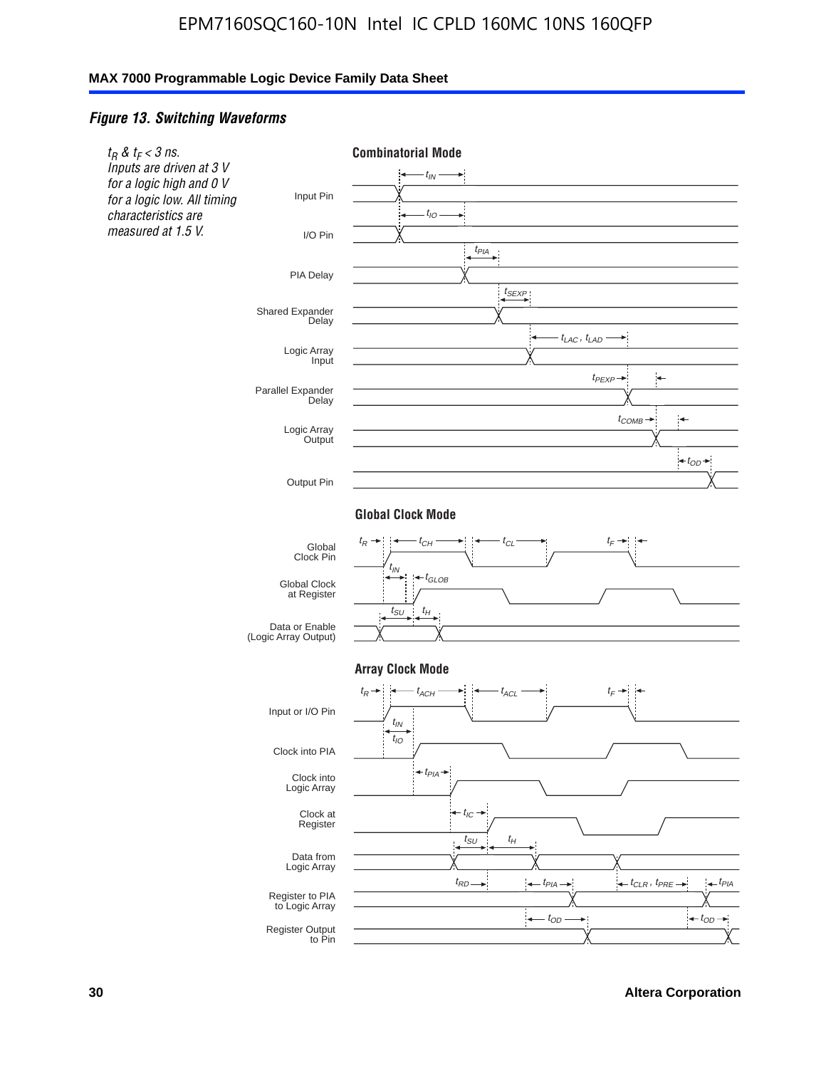### *Figure 13. Switching Waveforms*

*$t_R$ & $t_F$ < 3 ns. Inputs are driven at 3 V for a logic high and 0 V for a logic low. All timing characteristics are measured at 1.5 V.*

**Combinatorial Mode**

Input Pin — $t_{IN}$

I/O Pin — $t_{IO}$

PIA Delay — $t_{PIA}$

Shared Expander Delay — $t_{SEXP}$

Logic Array Input — $t_{LAC}$, $t_{LAD}$

Parallel Expander Delay — $t_{PEXP}$

Logic Array Output — $t_{COMB}$

Output Pin — $t_{OD}$

**Global Clock Mode**

Global Clock Pin — $t_R$, $t_{CH}$, $t_{CL}$, $t_F$

Global Clock at Register — $t_{IN}$, $t_{GLOB}$

Data or Enable (Logic Array Output) — $t_{SU}$, $t_H$

**Array Clock Mode**

Input or I/O Pin — $t_R$, $t_{ACH}$, $t_{ACL}$, $t_F$

Clock into PIA — $t_{IN}$, $t_{IO}$

Clock into Logic Array — $t_{PIA}$

Clock at Register — $t_{IC}$

Data from Logic Array — $t_{SU}$, $t_H$

Register to PIA to Logic Array — $t_{RD}$, $t_{PIA}$, $t_{CLR}$, $t_{PRE}$, $t_{PIA}$

Register Output to Pin — $t_{OD}$, $t_{OD}$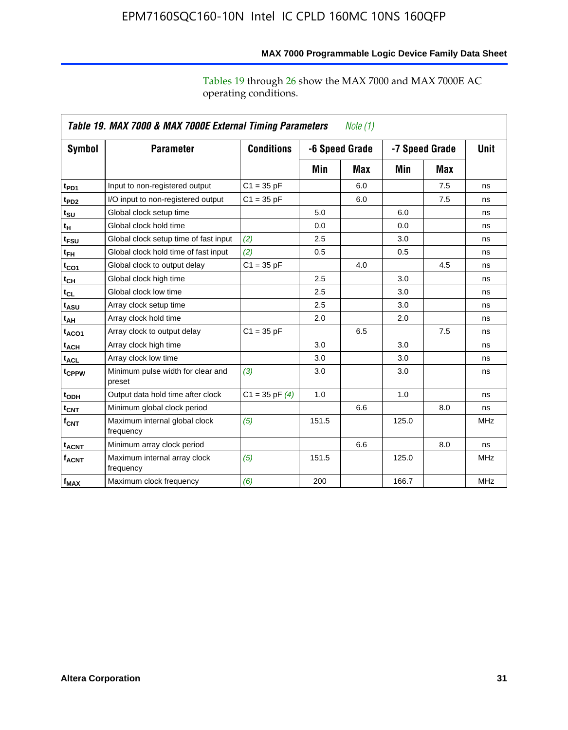Tables 19 through 26 show the MAX 7000 and MAX 7000E AC operating conditions.

**Table 19. MAX 7000 & MAX 7000E External Timing Parameters** *Note (1)*

| Symbol | Parameter | Conditions | -6 Speed Grade | | -7 Speed Grade | | Unit |
|---|---|---|---|---|---|---|---|
| | | | Min | Max | Min | Max | |
| $t_{PD1}$ | Input to non-registered output | C1 = 35 pF | | 6.0 | | 7.5 | ns |
| $t_{PD2}$ | I/O input to non-registered output | C1 = 35 pF | | 6.0 | | 7.5 | ns |
| $t_{SU}$ | Global clock setup time | | 5.0 | | 6.0 | | ns |
| $t_{H}$ | Global clock hold time | | 0.0 | | 0.0 | | ns |
| $t_{FSU}$ | Global clock setup time of fast input | *(2)* | 2.5 | | 3.0 | | ns |
| $t_{FH}$ | Global clock hold time of fast input | *(2)* | 0.5 | | 0.5 | | ns |
| $t_{CO1}$ | Global clock to output delay | C1 = 35 pF | | 4.0 | | 4.5 | ns |
| $t_{CH}$ | Global clock high time | | 2.5 | | 3.0 | | ns |
| $t_{CL}$ | Global clock low time | | 2.5 | | 3.0 | | ns |
| $t_{ASU}$ | Array clock setup time | | 2.5 | | 3.0 | | ns |
| $t_{AH}$ | Array clock hold time | | 2.0 | | 2.0 | | ns |
| $t_{ACO1}$ | Array clock to output delay | C1 = 35 pF | | 6.5 | | 7.5 | ns |
| $t_{ACH}$ | Array clock high time | | 3.0 | | 3.0 | | ns |
| $t_{ACL}$ | Array clock low time | | 3.0 | | 3.0 | | ns |
| $t_{CPPW}$ | Minimum pulse width for clear and preset | *(3)* | 3.0 | | 3.0 | | ns |
| $t_{ODH}$ | Output data hold time after clock | C1 = 35 pF *(4)* | 1.0 | | 1.0 | | ns |
| $t_{CNT}$ | Minimum global clock period | | | 6.6 | | 8.0 | ns |
| $f_{CNT}$ | Maximum internal global clock frequency | *(5)* | 151.5 | | 125.0 | | MHz |
| $t_{ACNT}$ | Minimum array clock period | | | 6.6 | | 8.0 | ns |
| $f_{ACNT}$ | Maximum internal array clock frequency | *(5)* | 151.5 | | 125.0 | | MHz |
| $f_{MAX}$ | Maximum clock frequency | *(6)* | 200 | | 166.7 | | MHz |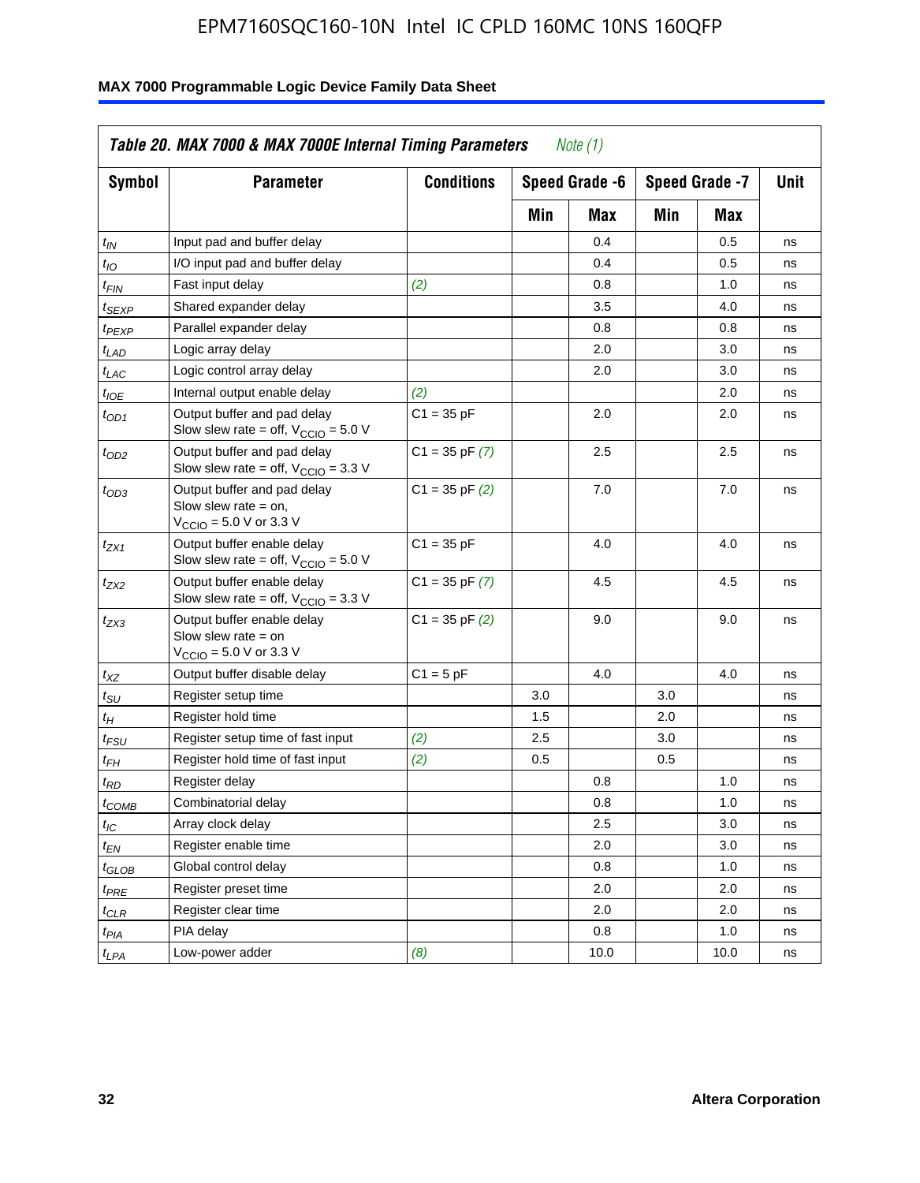**Table 20. MAX 7000 & MAX 7000E Internal Timing Parameters** *Note (1)*

| Symbol | Parameter | Conditions | Speed Grade -6 | | Speed Grade -7 | | Unit |
|---|---|---|---|---|---|---|---|
| | | | Min | Max | Min | Max | |
| $t_{IN}$ | Input pad and buffer delay | | | 0.4 | | 0.5 | ns |
| $t_{IO}$ | I/O input pad and buffer delay | | | 0.4 | | 0.5 | ns |
| $t_{FIN}$ | Fast input delay | *(2)* | | 0.8 | | 1.0 | ns |
| $t_{SEXP}$ | Shared expander delay | | | 3.5 | | 4.0 | ns |
| $t_{PEXP}$ | Parallel expander delay | | | 0.8 | | 0.8 | ns |
| $t_{LAD}$ | Logic array delay | | | 2.0 | | 3.0 | ns |
| $t_{LAC}$ | Logic control array delay | | | 2.0 | | 3.0 | ns |
| $t_{IOE}$ | Internal output enable delay | *(2)* | | | | 2.0 | ns |
| $t_{OD1}$ | Output buffer and pad delay Slow slew rate = off, $V_{CCIO}$ = 5.0 V | C1 = 35 pF | | 2.0 | | 2.0 | ns |
| $t_{OD2}$ | Output buffer and pad delay Slow slew rate = off, $V_{CCIO}$ = 3.3 V | C1 = 35 pF *(7)* | | 2.5 | | 2.5 | ns |
| $t_{OD3}$ | Output buffer and pad delay Slow slew rate = on, $V_{CCIO}$ = 5.0 V or 3.3 V | C1 = 35 pF *(2)* | | 7.0 | | 7.0 | ns |
| $t_{ZX1}$ | Output buffer enable delay Slow slew rate = off, $V_{CCIO}$ = 5.0 V | C1 = 35 pF | | 4.0 | | 4.0 | ns |
| $t_{ZX2}$ | Output buffer enable delay Slow slew rate = off, $V_{CCIO}$ = 3.3 V | C1 = 35 pF *(7)* | | 4.5 | | 4.5 | ns |
| $t_{ZX3}$ | Output buffer enable delay Slow slew rate = on $V_{CCIO}$ = 5.0 V or 3.3 V | C1 = 35 pF *(2)* | | 9.0 | | 9.0 | ns |
| $t_{XZ}$ | Output buffer disable delay | C1 = 5 pF | | 4.0 | | 4.0 | ns |
| $t_{SU}$ | Register setup time | | 3.0 | | 3.0 | | ns |
| $t_{H}$ | Register hold time | | 1.5 | | 2.0 | | ns |
| $t_{FSU}$ | Register setup time of fast input | *(2)* | 2.5 | | 3.0 | | ns |
| $t_{FH}$ | Register hold time of fast input | *(2)* | 0.5 | | 0.5 | | ns |
| $t_{RD}$ | Register delay | | | 0.8 | | 1.0 | ns |
| $t_{COMB}$ | Combinatorial delay | | | 0.8 | | 1.0 | ns |
| $t_{IC}$ | Array clock delay | | | 2.5 | | 3.0 | ns |
| $t_{EN}$ | Register enable time | | | 2.0 | | 3.0 | ns |
| $t_{GLOB}$ | Global control delay | | | 0.8 | | 1.0 | ns |
| $t_{PRE}$ | Register preset time | | | 2.0 | | 2.0 | ns |
| $t_{CLR}$ | Register clear time | | | 2.0 | | 2.0 | ns |
| $t_{PIA}$ | PIA delay | | | 0.8 | | 1.0 | ns |
| $t_{LPA}$ | Low-power adder | *(8)* | | 10.0 | | 10.0 | ns |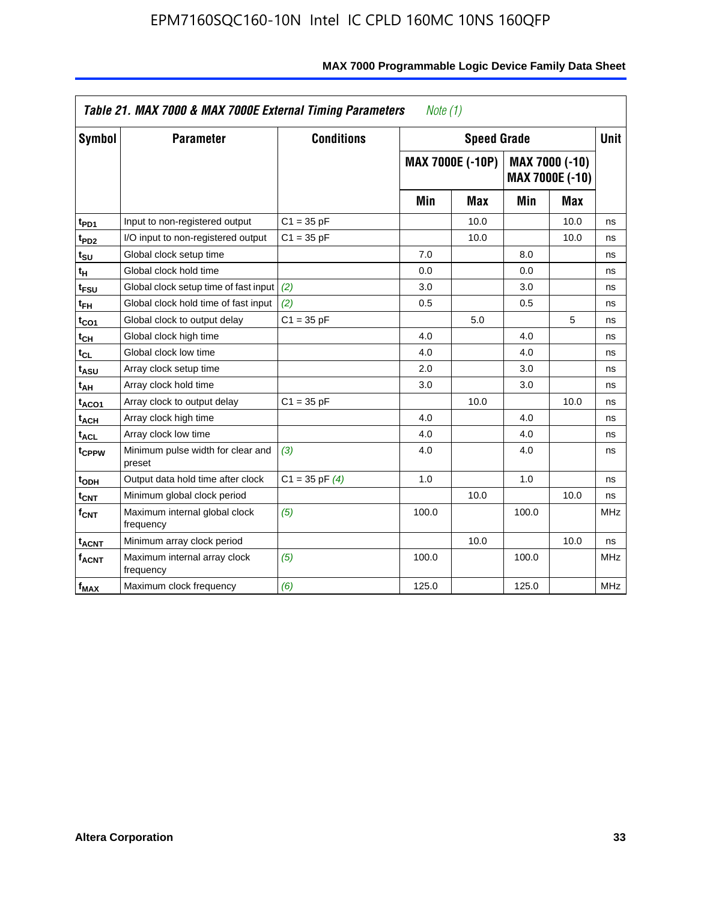**Table 21. MAX 7000 & MAX 7000E External Timing Parameters** *Note (1)*

| Symbol | Parameter | Conditions | Speed Grade | | | | Unit |
|---|---|---|---|---|---|---|---|
| | | | MAX 7000E (-10P) | | MAX 7000 (-10) MAX 7000E (-10) | | |
| | | | Min | Max | Min | Max | |
| $t_{PD1}$ | Input to non-registered output | C1 = 35 pF | | 10.0 | | 10.0 | ns |
| $t_{PD2}$ | I/O input to non-registered output | C1 = 35 pF | | 10.0 | | 10.0 | ns |
| $t_{SU}$ | Global clock setup time | | 7.0 | | 8.0 | | ns |
| $t_{H}$ | Global clock hold time | | 0.0 | | 0.0 | | ns |
| $t_{FSU}$ | Global clock setup time of fast input | *(2)* | 3.0 | | 3.0 | | ns |
| $t_{FH}$ | Global clock hold time of fast input | *(2)* | 0.5 | | 0.5 | | ns |
| $t_{CO1}$ | Global clock to output delay | C1 = 35 pF | | 5.0 | | 5 | ns |
| $t_{CH}$ | Global clock high time | | 4.0 | | 4.0 | | ns |
| $t_{CL}$ | Global clock low time | | 4.0 | | 4.0 | | ns |
| $t_{ASU}$ | Array clock setup time | | 2.0 | | 3.0 | | ns |
| $t_{AH}$ | Array clock hold time | | 3.0 | | 3.0 | | ns |
| $t_{ACO1}$ | Array clock to output delay | C1 = 35 pF | | 10.0 | | 10.0 | ns |
| $t_{ACH}$ | Array clock high time | | 4.0 | | 4.0 | | ns |
| $t_{ACL}$ | Array clock low time | | 4.0 | | 4.0 | | ns |
| $t_{CPPW}$ | Minimum pulse width for clear and preset | *(3)* | 4.0 | | 4.0 | | ns |
| $t_{ODH}$ | Output data hold time after clock | C1 = 35 pF *(4)* | 1.0 | | 1.0 | | ns |
| $t_{CNT}$ | Minimum global clock period | | | 10.0 | | 10.0 | ns |
| $f_{CNT}$ | Maximum internal global clock frequency | *(5)* | 100.0 | | 100.0 | | MHz |
| $t_{ACNT}$ | Minimum array clock period | | | 10.0 | | 10.0 | ns |
| $f_{ACNT}$ | Maximum internal array clock frequency | *(5)* | 100.0 | | 100.0 | | MHz |
| $f_{MAX}$ | Maximum clock frequency | *(6)* | 125.0 | | 125.0 | | MHz |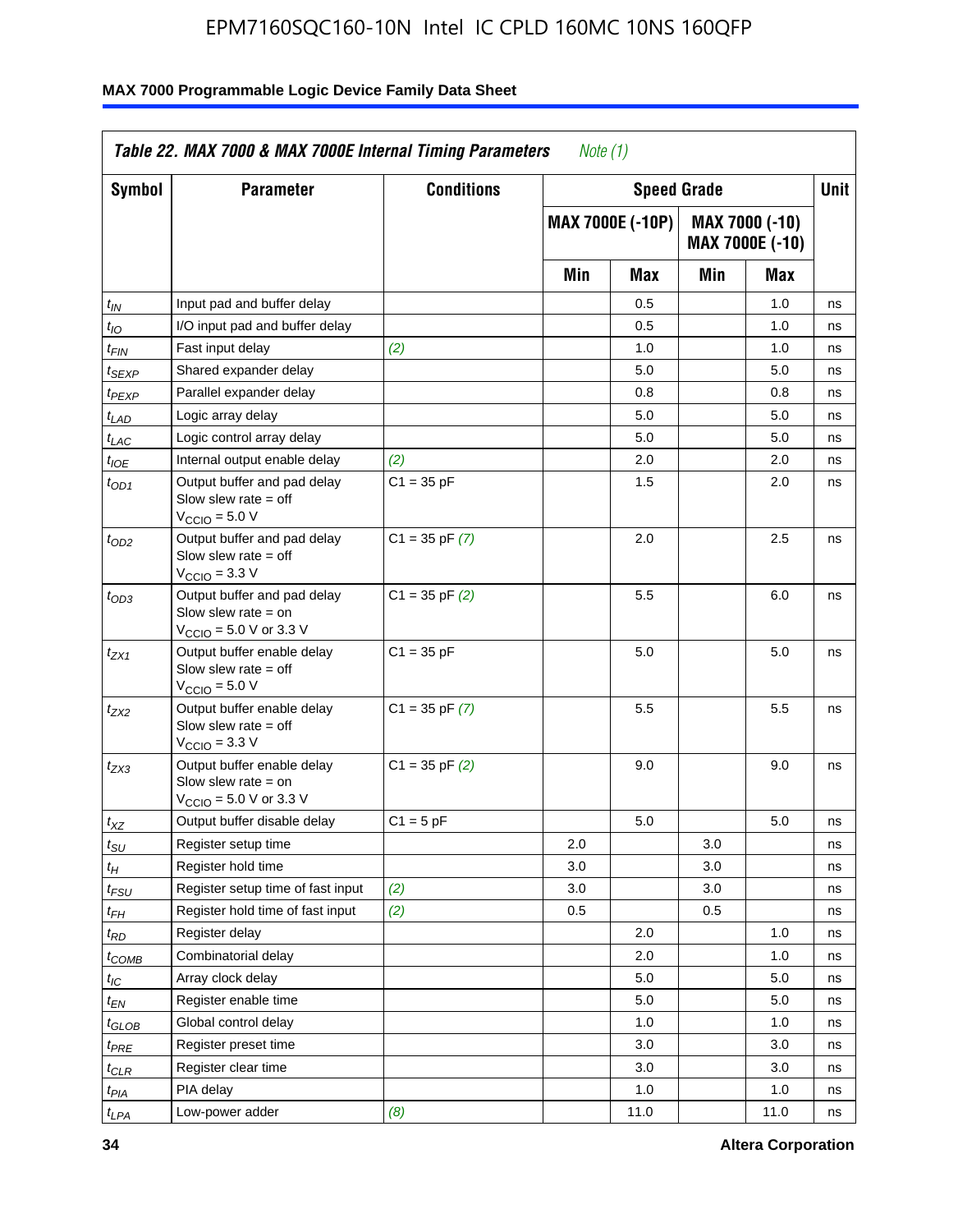**Table 22. MAX 7000 & MAX 7000E Internal Timing Parameters** *Note (1)*

| Symbol | Parameter | Conditions | Speed Grade | | | | Unit |
|---|---|---|---|---|---|---|---|
| | | | MAX 7000E (-10P) | | MAX 7000 (-10) MAX 7000E (-10) | | |
| | | | Min | Max | Min | Max | |
| $t_{IN}$ | Input pad and buffer delay | | | 0.5 | | 1.0 | ns |
| $t_{IO}$ | I/O input pad and buffer delay | | | 0.5 | | 1.0 | ns |
| $t_{FIN}$ | Fast input delay | *(2)* | | 1.0 | | 1.0 | ns |
| $t_{SEXP}$ | Shared expander delay | | | 5.0 | | 5.0 | ns |
| $t_{PEXP}$ | Parallel expander delay | | | 0.8 | | 0.8 | ns |
| $t_{LAD}$ | Logic array delay | | | 5.0 | | 5.0 | ns |
| $t_{LAC}$ | Logic control array delay | | | 5.0 | | 5.0 | ns |
| $t_{IOE}$ | Internal output enable delay | *(2)* | | 2.0 | | 2.0 | ns |
| $t_{OD1}$ | Output buffer and pad delay Slow slew rate = off $V_{CCIO}$ = 5.0 V | C1 = 35 pF | | 1.5 | | 2.0 | ns |
| $t_{OD2}$ | Output buffer and pad delay Slow slew rate = off $V_{CCIO}$ = 3.3 V | C1 = 35 pF *(7)* | | 2.0 | | 2.5 | ns |
| $t_{OD3}$ | Output buffer and pad delay Slow slew rate = on $V_{CCIO}$ = 5.0 V or 3.3 V | C1 = 35 pF *(2)* | | 5.5 | | 6.0 | ns |
| $t_{ZX1}$ | Output buffer enable delay Slow slew rate = off $V_{CCIO}$ = 5.0 V | C1 = 35 pF | | 5.0 | | 5.0 | ns |
| $t_{ZX2}$ | Output buffer enable delay Slow slew rate = off $V_{CCIO}$ = 3.3 V | C1 = 35 pF *(7)* | | 5.5 | | 5.5 | ns |
| $t_{ZX3}$ | Output buffer enable delay Slow slew rate = on $V_{CCIO}$ = 5.0 V or 3.3 V | C1 = 35 pF *(2)* | | 9.0 | | 9.0 | ns |
| $t_{XZ}$ | Output buffer disable delay | C1 = 5 pF | | 5.0 | | 5.0 | ns |
| $t_{SU}$ | Register setup time | | 2.0 | | 3.0 | | ns |
| $t_{H}$ | Register hold time | | 3.0 | | 3.0 | | ns |
| $t_{FSU}$ | Register setup time of fast input | *(2)* | 3.0 | | 3.0 | | ns |
| $t_{FH}$ | Register hold time of fast input | *(2)* | 0.5 | | 0.5 | | ns |
| $t_{RD}$ | Register delay | | | 2.0 | | 1.0 | ns |
| $t_{COMB}$ | Combinatorial delay | | | 2.0 | | 1.0 | ns |
| $t_{IC}$ | Array clock delay | | | 5.0 | | 5.0 | ns |
| $t_{EN}$ | Register enable time | | | 5.0 | | 5.0 | ns |
| $t_{GLOB}$ | Global control delay | | | 1.0 | | 1.0 | ns |
| $t_{PRE}$ | Register preset time | | | 3.0 | | 3.0 | ns |
| $t_{CLR}$ | Register clear time | | | 3.0 | | 3.0 | ns |
| $t_{PIA}$ | PIA delay | | | 1.0 | | 1.0 | ns |
| $t_{LPA}$ | Low-power adder | *(8)* | | 11.0 | | 11.0 | ns |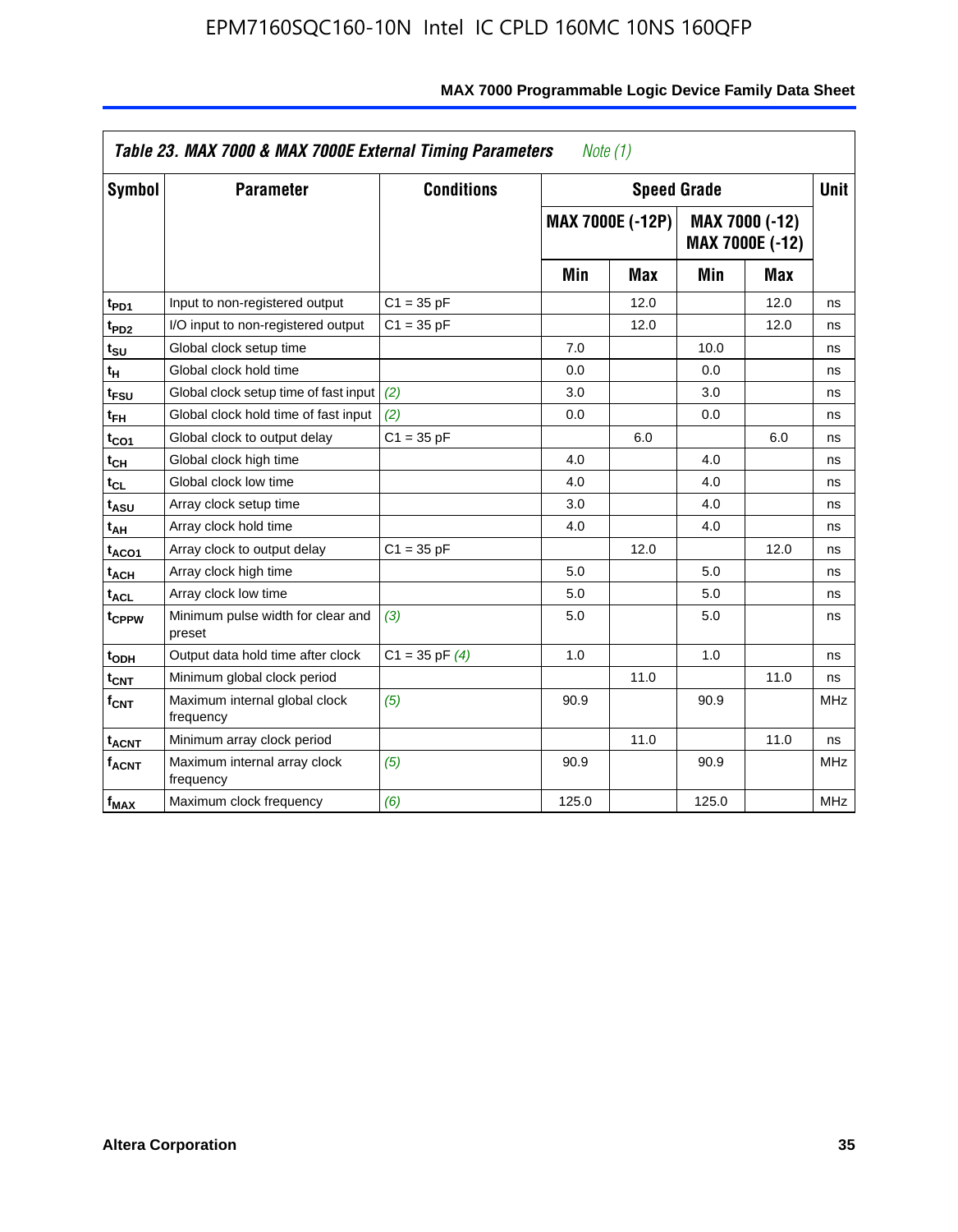**Table 23. MAX 7000 & MAX 7000E External Timing Parameters** *Note (1)*

| Symbol | Parameter | Conditions | Speed Grade | | | | Unit |
|---|---|---|---|---|---|---|---|
| | | | MAX 7000E (-12P) | | MAX 7000 (-12) MAX 7000E (-12) | | |
| | | | Min | Max | Min | Max | |
| $t_{PD1}$ | Input to non-registered output | C1 = 35 pF | | 12.0 | | 12.0 | ns |
| $t_{PD2}$ | I/O input to non-registered output | C1 = 35 pF | | 12.0 | | 12.0 | ns |
| $t_{SU}$ | Global clock setup time | | 7.0 | | 10.0 | | ns |
| $t_{H}$ | Global clock hold time | | 0.0 | | 0.0 | | ns |
| $t_{FSU}$ | Global clock setup time of fast input | *(2)* | 3.0 | | 3.0 | | ns |
| $t_{FH}$ | Global clock hold time of fast input | *(2)* | 0.0 | | 0.0 | | ns |
| $t_{CO1}$ | Global clock to output delay | C1 = 35 pF | | 6.0 | | 6.0 | ns |
| $t_{CH}$ | Global clock high time | | 4.0 | | 4.0 | | ns |
| $t_{CL}$ | Global clock low time | | 4.0 | | 4.0 | | ns |
| $t_{ASU}$ | Array clock setup time | | 3.0 | | 4.0 | | ns |
| $t_{AH}$ | Array clock hold time | | 4.0 | | 4.0 | | ns |
| $t_{ACO1}$ | Array clock to output delay | C1 = 35 pF | | 12.0 | | 12.0 | ns |
| $t_{ACH}$ | Array clock high time | | 5.0 | | 5.0 | | ns |
| $t_{ACL}$ | Array clock low time | | 5.0 | | 5.0 | | ns |
| $t_{CPPW}$ | Minimum pulse width for clear and preset | *(3)* | 5.0 | | 5.0 | | ns |
| $t_{ODH}$ | Output data hold time after clock | C1 = 35 pF *(4)* | 1.0 | | 1.0 | | ns |
| $t_{CNT}$ | Minimum global clock period | | | 11.0 | | 11.0 | ns |
| $f_{CNT}$ | Maximum internal global clock frequency | *(5)* | 90.9 | | 90.9 | | MHz |
| $t_{ACNT}$ | Minimum array clock period | | | 11.0 | | 11.0 | ns |
| $f_{ACNT}$ | Maximum internal array clock frequency | *(5)* | 90.9 | | 90.9 | | MHz |
| $f_{MAX}$ | Maximum clock frequency | *(6)* | 125.0 | | 125.0 | | MHz |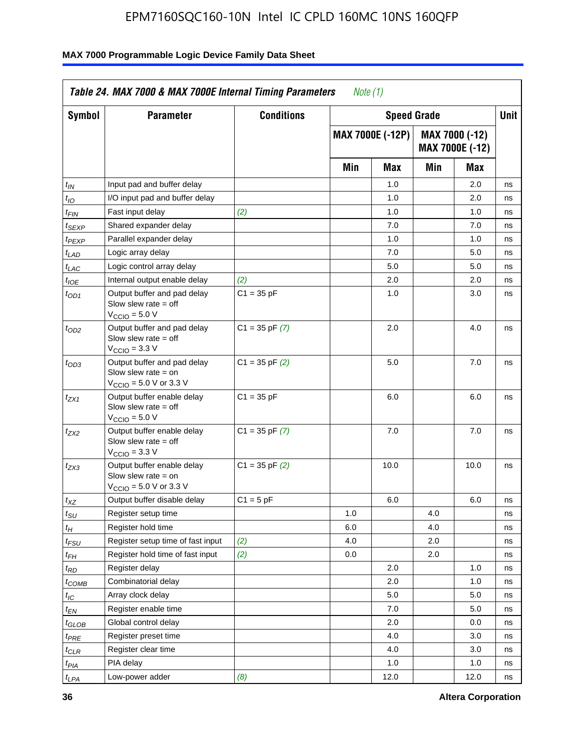**Table 24. MAX 7000 & MAX 7000E Internal Timing Parameters** *Note (1)*

| Symbol | Parameter | Conditions | Speed Grade | | | | Unit |
|---|---|---|---|---|---|---|---|
| | | | MAX 7000E (-12P) | | MAX 7000 (-12) MAX 7000E (-12) | | |
| | | | Min | Max | Min | Max | |
| $t_{IN}$ | Input pad and buffer delay | | | 1.0 | | 2.0 | ns |
| $t_{IO}$ | I/O input pad and buffer delay | | | 1.0 | | 2.0 | ns |
| $t_{FIN}$ | Fast input delay | *(2)* | | 1.0 | | 1.0 | ns |
| $t_{SEXP}$ | Shared expander delay | | | 7.0 | | 7.0 | ns |
| $t_{PEXP}$ | Parallel expander delay | | | 1.0 | | 1.0 | ns |
| $t_{LAD}$ | Logic array delay | | | 7.0 | | 5.0 | ns |
| $t_{LAC}$ | Logic control array delay | | | 5.0 | | 5.0 | ns |
| $t_{IOE}$ | Internal output enable delay | *(2)* | | 2.0 | | 2.0 | ns |
| $t_{OD1}$ | Output buffer and pad delay Slow slew rate = off $V_{CCIO}$ = 5.0 V | C1 = 35 pF | | 1.0 | | 3.0 | ns |
| $t_{OD2}$ | Output buffer and pad delay Slow slew rate = off $V_{CCIO}$ = 3.3 V | C1 = 35 pF *(7)* | | 2.0 | | 4.0 | ns |
| $t_{OD3}$ | Output buffer and pad delay Slow slew rate = on $V_{CCIO}$ = 5.0 V or 3.3 V | C1 = 35 pF *(2)* | | 5.0 | | 7.0 | ns |
| $t_{ZX1}$ | Output buffer enable delay Slow slew rate = off $V_{CCIO}$ = 5.0 V | C1 = 35 pF | | 6.0 | | 6.0 | ns |
| $t_{ZX2}$ | Output buffer enable delay Slow slew rate = off $V_{CCIO}$ = 3.3 V | C1 = 35 pF *(7)* | | 7.0 | | 7.0 | ns |
| $t_{ZX3}$ | Output buffer enable delay Slow slew rate = on $V_{CCIO}$ = 5.0 V or 3.3 V | C1 = 35 pF *(2)* | | 10.0 | | 10.0 | ns |
| $t_{XZ}$ | Output buffer disable delay | C1 = 5 pF | | 6.0 | | 6.0 | ns |
| $t_{SU}$ | Register setup time | | 1.0 | | 4.0 | | ns |
| $t_{H}$ | Register hold time | | 6.0 | | 4.0 | | ns |
| $t_{FSU}$ | Register setup time of fast input | *(2)* | 4.0 | | 2.0 | | ns |
| $t_{FH}$ | Register hold time of fast input | *(2)* | 0.0 | | 2.0 | | ns |
| $t_{RD}$ | Register delay | | | 2.0 | | 1.0 | ns |
| $t_{COMB}$ | Combinatorial delay | | | 2.0 | | 1.0 | ns |
| $t_{IC}$ | Array clock delay | | | 5.0 | | 5.0 | ns |
| $t_{EN}$ | Register enable time | | | 7.0 | | 5.0 | ns |
| $t_{GLOB}$ | Global control delay | | | 2.0 | | 0.0 | ns |
| $t_{PRE}$ | Register preset time | | | 4.0 | | 3.0 | ns |
| $t_{CLR}$ | Register clear time | | | 4.0 | | 3.0 | ns |
| $t_{PIA}$ | PIA delay | | | 1.0 | | 1.0 | ns |
| $t_{LPA}$ | Low-power adder | *(8)* | | 12.0 | | 12.0 | ns |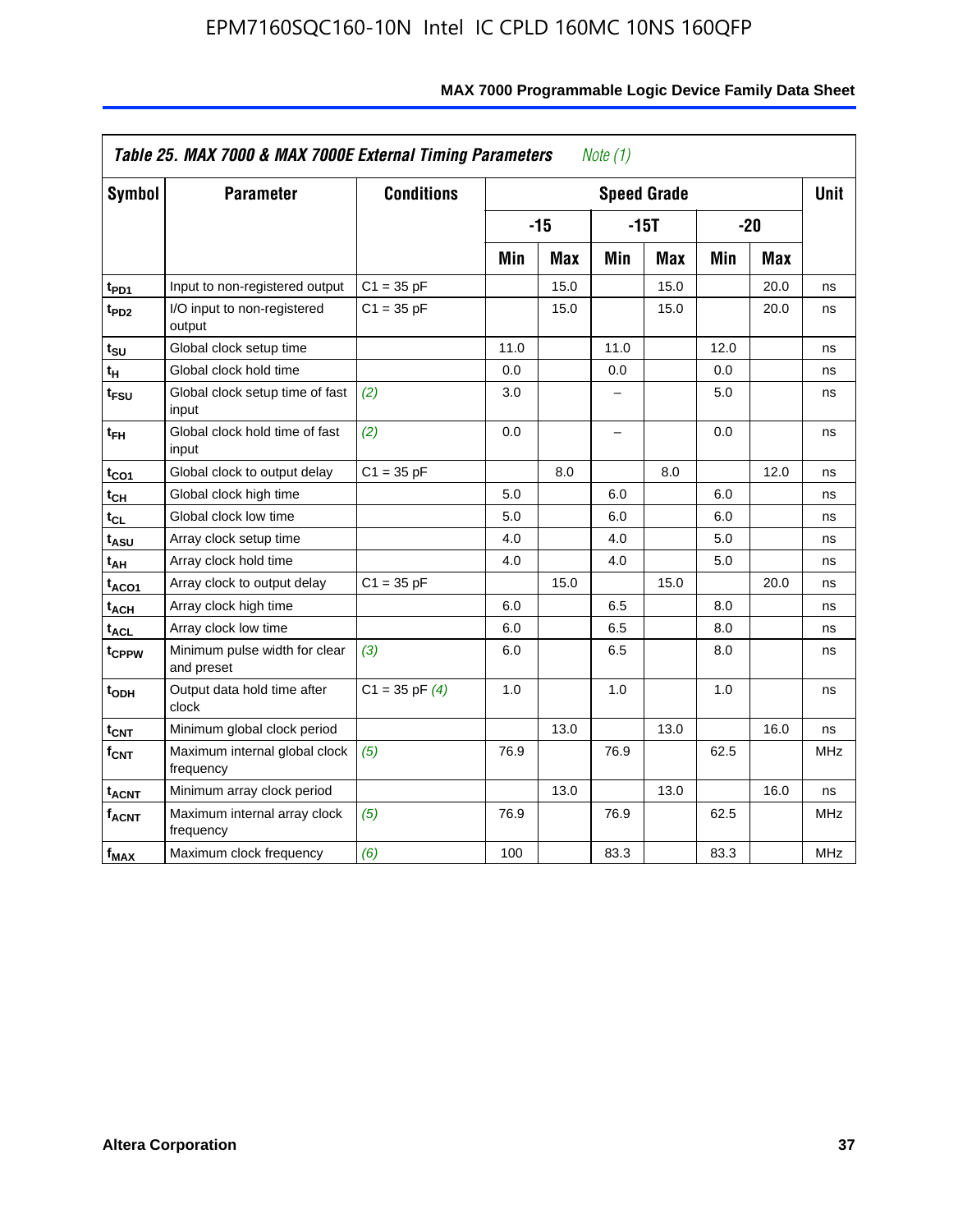## Table 25. MAX 7000 & MAX 7000E External Timing Parameters *Note (1)*

| Symbol | Parameter | Conditions | Speed Grade | | | | | | Unit |
|---|---|---|---|---|---|---|---|---|---|
| | | | -15 | | -15T | | -20 | | |
| | | | Min | Max | Min | Max | Min | Max | |
| $t_{PD1}$ | Input to non-registered output | C1 = 35 pF | | 15.0 | | 15.0 | | 20.0 | ns |
| $t_{PD2}$ | I/O input to non-registered output | C1 = 35 pF | | 15.0 | | 15.0 | | 20.0 | ns |
| $t_{SU}$ | Global clock setup time | | 11.0 | | 11.0 | | 12.0 | | ns |
| $t_{H}$ | Global clock hold time | | 0.0 | | 0.0 | | 0.0 | | ns |
| $t_{FSU}$ | Global clock setup time of fast input | *(2)* | 3.0 | | – | | 5.0 | | ns |
| $t_{FH}$ | Global clock hold time of fast input | *(2)* | 0.0 | | – | | 0.0 | | ns |
| $t_{CO1}$ | Global clock to output delay | C1 = 35 pF | | 8.0 | | 8.0 | | 12.0 | ns |
| $t_{CH}$ | Global clock high time | | 5.0 | | 6.0 | | 6.0 | | ns |
| $t_{CL}$ | Global clock low time | | 5.0 | | 6.0 | | 6.0 | | ns |
| $t_{ASU}$ | Array clock setup time | | 4.0 | | 4.0 | | 5.0 | | ns |
| $t_{AH}$ | Array clock hold time | | 4.0 | | 4.0 | | 5.0 | | ns |
| $t_{ACO1}$ | Array clock to output delay | C1 = 35 pF | | 15.0 | | 15.0 | | 20.0 | ns |
| $t_{ACH}$ | Array clock high time | | 6.0 | | 6.5 | | 8.0 | | ns |
| $t_{ACL}$ | Array clock low time | | 6.0 | | 6.5 | | 8.0 | | ns |
| $t_{CPPW}$ | Minimum pulse width for clear and preset | *(3)* | 6.0 | | 6.5 | | 8.0 | | ns |
| $t_{ODH}$ | Output data hold time after clock | C1 = 35 pF *(4)* | 1.0 | | 1.0 | | 1.0 | | ns |
| $t_{CNT}$ | Minimum global clock period | | | 13.0 | | 13.0 | | 16.0 | ns |
| $f_{CNT}$ | Maximum internal global clock frequency | *(5)* | 76.9 | | 76.9 | | 62.5 | | MHz |
| $t_{ACNT}$ | Minimum array clock period | | | 13.0 | | 13.0 | | 16.0 | ns |
| $f_{ACNT}$ | Maximum internal array clock frequency | *(5)* | 76.9 | | 76.9 | | 62.5 | | MHz |
| $f_{MAX}$ | Maximum clock frequency | *(6)* | 100 | | 83.3 | | 83.3 | | MHz |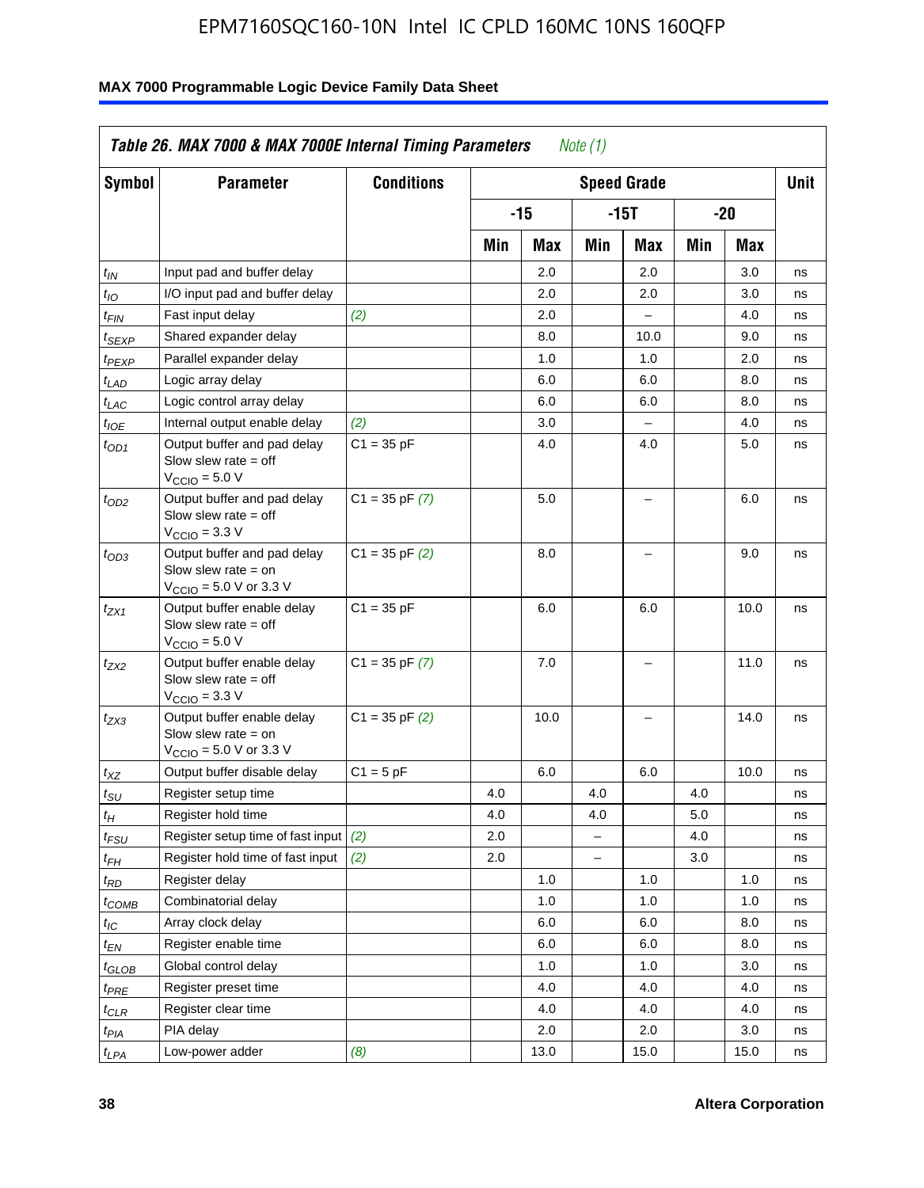EPM7160SQC160-10N Intel IC CPLD 160MC 10NS 160QFP

**Table 26. MAX 7000 & MAX 7000E Internal Timing Parameters** *Note (1)*

| Symbol | Parameter | Conditions | Speed Grade | | | | | | Unit |
|---|---|---|---|---|---|---|---|---|---|
| | | | -15 | | -15T | | -20 | | |
| | | | Min | Max | Min | Max | Min | Max | |
| $t_{IN}$ | Input pad and buffer delay | | | 2.0 | | 2.0 | | 3.0 | ns |
| $t_{IO}$ | I/O input pad and buffer delay | | | 2.0 | | 2.0 | | 3.0 | ns |
| $t_{FIN}$ | Fast input delay | *(2)* | | 2.0 | | – | | 4.0 | ns |
| $t_{SEXP}$ | Shared expander delay | | | 8.0 | | 10.0 | | 9.0 | ns |
| $t_{PEXP}$ | Parallel expander delay | | | 1.0 | | 1.0 | | 2.0 | ns |
| $t_{LAD}$ | Logic array delay | | | 6.0 | | 6.0 | | 8.0 | ns |
| $t_{LAC}$ | Logic control array delay | | | 6.0 | | 6.0 | | 8.0 | ns |
| $t_{IOE}$ | Internal output enable delay | *(2)* | | 3.0 | | – | | 4.0 | ns |
| $t_{OD1}$ | Output buffer and pad delay Slow slew rate = off $V_{CCIO}$ = 5.0 V | C1 = 35 pF | | 4.0 | | 4.0 | | 5.0 | ns |
| $t_{OD2}$ | Output buffer and pad delay Slow slew rate = off $V_{CCIO}$ = 3.3 V | C1 = 35 pF *(7)* | | 5.0 | | – | | 6.0 | ns |
| $t_{OD3}$ | Output buffer and pad delay Slow slew rate = on $V_{CCIO}$ = 5.0 V or 3.3 V | C1 = 35 pF *(2)* | | 8.0 | | – | | 9.0 | ns |
| $t_{ZX1}$ | Output buffer enable delay Slow slew rate = off $V_{CCIO}$ = 5.0 V | C1 = 35 pF | | 6.0 | | 6.0 | | 10.0 | ns |
| $t_{ZX2}$ | Output buffer enable delay Slow slew rate = off $V_{CCIO}$ = 3.3 V | C1 = 35 pF *(7)* | | 7.0 | | – | | 11.0 | ns |
| $t_{ZX3}$ | Output buffer enable delay Slow slew rate = on $V_{CCIO}$ = 5.0 V or 3.3 V | C1 = 35 pF *(2)* | | 10.0 | | – | | 14.0 | ns |
| $t_{XZ}$ | Output buffer disable delay | C1 = 5 pF | | 6.0 | | 6.0 | | 10.0 | ns |
| $t_{SU}$ | Register setup time | | 4.0 | | 4.0 | | 4.0 | | ns |
| $t_{H}$ | Register hold time | | 4.0 | | 4.0 | | 5.0 | | ns |
| $t_{FSU}$ | Register setup time of fast input | *(2)* | 2.0 | | – | | 4.0 | | ns |
| $t_{FH}$ | Register hold time of fast input | *(2)* | 2.0 | | – | | 3.0 | | ns |
| $t_{RD}$ | Register delay | | | 1.0 | | 1.0 | | 1.0 | ns |
| $t_{COMB}$ | Combinatorial delay | | | 1.0 | | 1.0 | | 1.0 | ns |
| $t_{IC}$ | Array clock delay | | | 6.0 | | 6.0 | | 8.0 | ns |
| $t_{EN}$ | Register enable time | | | 6.0 | | 6.0 | | 8.0 | ns |
| $t_{GLOB}$ | Global control delay | | | 1.0 | | 1.0 | | 3.0 | ns |
| $t_{PRE}$ | Register preset time | | | 4.0 | | 4.0 | | 4.0 | ns |
| $t_{CLR}$ | Register clear time | | | 4.0 | | 4.0 | | 4.0 | ns |
| $t_{PIA}$ | PIA delay | | | 2.0 | | 2.0 | | 3.0 | ns |
| $t_{LPA}$ | Low-power adder | *(8)* | | 13.0 | | 15.0 | | 15.0 | ns |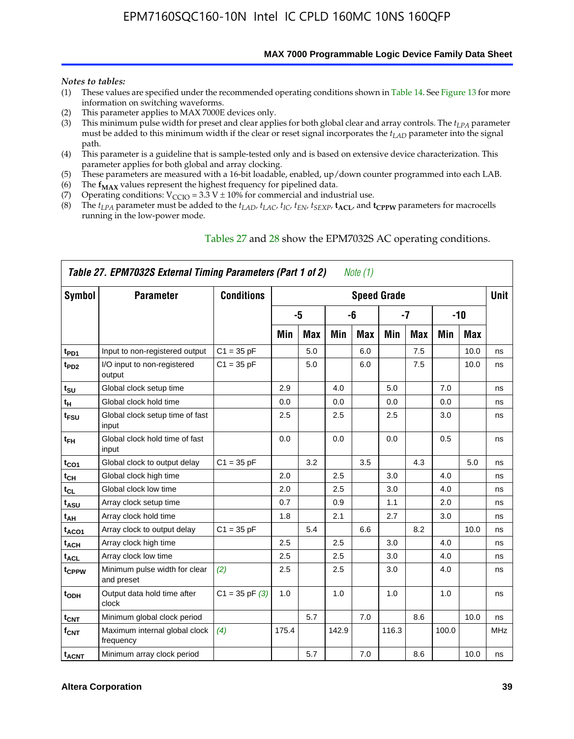*Notes to tables:*

(1) These values are specified under the recommended operating conditions shown in Table 14. See Figure 13 for more information on switching waveforms.
(2) This parameter applies to MAX 7000E devices only.
(3) This minimum pulse width for preset and clear applies for both global clear and array controls. The $t_{LPA}$ parameter must be added to this minimum width if the clear or reset signal incorporates the $t_{LAD}$ parameter into the signal path.
(4) This parameter is a guideline that is sample-tested only and is based on extensive device characterization. This parameter applies for both global and array clocking.
(5) These parameters are measured with a 16-bit loadable, enabled, up/down counter programmed into each LAB.
(6) The $\mathbf{f_{MAX}}$ values represent the highest frequency for pipelined data.
(7) Operating conditions: $V_{CCIO}$ = 3.3 V ± 10% for commercial and industrial use.
(8) The $t_{LPA}$ parameter must be added to the $t_{LAD}$, $t_{LAC}$, $t_{IC}$, $t_{EN}$, $t_{SEXP}$, $\mathbf{t_{ACL}}$, and $\mathbf{t_{CPPW}}$ parameters for macrocells running in the low-power mode.

Tables 27 and 28 show the EPM7032S AC operating conditions.

**Table 27. EPM7032S External Timing Parameters (Part 1 of 2)** *Note (1)*

| Symbol | Parameter | Conditions | Speed Grade | | | | | | | | Unit |
|---|---|---|---|---|---|---|---|---|---|---|---|
| | | | -5 | | -6 | | -7 | | -10 | | |
| | | | Min | Max | Min | Max | Min | Max | Min | Max | |
| $t_{PD1}$ | Input to non-registered output | C1 = 35 pF | | 5.0 | | 6.0 | | 7.5 | | 10.0 | ns |
| $t_{PD2}$ | I/O input to non-registered output | C1 = 35 pF | | 5.0 | | 6.0 | | 7.5 | | 10.0 | ns |
| $t_{SU}$ | Global clock setup time | | 2.9 | | 4.0 | | 5.0 | | 7.0 | | ns |
| $t_{H}$ | Global clock hold time | | 0.0 | | 0.0 | | 0.0 | | 0.0 | | ns |
| $t_{FSU}$ | Global clock setup time of fast input | | 2.5 | | 2.5 | | 2.5 | | 3.0 | | ns |
| $t_{FH}$ | Global clock hold time of fast input | | 0.0 | | 0.0 | | 0.0 | | 0.5 | | ns |
| $t_{CO1}$ | Global clock to output delay | C1 = 35 pF | | 3.2 | | 3.5 | | 4.3 | | 5.0 | ns |
| $t_{CH}$ | Global clock high time | | 2.0 | | 2.5 | | 3.0 | | 4.0 | | ns |
| $t_{CL}$ | Global clock low time | | 2.0 | | 2.5 | | 3.0 | | 4.0 | | ns |
| $t_{ASU}$ | Array clock setup time | | 0.7 | | 0.9 | | 1.1 | | 2.0 | | ns |
| $t_{AH}$ | Array clock hold time | | 1.8 | | 2.1 | | 2.7 | | 3.0 | | ns |
| $t_{ACO1}$ | Array clock to output delay | C1 = 35 pF | | 5.4 | | 6.6 | | 8.2 | | 10.0 | ns |
| $t_{ACH}$ | Array clock high time | | 2.5 | | 2.5 | | 3.0 | | 4.0 | | ns |
| $t_{ACL}$ | Array clock low time | | 2.5 | | 2.5 | | 3.0 | | 4.0 | | ns |
| $t_{CPPW}$ | Minimum pulse width for clear and preset | *(2)* | 2.5 | | 2.5 | | 3.0 | | 4.0 | | ns |
| $t_{ODH}$ | Output data hold time after clock | C1 = 35 pF *(3)* | 1.0 | | 1.0 | | 1.0 | | 1.0 | | ns |
| $t_{CNT}$ | Minimum global clock period | | | 5.7 | | 7.0 | | 8.6 | | 10.0 | ns |
| $f_{CNT}$ | Maximum internal global clock frequency | *(4)* | 175.4 | | 142.9 | | 116.3 | | 100.0 | | MHz |
| $t_{ACNT}$ | Minimum array clock period | | | 5.7 | | 7.0 | | 8.6 | | 10.0 | ns |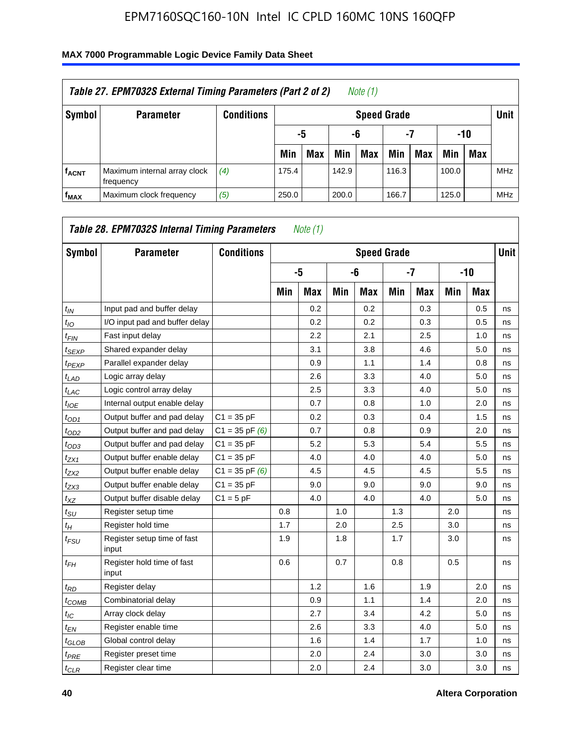**Table 27. EPM7032S External Timing Parameters (Part 2 of 2)** *Note (1)*

| Symbol | Parameter | Conditions | Speed Grade | | | | | | | | Unit |
|---|---|---|---|---|---|---|---|---|---|---|---|
| | | | -5 | | -6 | | -7 | | -10 | | |
| | | | Min | Max | Min | Max | Min | Max | Min | Max | |
| $f_{ACNT}$ | Maximum internal array clock frequency | *(4)* | 175.4 | | 142.9 | | 116.3 | | 100.0 | | MHz |
| $f_{MAX}$ | Maximum clock frequency | *(5)* | 250.0 | | 200.0 | | 166.7 | | 125.0 | | MHz |

**Table 28. EPM7032S Internal Timing Parameters** *Note (1)*

| Symbol | Parameter | Conditions | Speed Grade | | | | | | | | Unit |
|---|---|---|---|---|---|---|---|---|---|---|---|
| | | | -5 | | -6 | | -7 | | -10 | | |
| | | | Min | Max | Min | Max | Min | Max | Min | Max | |
| $t_{IN}$ | Input pad and buffer delay | | | 0.2 | | 0.2 | | 0.3 | | 0.5 | ns |
| $t_{IO}$ | I/O input pad and buffer delay | | | 0.2 | | 0.2 | | 0.3 | | 0.5 | ns |
| $t_{FIN}$ | Fast input delay | | | 2.2 | | 2.1 | | 2.5 | | 1.0 | ns |
| $t_{SEXP}$ | Shared expander delay | | | 3.1 | | 3.8 | | 4.6 | | 5.0 | ns |
| $t_{PEXP}$ | Parallel expander delay | | | 0.9 | | 1.1 | | 1.4 | | 0.8 | ns |
| $t_{LAD}$ | Logic array delay | | | 2.6 | | 3.3 | | 4.0 | | 5.0 | ns |
| $t_{LAC}$ | Logic control array delay | | | 2.5 | | 3.3 | | 4.0 | | 5.0 | ns |
| $t_{IOE}$ | Internal output enable delay | | | 0.7 | | 0.8 | | 1.0 | | 2.0 | ns |
| $t_{OD1}$ | Output buffer and pad delay | C1 = 35 pF | | 0.2 | | 0.3 | | 0.4 | | 1.5 | ns |
| $t_{OD2}$ | Output buffer and pad delay | C1 = 35 pF *(6)* | | 0.7 | | 0.8 | | 0.9 | | 2.0 | ns |
| $t_{OD3}$ | Output buffer and pad delay | C1 = 35 pF | | 5.2 | | 5.3 | | 5.4 | | 5.5 | ns |
| $t_{ZX1}$ | Output buffer enable delay | C1 = 35 pF | | 4.0 | | 4.0 | | 4.0 | | 5.0 | ns |
| $t_{ZX2}$ | Output buffer enable delay | C1 = 35 pF *(6)* | | 4.5 | | 4.5 | | 4.5 | | 5.5 | ns |
| $t_{ZX3}$ | Output buffer enable delay | C1 = 35 pF | | 9.0 | | 9.0 | | 9.0 | | 9.0 | ns |
| $t_{XZ}$ | Output buffer disable delay | C1 = 5 pF | | 4.0 | | 4.0 | | 4.0 | | 5.0 | ns |
| $t_{SU}$ | Register setup time | | 0.8 | | 1.0 | | 1.3 | | 2.0 | | ns |
| $t_{H}$ | Register hold time | | 1.7 | | 2.0 | | 2.5 | | 3.0 | | ns |
| $t_{FSU}$ | Register setup time of fast input | | 1.9 | | 1.8 | | 1.7 | | 3.0 | | ns |
| $t_{FH}$ | Register hold time of fast input | | 0.6 | | 0.7 | | 0.8 | | 0.5 | | ns |
| $t_{RD}$ | Register delay | | | 1.2 | | 1.6 | | 1.9 | | 2.0 | ns |
| $t_{COMB}$ | Combinatorial delay | | | 0.9 | | 1.1 | | 1.4 | | 2.0 | ns |
| $t_{IC}$ | Array clock delay | | | 2.7 | | 3.4 | | 4.2 | | 5.0 | ns |
| $t_{EN}$ | Register enable time | | | 2.6 | | 3.3 | | 4.0 | | 5.0 | ns |
| $t_{GLOB}$ | Global control delay | | | 1.6 | | 1.4 | | 1.7 | | 1.0 | ns |
| $t_{PRE}$ | Register preset time | | | 2.0 | | 2.4 | | 3.0 | | 3.0 | ns |
| $t_{CLR}$ | Register clear time | | | 2.0 | | 2.4 | | 3.0 | | 3.0 | ns |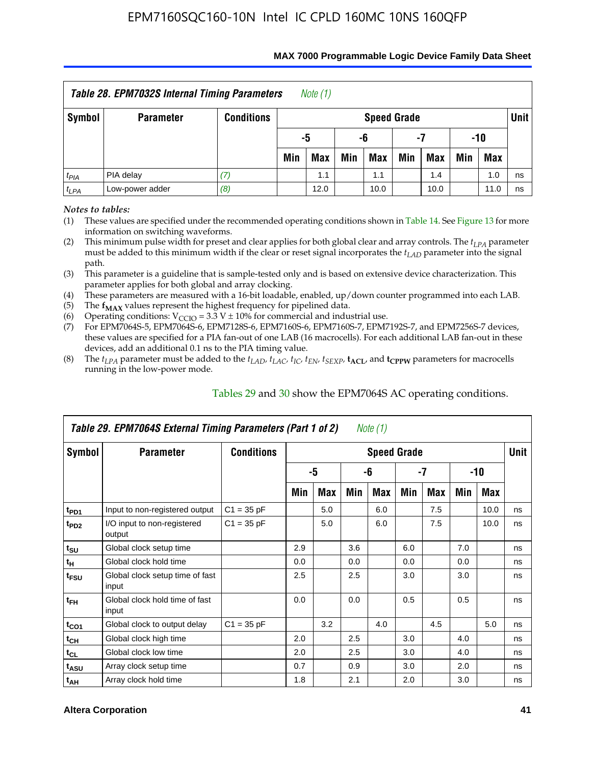| *Table 28. EPM7032S Internal Timing Parameters* *Note (1)* | | | | | | | | | | | |
|---|---|---|---|---|---|---|---|---|---|---|---|
| **Symbol** | **Parameter** | **Conditions** | **Speed Grade** | | | | | | | | **Unit** |
| | | | **-5** | | **-6** | | **-7** | | **-10** | | |
| | | | **Min** | **Max** | **Min** | **Max** | **Min** | **Max** | **Min** | **Max** | |
| $t_{PIA}$ | PIA delay | *(7)* | | 1.1 | | 1.1 | | 1.4 | | 1.0 | ns |
| $t_{LPA}$ | Low-power adder | *(8)* | | 12.0 | | 10.0 | | 10.0 | | 11.0 | ns |

*Notes to tables:*

(1) These values are specified under the recommended operating conditions shown in Table 14. See Figure 13 for more information on switching waveforms.

(2) This minimum pulse width for preset and clear applies for both global clear and array controls. The $t_{LPA}$ parameter must be added to this minimum width if the clear or reset signal incorporates the $t_{LAD}$ parameter into the signal path.

(3) This parameter is a guideline that is sample-tested only and is based on extensive device characterization. This parameter applies for both global and array clocking.

(4) These parameters are measured with a 16-bit loadable, enabled, up/down counter programmed into each LAB.

(5) The $\mathbf{f_{MAX}}$ values represent the highest frequency for pipelined data.

(6) Operating conditions: $V_{CCIO}$ = 3.3 V ± 10% for commercial and industrial use.

(7) For EPM7064S-5, EPM7064S-6, EPM7128S-6, EPM7160S-6, EPM7160S-7, EPM7192S-7, and EPM7256S-7 devices, these values are specified for a PIA fan-out of one LAB (16 macrocells). For each additional LAB fan-out in these devices, add an additional 0.1 ns to the PIA timing value.

(8) The $t_{LPA}$ parameter must be added to the $t_{LAD}$, $t_{LAC}$, $t_{IC}$, $t_{EN}$, $t_{SEXP}$, $\mathbf{t_{ACL}}$, and $\mathbf{t_{CPPW}}$ parameters for macrocells running in the low-power mode.

Tables 29 and 30 show the EPM7064S AC operating conditions.

| *Table 29. EPM7064S External Timing Parameters (Part 1 of 2)* *Note (1)* | | | | | | | | | | | |
|---|---|---|---|---|---|---|---|---|---|---|---|
| **Symbol** | **Parameter** | **Conditions** | **Speed Grade** | | | | | | | | **Unit** |
| | | | **-5** | | **-6** | | **-7** | | **-10** | | |
| | | | **Min** | **Max** | **Min** | **Max** | **Min** | **Max** | **Min** | **Max** | |
| $t_{PD1}$ | Input to non-registered output | C1 = 35 pF | | 5.0 | | 6.0 | | 7.5 | | 10.0 | ns |
| $t_{PD2}$ | I/O input to non-registered output | C1 = 35 pF | | 5.0 | | 6.0 | | 7.5 | | 10.0 | ns |
| $t_{SU}$ | Global clock setup time | | 2.9 | | 3.6 | | 6.0 | | 7.0 | | ns |
| $t_{H}$ | Global clock hold time | | 0.0 | | 0.0 | | 0.0 | | 0.0 | | ns |
| $t_{FSU}$ | Global clock setup time of fast input | | 2.5 | | 2.5 | | 3.0 | | 3.0 | | ns |
| $t_{FH}$ | Global clock hold time of fast input | | 0.0 | | 0.0 | | 0.5 | | 0.5 | | ns |
| $t_{CO1}$ | Global clock to output delay | C1 = 35 pF | | 3.2 | | 4.0 | | 4.5 | | 5.0 | ns |
| $t_{CH}$ | Global clock high time | | 2.0 | | 2.5 | | 3.0 | | 4.0 | | ns |
| $t_{CL}$ | Global clock low time | | 2.0 | | 2.5 | | 3.0 | | 4.0 | | ns |
| $t_{ASU}$ | Array clock setup time | | 0.7 | | 0.9 | | 3.0 | | 2.0 | | ns |
| $t_{AH}$ | Array clock hold time | | 1.8 | | 2.1 | | 2.0 | | 3.0 | | ns |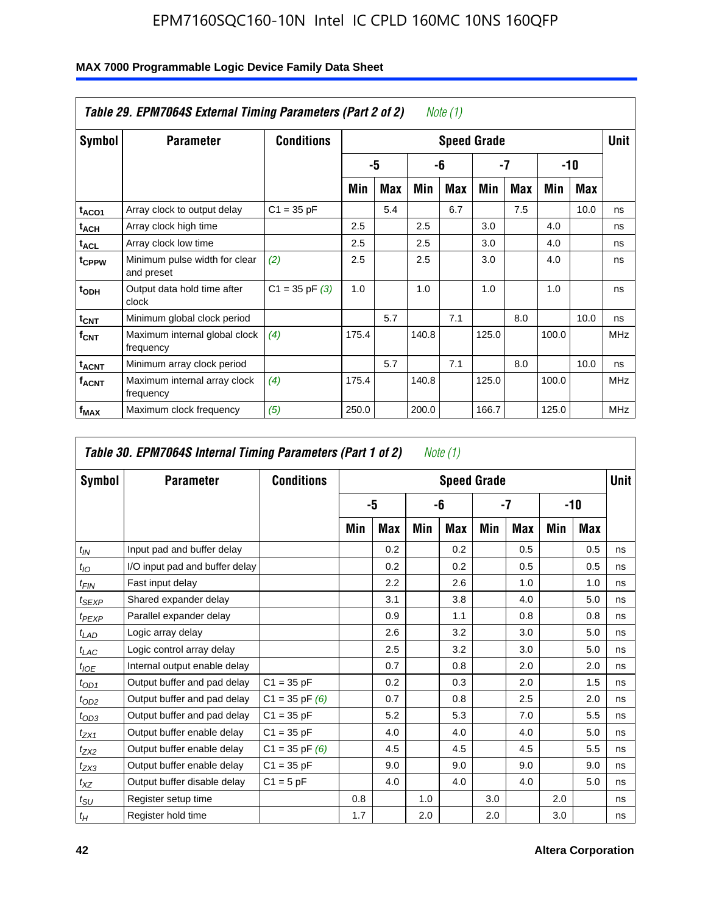## Table 29. EPM7064S External Timing Parameters (Part 2 of 2) *Note (1)*

| Symbol | Parameter | Conditions | Speed Grade | | | | | | | | Unit |
|---|---|---|---|---|---|---|---|---|---|---|---|
| | | | -5 | | -6 | | -7 | | -10 | | |
| | | | Min | Max | Min | Max | Min | Max | Min | Max | |
| $t_{ACO1}$ | Array clock to output delay | C1 = 35 pF | | 5.4 | | 6.7 | | 7.5 | | 10.0 | ns |
| $t_{ACH}$ | Array clock high time | | 2.5 | | 2.5 | | 3.0 | | 4.0 | | ns |
| $t_{ACL}$ | Array clock low time | | 2.5 | | 2.5 | | 3.0 | | 4.0 | | ns |
| $t_{CPPW}$ | Minimum pulse width for clear and preset | *(2)* | 2.5 | | 2.5 | | 3.0 | | 4.0 | | ns |
| $t_{ODH}$ | Output data hold time after clock | C1 = 35 pF *(3)* | 1.0 | | 1.0 | | 1.0 | | 1.0 | | ns |
| $t_{CNT}$ | Minimum global clock period | | | 5.7 | | 7.1 | | 8.0 | | 10.0 | ns |
| $f_{CNT}$ | Maximum internal global clock frequency | *(4)* | 175.4 | | 140.8 | | 125.0 | | 100.0 | | MHz |
| $t_{ACNT}$ | Minimum array clock period | | | 5.7 | | 7.1 | | 8.0 | | 10.0 | ns |
| $f_{ACNT}$ | Maximum internal array clock frequency | *(4)* | 175.4 | | 140.8 | | 125.0 | | 100.0 | | MHz |
| $f_{MAX}$ | Maximum clock frequency | *(5)* | 250.0 | | 200.0 | | 166.7 | | 125.0 | | MHz |

## Table 30. EPM7064S Internal Timing Parameters (Part 1 of 2) *Note (1)*

| Symbol | Parameter | Conditions | Speed Grade | | | | | | | | Unit |
|---|---|---|---|---|---|---|---|---|---|---|---|
| | | | -5 | | -6 | | -7 | | -10 | | |
| | | | Min | Max | Min | Max | Min | Max | Min | Max | |
| $t_{IN}$ | Input pad and buffer delay | | | 0.2 | | 0.2 | | 0.5 | | 0.5 | ns |
| $t_{IO}$ | I/O input pad and buffer delay | | | 0.2 | | 0.2 | | 0.5 | | 0.5 | ns |
| $t_{FIN}$ | Fast input delay | | | 2.2 | | 2.6 | | 1.0 | | 1.0 | ns |
| $t_{SEXP}$ | Shared expander delay | | | 3.1 | | 3.8 | | 4.0 | | 5.0 | ns |
| $t_{PEXP}$ | Parallel expander delay | | | 0.9 | | 1.1 | | 0.8 | | 0.8 | ns |
| $t_{LAD}$ | Logic array delay | | | 2.6 | | 3.2 | | 3.0 | | 5.0 | ns |
| $t_{LAC}$ | Logic control array delay | | | 2.5 | | 3.2 | | 3.0 | | 5.0 | ns |
| $t_{IOE}$ | Internal output enable delay | | | 0.7 | | 0.8 | | 2.0 | | 2.0 | ns |
| $t_{OD1}$ | Output buffer and pad delay | C1 = 35 pF | | 0.2 | | 0.3 | | 2.0 | | 1.5 | ns |
| $t_{OD2}$ | Output buffer and pad delay | C1 = 35 pF *(6)* | | 0.7 | | 0.8 | | 2.5 | | 2.0 | ns |
| $t_{OD3}$ | Output buffer and pad delay | C1 = 35 pF | | 5.2 | | 5.3 | | 7.0 | | 5.5 | ns |
| $t_{ZX1}$ | Output buffer enable delay | C1 = 35 pF | | 4.0 | | 4.0 | | 4.0 | | 5.0 | ns |
| $t_{ZX2}$ | Output buffer enable delay | C1 = 35 pF *(6)* | | 4.5 | | 4.5 | | 4.5 | | 5.5 | ns |
| $t_{ZX3}$ | Output buffer enable delay | C1 = 35 pF | | 9.0 | | 9.0 | | 9.0 | | 9.0 | ns |
| $t_{XZ}$ | Output buffer disable delay | C1 = 5 pF | | 4.0 | | 4.0 | | 4.0 | | 5.0 | ns |
| $t_{SU}$ | Register setup time | | 0.8 | | 1.0 | | 3.0 | | 2.0 | | ns |
| $t_{H}$ | Register hold time | | 1.7 | | 2.0 | | 2.0 | | 3.0 | | ns |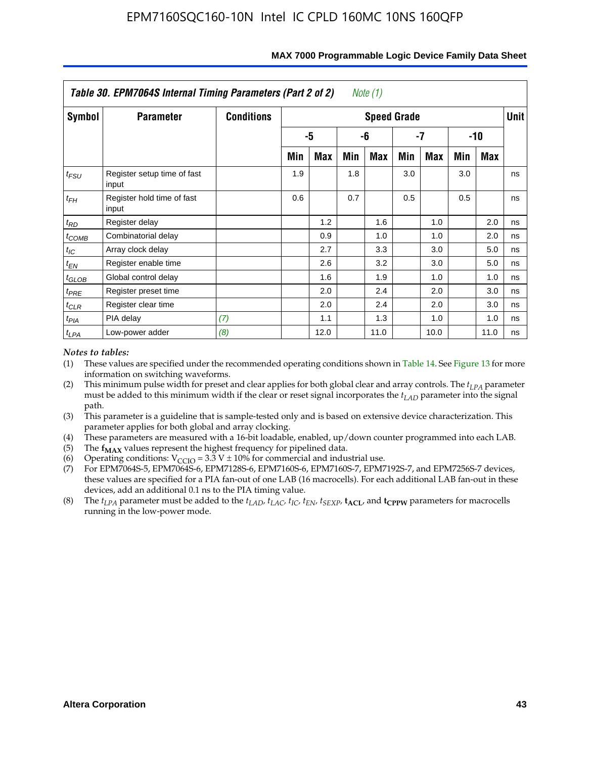**Table 30. EPM7064S Internal Timing Parameters (Part 2 of 2)** *Note (1)*

| Symbol | Parameter | Conditions | Speed Grade | | | | | | | | Unit |
|---|---|---|---|---|---|---|---|---|---|---|---|
| | | | -5 | | -6 | | -7 | | -10 | | |
| | | | Min | Max | Min | Max | Min | Max | Min | Max | |
| $t_{FSU}$ | Register setup time of fast input | | 1.9 | | 1.8 | | 3.0 | | 3.0 | | ns |
| $t_{FH}$ | Register hold time of fast input | | 0.6 | | 0.7 | | 0.5 | | 0.5 | | ns |
| $t_{RD}$ | Register delay | | | 1.2 | | 1.6 | | 1.0 | | 2.0 | ns |
| $t_{COMB}$ | Combinatorial delay | | | 0.9 | | 1.0 | | 1.0 | | 2.0 | ns |
| $t_{IC}$ | Array clock delay | | | 2.7 | | 3.3 | | 3.0 | | 5.0 | ns |
| $t_{EN}$ | Register enable time | | | 2.6 | | 3.2 | | 3.0 | | 5.0 | ns |
| $t_{GLOB}$ | Global control delay | | | 1.6 | | 1.9 | | 1.0 | | 1.0 | ns |
| $t_{PRE}$ | Register preset time | | | 2.0 | | 2.4 | | 2.0 | | 3.0 | ns |
| $t_{CLR}$ | Register clear time | | | 2.0 | | 2.4 | | 2.0 | | 3.0 | ns |
| $t_{PIA}$ | PIA delay | *(7)* | | 1.1 | | 1.3 | | 1.0 | | 1.0 | ns |
| $t_{LPA}$ | Low-power adder | *(8)* | | 12.0 | | 11.0 | | 10.0 | | 11.0 | ns |

*Notes to tables:*

(1) These values are specified under the recommended operating conditions shown in Table 14. See Figure 13 for more information on switching waveforms.
(2) This minimum pulse width for preset and clear applies for both global clear and array controls. The $t_{LPA}$ parameter must be added to this minimum width if the clear or reset signal incorporates the $t_{LAD}$ parameter into the signal path.
(3) This parameter is a guideline that is sample-tested only and is based on extensive device characterization. This parameter applies for both global and array clocking.
(4) These parameters are measured with a 16-bit loadable, enabled, up/down counter programmed into each LAB.
(5) The $\mathbf{f_{MAX}}$ values represent the highest frequency for pipelined data.
(6) Operating conditions: $V_{CCIO}$ = 3.3 V ± 10% for commercial and industrial use.
(7) For EPM7064S-5, EPM7064S-6, EPM7128S-6, EPM7160S-6, EPM7160S-7, EPM7192S-7, and EPM7256S-7 devices, these values are specified for a PIA fan-out of one LAB (16 macrocells). For each additional LAB fan-out in these devices, add an additional 0.1 ns to the PIA timing value.
(8) The $t_{LPA}$ parameter must be added to the $t_{LAD}$, $t_{LAC}$, $t_{IC}$, $t_{EN}$, $t_{SEXP}$, $\mathbf{t_{ACL}}$, and $\mathbf{t_{CPPW}}$ parameters for macrocells running in the low-power mode.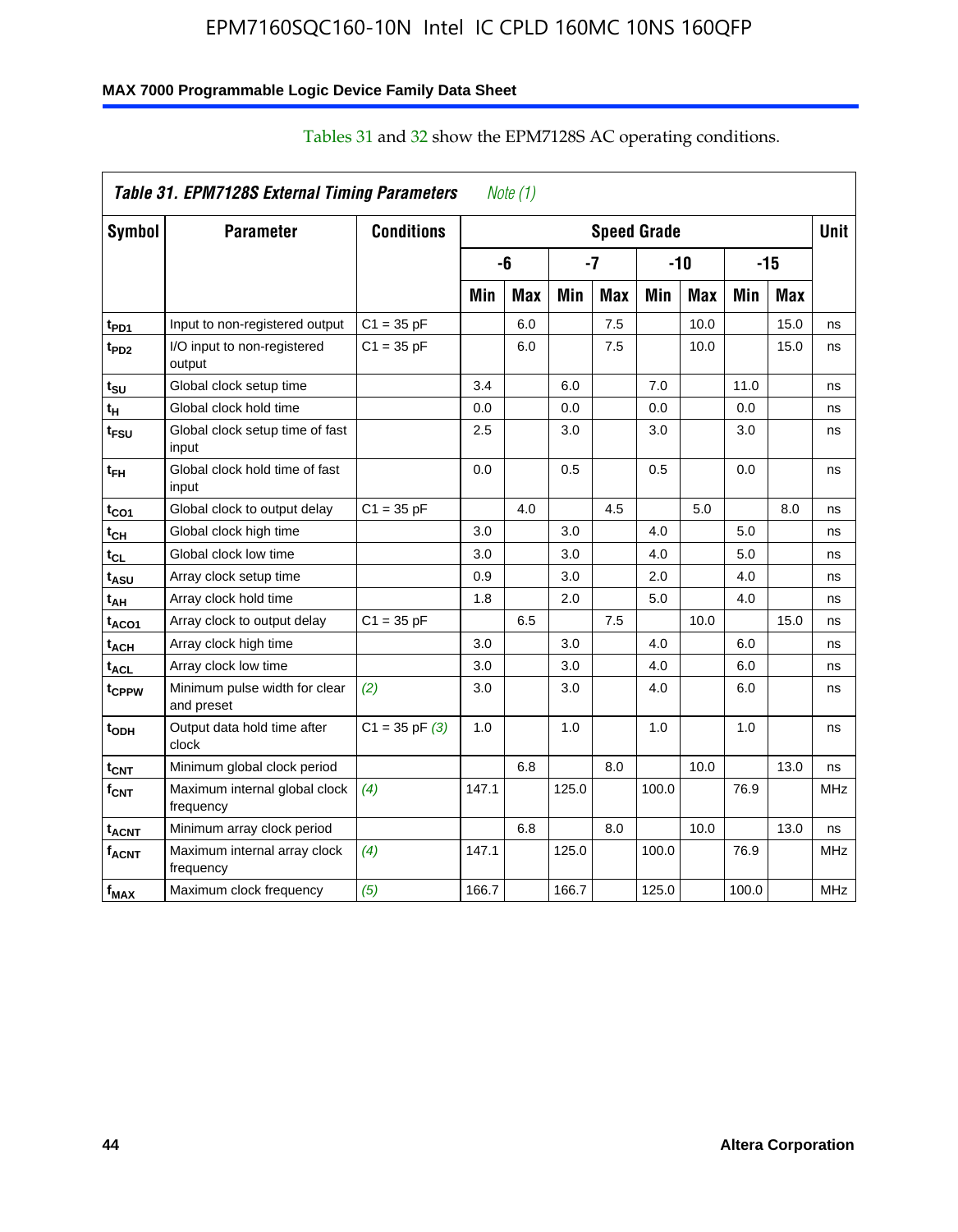Tables 31 and 32 show the EPM7128S AC operating conditions.

**Table 31. EPM7128S External Timing Parameters** *Note (1)*

| Symbol | Parameter | Conditions | Speed Grade | | | | | | | | Unit |
|---|---|---|---|---|---|---|---|---|---|---|---|
| | | | -6 | | -7 | | -10 | | -15 | | |
| | | | Min | Max | Min | Max | Min | Max | Min | Max | |
| $t_{PD1}$ | Input to non-registered output | C1 = 35 pF | | 6.0 | | 7.5 | | 10.0 | | 15.0 | ns |
| $t_{PD2}$ | I/O input to non-registered output | C1 = 35 pF | | 6.0 | | 7.5 | | 10.0 | | 15.0 | ns |
| $t_{SU}$ | Global clock setup time | | 3.4 | | 6.0 | | 7.0 | | 11.0 | | ns |
| $t_{H}$ | Global clock hold time | | 0.0 | | 0.0 | | 0.0 | | 0.0 | | ns |
| $t_{FSU}$ | Global clock setup time of fast input | | 2.5 | | 3.0 | | 3.0 | | 3.0 | | ns |
| $t_{FH}$ | Global clock hold time of fast input | | 0.0 | | 0.5 | | 0.5 | | 0.0 | | ns |
| $t_{CO1}$ | Global clock to output delay | C1 = 35 pF | | 4.0 | | 4.5 | | 5.0 | | 8.0 | ns |
| $t_{CH}$ | Global clock high time | | 3.0 | | 3.0 | | 4.0 | | 5.0 | | ns |
| $t_{CL}$ | Global clock low time | | 3.0 | | 3.0 | | 4.0 | | 5.0 | | ns |
| $t_{ASU}$ | Array clock setup time | | 0.9 | | 3.0 | | 2.0 | | 4.0 | | ns |
| $t_{AH}$ | Array clock hold time | | 1.8 | | 2.0 | | 5.0 | | 4.0 | | ns |
| $t_{ACO1}$ | Array clock to output delay | C1 = 35 pF | | 6.5 | | 7.5 | | 10.0 | | 15.0 | ns |
| $t_{ACH}$ | Array clock high time | | 3.0 | | 3.0 | | 4.0 | | 6.0 | | ns |
| $t_{ACL}$ | Array clock low time | | 3.0 | | 3.0 | | 4.0 | | 6.0 | | ns |
| $t_{CPPW}$ | Minimum pulse width for clear and preset | *(2)* | 3.0 | | 3.0 | | 4.0 | | 6.0 | | ns |
| $t_{ODH}$ | Output data hold time after clock | C1 = 35 pF *(3)* | 1.0 | | 1.0 | | 1.0 | | 1.0 | | ns |
| $t_{CNT}$ | Minimum global clock period | | | 6.8 | | 8.0 | | 10.0 | | 13.0 | ns |
| $f_{CNT}$ | Maximum internal global clock frequency | *(4)* | 147.1 | | 125.0 | | 100.0 | | 76.9 | | MHz |
| $t_{ACNT}$ | Minimum array clock period | | | 6.8 | | 8.0 | | 10.0 | | 13.0 | ns |
| $f_{ACNT}$ | Maximum internal array clock frequency | *(4)* | 147.1 | | 125.0 | | 100.0 | | 76.9 | | MHz |
| $f_{MAX}$ | Maximum clock frequency | *(5)* | 166.7 | | 166.7 | | 125.0 | | 100.0 | | MHz |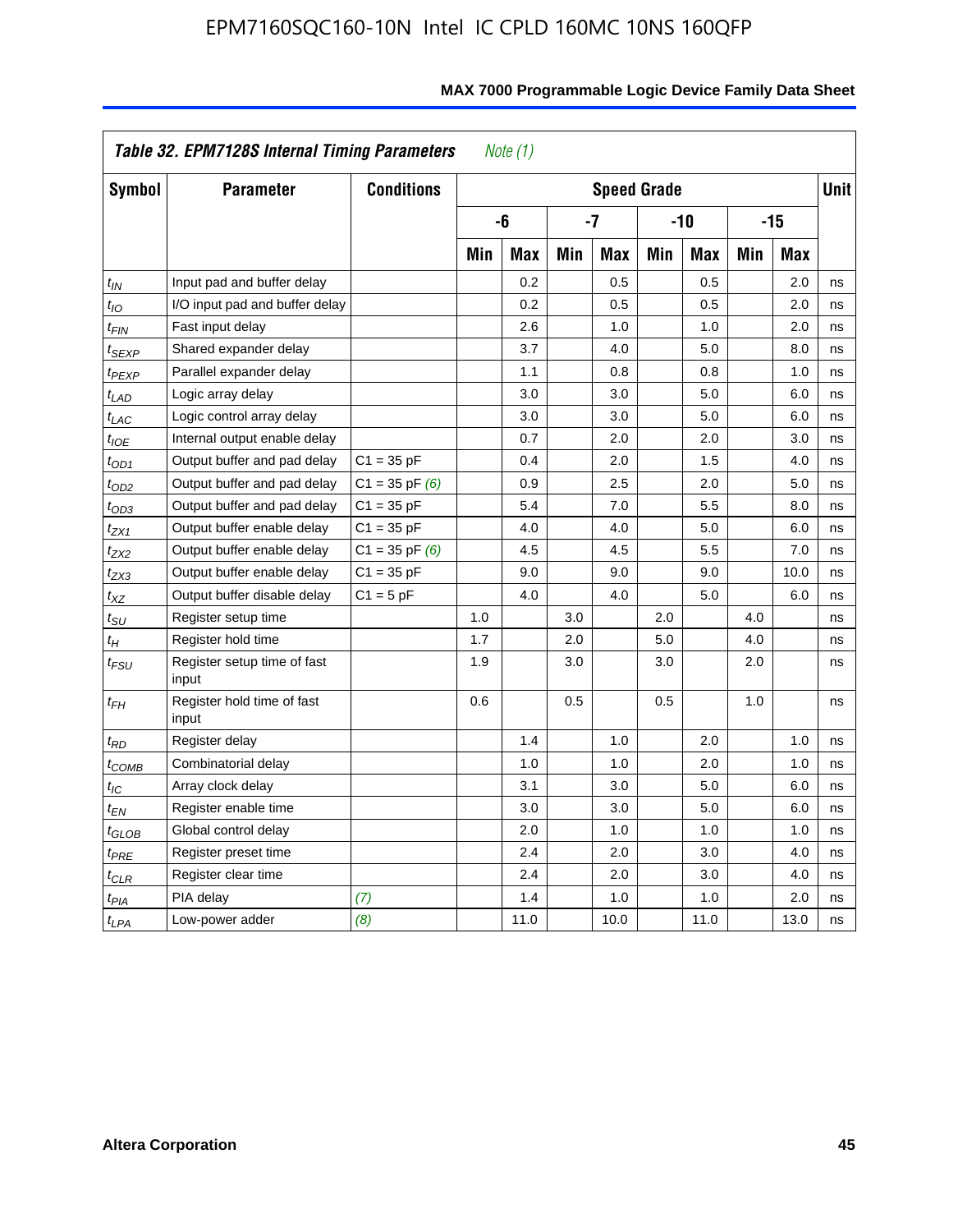**Table 32. EPM7128S Internal Timing Parameters** *Note (1)*

| Symbol | Parameter | Conditions | Speed Grade | | | | | | | | Unit |
|---|---|---|---|---|---|---|---|---|---|---|---|
| | | | -6 | | -7 | | -10 | | -15 | | |
| | | | Min | Max | Min | Max | Min | Max | Min | Max | |
| $t_{IN}$ | Input pad and buffer delay | | | 0.2 | | 0.5 | | 0.5 | | 2.0 | ns |
| $t_{IO}$ | I/O input pad and buffer delay | | | 0.2 | | 0.5 | | 0.5 | | 2.0 | ns |
| $t_{FIN}$ | Fast input delay | | | 2.6 | | 1.0 | | 1.0 | | 2.0 | ns |
| $t_{SEXP}$ | Shared expander delay | | | 3.7 | | 4.0 | | 5.0 | | 8.0 | ns |
| $t_{PEXP}$ | Parallel expander delay | | | 1.1 | | 0.8 | | 0.8 | | 1.0 | ns |
| $t_{LAD}$ | Logic array delay | | | 3.0 | | 3.0 | | 5.0 | | 6.0 | ns |
| $t_{LAC}$ | Logic control array delay | | | 3.0 | | 3.0 | | 5.0 | | 6.0 | ns |
| $t_{IOE}$ | Internal output enable delay | | | 0.7 | | 2.0 | | 2.0 | | 3.0 | ns |
| $t_{OD1}$ | Output buffer and pad delay | C1 = 35 pF | | 0.4 | | 2.0 | | 1.5 | | 4.0 | ns |
| $t_{OD2}$ | Output buffer and pad delay | C1 = 35 pF *(6)* | | 0.9 | | 2.5 | | 2.0 | | 5.0 | ns |
| $t_{OD3}$ | Output buffer and pad delay | C1 = 35 pF | | 5.4 | | 7.0 | | 5.5 | | 8.0 | ns |
| $t_{ZX1}$ | Output buffer enable delay | C1 = 35 pF | | 4.0 | | 4.0 | | 5.0 | | 6.0 | ns |
| $t_{ZX2}$ | Output buffer enable delay | C1 = 35 pF *(6)* | | 4.5 | | 4.5 | | 5.5 | | 7.0 | ns |
| $t_{ZX3}$ | Output buffer enable delay | C1 = 35 pF | | 9.0 | | 9.0 | | 9.0 | | 10.0 | ns |
| $t_{XZ}$ | Output buffer disable delay | C1 = 5 pF | | 4.0 | | 4.0 | | 5.0 | | 6.0 | ns |
| $t_{SU}$ | Register setup time | | 1.0 | | 3.0 | | 2.0 | | 4.0 | | ns |
| $t_{H}$ | Register hold time | | 1.7 | | 2.0 | | 5.0 | | 4.0 | | ns |
| $t_{FSU}$ | Register setup time of fast input | | 1.9 | | 3.0 | | 3.0 | | 2.0 | | ns |
| $t_{FH}$ | Register hold time of fast input | | 0.6 | | 0.5 | | 0.5 | | 1.0 | | ns |
| $t_{RD}$ | Register delay | | | 1.4 | | 1.0 | | 2.0 | | 1.0 | ns |
| $t_{COMB}$ | Combinatorial delay | | | 1.0 | | 1.0 | | 2.0 | | 1.0 | ns |
| $t_{IC}$ | Array clock delay | | | 3.1 | | 3.0 | | 5.0 | | 6.0 | ns |
| $t_{EN}$ | Register enable time | | | 3.0 | | 3.0 | | 5.0 | | 6.0 | ns |
| $t_{GLOB}$ | Global control delay | | | 2.0 | | 1.0 | | 1.0 | | 1.0 | ns |
| $t_{PRE}$ | Register preset time | | | 2.4 | | 2.0 | | 3.0 | | 4.0 | ns |
| $t_{CLR}$ | Register clear time | | | 2.4 | | 2.0 | | 3.0 | | 4.0 | ns |
| $t_{PIA}$ | PIA delay | *(7)* | | 1.4 | | 1.0 | | 1.0 | | 2.0 | ns |
| $t_{LPA}$ | Low-power adder | *(8)* | | 11.0 | | 10.0 | | 11.0 | | 13.0 | ns |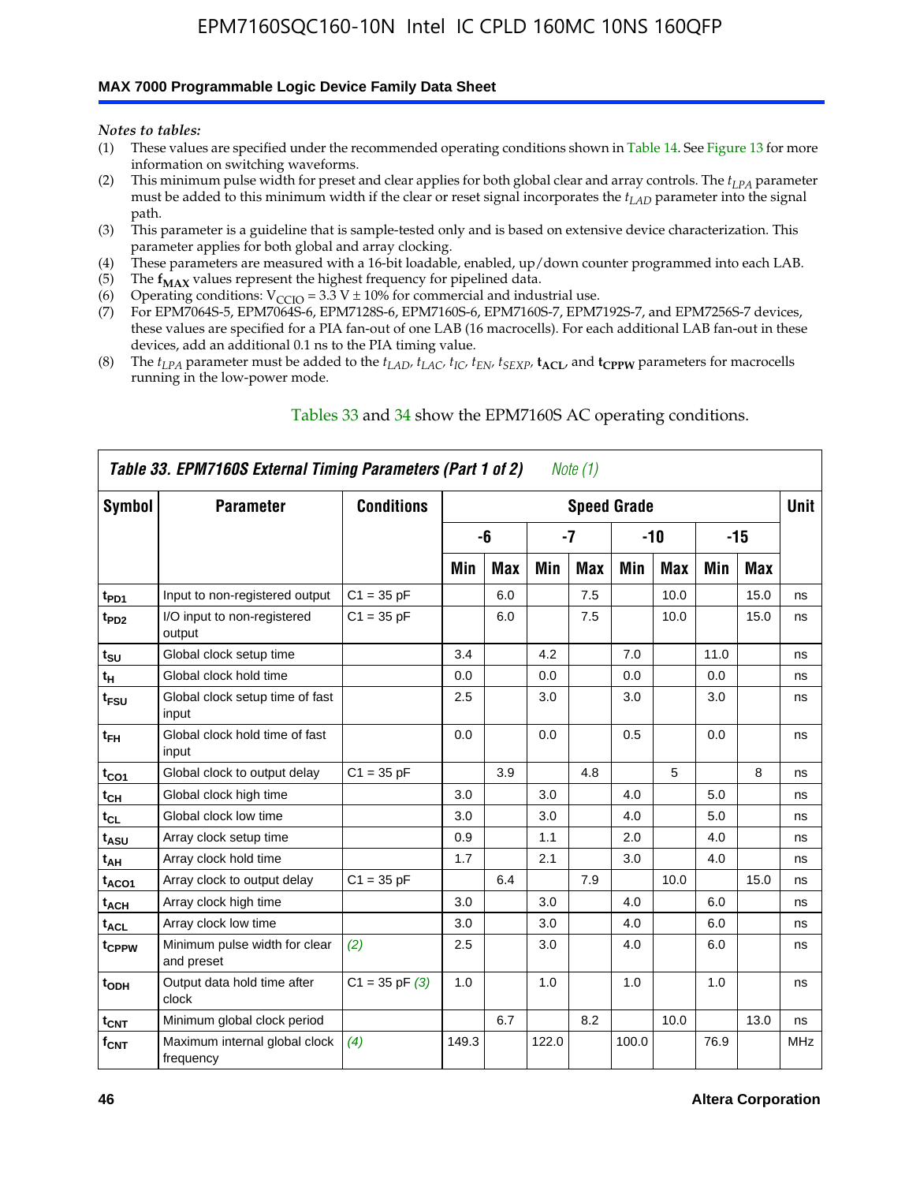*Notes to tables:*

(1) These values are specified under the recommended operating conditions shown in Table 14. See Figure 13 for more information on switching waveforms.
(2) This minimum pulse width for preset and clear applies for both global clear and array controls. The $t_{LPA}$ parameter must be added to this minimum width if the clear or reset signal incorporates the $t_{LAD}$ parameter into the signal path.
(3) This parameter is a guideline that is sample-tested only and is based on extensive device characterization. This parameter applies for both global and array clocking.
(4) These parameters are measured with a 16-bit loadable, enabled, up/down counter programmed into each LAB.
(5) The $\mathbf{f_{MAX}}$ values represent the highest frequency for pipelined data.
(6) Operating conditions: $V_{CCIO}$ = 3.3 V ± 10% for commercial and industrial use.
(7) For EPM7064S-5, EPM7064S-6, EPM7128S-6, EPM7160S-6, EPM7160S-7, EPM7192S-7, and EPM7256S-7 devices, these values are specified for a PIA fan-out of one LAB (16 macrocells). For each additional LAB fan-out in these devices, add an additional 0.1 ns to the PIA timing value.
(8) The $t_{LPA}$ parameter must be added to the $t_{LAD}$, $t_{LAC}$, $t_{IC}$, $t_{EN}$, $t_{SEXP}$, $\mathbf{t_{ACL}}$, and $\mathbf{t_{CPPW}}$ parameters for macrocells running in the low-power mode.

Tables 33 and 34 show the EPM7160S AC operating conditions.

**Table 33. EPM7160S External Timing Parameters (Part 1 of 2)** *Note (1)*

| Symbol | Parameter | Conditions | Speed Grade | | | | | | | | Unit |
|---|---|---|---|---|---|---|---|---|---|---|---|
| | | | -6 | | -7 | | -10 | | -15 | | |
| | | | Min | Max | Min | Max | Min | Max | Min | Max | |
| $t_{PD1}$ | Input to non-registered output | C1 = 35 pF | | 6.0 | | 7.5 | | 10.0 | | 15.0 | ns |
| $t_{PD2}$ | I/O input to non-registered output | C1 = 35 pF | | 6.0 | | 7.5 | | 10.0 | | 15.0 | ns |
| $t_{SU}$ | Global clock setup time | | 3.4 | | 4.2 | | 7.0 | | 11.0 | | ns |
| $t_H$ | Global clock hold time | | 0.0 | | 0.0 | | 0.0 | | 0.0 | | ns |
| $t_{FSU}$ | Global clock setup time of fast input | | 2.5 | | 3.0 | | 3.0 | | 3.0 | | ns |
| $t_{FH}$ | Global clock hold time of fast input | | 0.0 | | 0.0 | | 0.5 | | 0.0 | | ns |
| $t_{CO1}$ | Global clock to output delay | C1 = 35 pF | | 3.9 | | 4.8 | | 5 | | 8 | ns |
| $t_{CH}$ | Global clock high time | | 3.0 | | 3.0 | | 4.0 | | 5.0 | | ns |
| $t_{CL}$ | Global clock low time | | 3.0 | | 3.0 | | 4.0 | | 5.0 | | ns |
| $t_{ASU}$ | Array clock setup time | | 0.9 | | 1.1 | | 2.0 | | 4.0 | | ns |
| $t_{AH}$ | Array clock hold time | | 1.7 | | 2.1 | | 3.0 | | 4.0 | | ns |
| $t_{ACO1}$ | Array clock to output delay | C1 = 35 pF | | 6.4 | | 7.9 | | 10.0 | | 15.0 | ns |
| $t_{ACH}$ | Array clock high time | | 3.0 | | 3.0 | | 4.0 | | 6.0 | | ns |
| $t_{ACL}$ | Array clock low time | | 3.0 | | 3.0 | | 4.0 | | 6.0 | | ns |
| $t_{CPPW}$ | Minimum pulse width for clear and preset | *(2)* | 2.5 | | 3.0 | | 4.0 | | 6.0 | | ns |
| $t_{ODH}$ | Output data hold time after clock | C1 = 35 pF *(3)* | 1.0 | | 1.0 | | 1.0 | | 1.0 | | ns |
| $t_{CNT}$ | Minimum global clock period | | | 6.7 | | 8.2 | | 10.0 | | 13.0 | ns |
| $f_{CNT}$ | Maximum internal global clock frequency | *(4)* | 149.3 | | 122.0 | | 100.0 | | 76.9 | | MHz |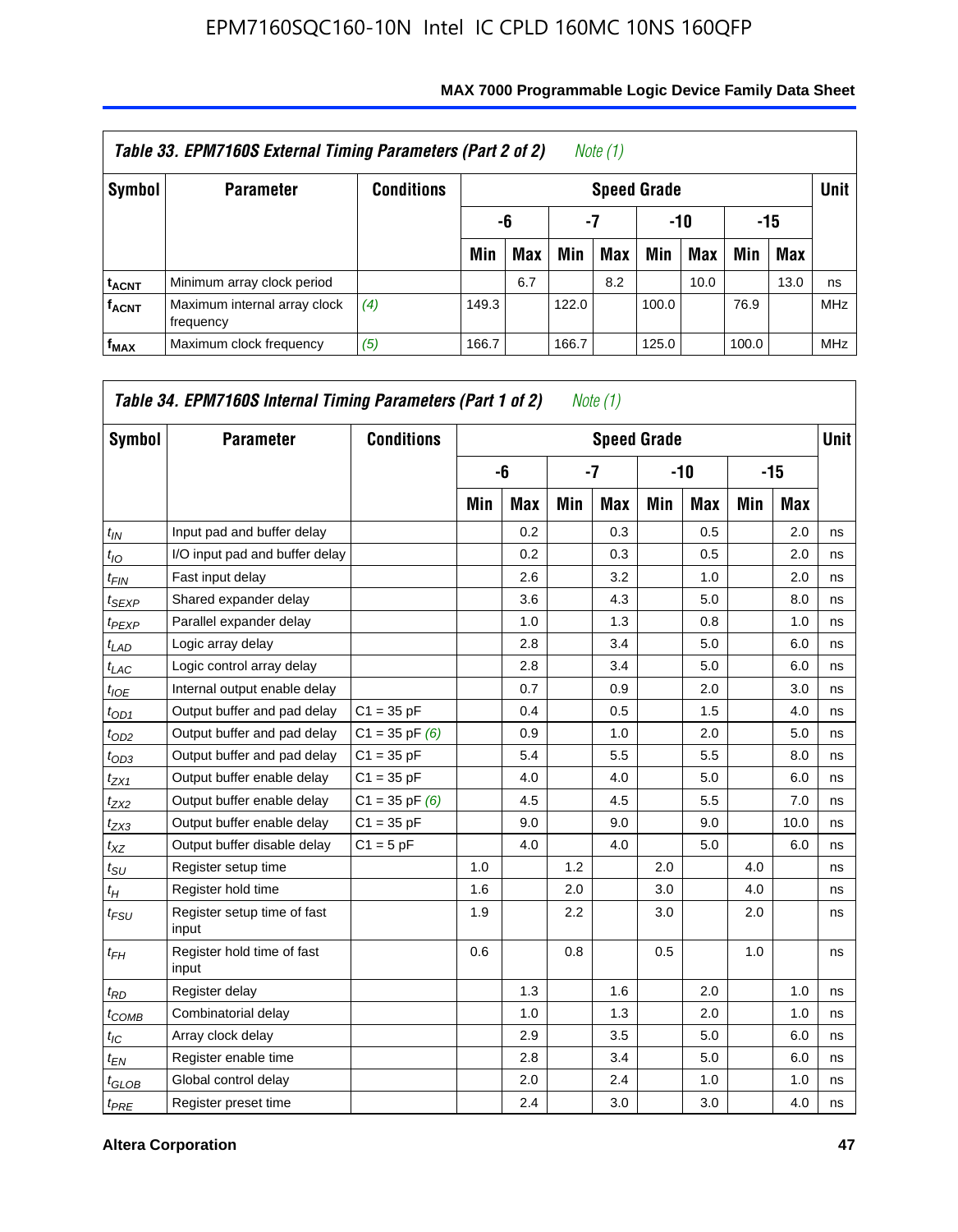**Table 33. EPM7160S External Timing Parameters (Part 2 of 2)** *Note (1)*

| Symbol | Parameter | Conditions | Speed Grade | | | | | | | | Unit |
|---|---|---|---|---|---|---|---|---|---|---|---|
| | | | -6 | | -7 | | -10 | | -15 | | |
| | | | Min | Max | Min | Max | Min | Max | Min | Max | |
| $t_{ACNT}$ | Minimum array clock period | | | 6.7 | | 8.2 | | 10.0 | | 13.0 | ns |
| $f_{ACNT}$ | Maximum internal array clock frequency | *(4)* | 149.3 | | 122.0 | | 100.0 | | 76.9 | | MHz |
| $f_{MAX}$ | Maximum clock frequency | *(5)* | 166.7 | | 166.7 | | 125.0 | | 100.0 | | MHz |

**Table 34. EPM7160S Internal Timing Parameters (Part 1 of 2)** *Note (1)*

| Symbol | Parameter | Conditions | Speed Grade | | | | | | | | Unit |
|---|---|---|---|---|---|---|---|---|---|---|---|
| | | | -6 | | -7 | | -10 | | -15 | | |
| | | | Min | Max | Min | Max | Min | Max | Min | Max | |
| $t_{IN}$ | Input pad and buffer delay | | | 0.2 | | 0.3 | | 0.5 | | 2.0 | ns |
| $t_{IO}$ | I/O input pad and buffer delay | | | 0.2 | | 0.3 | | 0.5 | | 2.0 | ns |
| $t_{FIN}$ | Fast input delay | | | 2.6 | | 3.2 | | 1.0 | | 2.0 | ns |
| $t_{SEXP}$ | Shared expander delay | | | 3.6 | | 4.3 | | 5.0 | | 8.0 | ns |
| $t_{PEXP}$ | Parallel expander delay | | | 1.0 | | 1.3 | | 0.8 | | 1.0 | ns |
| $t_{LAD}$ | Logic array delay | | | 2.8 | | 3.4 | | 5.0 | | 6.0 | ns |
| $t_{LAC}$ | Logic control array delay | | | 2.8 | | 3.4 | | 5.0 | | 6.0 | ns |
| $t_{IOE}$ | Internal output enable delay | | | 0.7 | | 0.9 | | 2.0 | | 3.0 | ns |
| $t_{OD1}$ | Output buffer and pad delay | C1 = 35 pF | | 0.4 | | 0.5 | | 1.5 | | 4.0 | ns |
| $t_{OD2}$ | Output buffer and pad delay | C1 = 35 pF *(6)* | | 0.9 | | 1.0 | | 2.0 | | 5.0 | ns |
| $t_{OD3}$ | Output buffer and pad delay | C1 = 35 pF | | 5.4 | | 5.5 | | 5.5 | | 8.0 | ns |
| $t_{ZX1}$ | Output buffer enable delay | C1 = 35 pF | | 4.0 | | 4.0 | | 5.0 | | 6.0 | ns |
| $t_{ZX2}$ | Output buffer enable delay | C1 = 35 pF *(6)* | | 4.5 | | 4.5 | | 5.5 | | 7.0 | ns |
| $t_{ZX3}$ | Output buffer enable delay | C1 = 35 pF | | 9.0 | | 9.0 | | 9.0 | | 10.0 | ns |
| $t_{XZ}$ | Output buffer disable delay | C1 = 5 pF | | 4.0 | | 4.0 | | 5.0 | | 6.0 | ns |
| $t_{SU}$ | Register setup time | | 1.0 | | 1.2 | | 2.0 | | 4.0 | | ns |
| $t_{H}$ | Register hold time | | 1.6 | | 2.0 | | 3.0 | | 4.0 | | ns |
| $t_{FSU}$ | Register setup time of fast input | | 1.9 | | 2.2 | | 3.0 | | 2.0 | | ns |
| $t_{FH}$ | Register hold time of fast input | | 0.6 | | 0.8 | | 0.5 | | 1.0 | | ns |
| $t_{RD}$ | Register delay | | | 1.3 | | 1.6 | | 2.0 | | 1.0 | ns |
| $t_{COMB}$ | Combinatorial delay | | | 1.0 | | 1.3 | | 2.0 | | 1.0 | ns |
| $t_{IC}$ | Array clock delay | | | 2.9 | | 3.5 | | 5.0 | | 6.0 | ns |
| $t_{EN}$ | Register enable time | | | 2.8 | | 3.4 | | 5.0 | | 6.0 | ns |
| $t_{GLOB}$ | Global control delay | | | 2.0 | | 2.4 | | 1.0 | | 1.0 | ns |
| $t_{PRE}$ | Register preset time | | | 2.4 | | 3.0 | | 3.0 | | 4.0 | ns |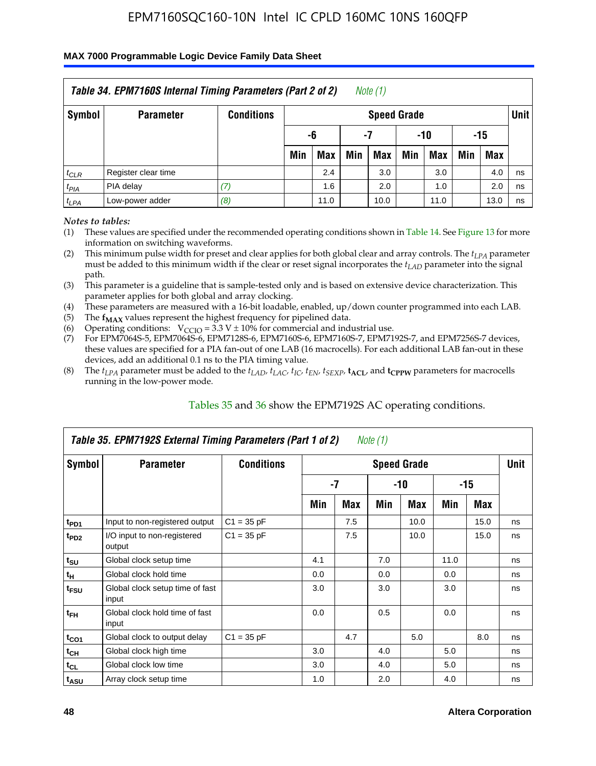| Table 34. EPM7160S Internal Timing Parameters (Part 2 of 2) *Note (1)* | | | | | | | | | | | |
|---|---|---|---|---|---|---|---|---|---|---|---|
| Symbol | Parameter | Conditions | Speed Grade | | | | | | | | Unit |
| | | | -6 | | -7 | | -10 | | -15 | | |
| | | | Min | Max | Min | Max | Min | Max | Min | Max | |
| $t_{CLR}$ | Register clear time | | | 2.4 | | 3.0 | | 3.0 | | 4.0 | ns |
| $t_{PIA}$ | PIA delay | *(7)* | | 1.6 | | 2.0 | | 1.0 | | 2.0 | ns |
| $t_{LPA}$ | Low-power adder | *(8)* | | 11.0 | | 10.0 | | 11.0 | | 13.0 | ns |

*Notes to tables:*

(1) These values are specified under the recommended operating conditions shown in Table 14. See Figure 13 for more information on switching waveforms.

(2) This minimum pulse width for preset and clear applies for both global clear and array controls. The $t_{LPA}$ parameter must be added to this minimum width if the clear or reset signal incorporates the $t_{LAD}$ parameter into the signal path.

(3) This parameter is a guideline that is sample-tested only and is based on extensive device characterization. This parameter applies for both global and array clocking.

(4) These parameters are measured with a 16-bit loadable, enabled, up/down counter programmed into each LAB.

(5) The $\mathbf{f_{MAX}}$ values represent the highest frequency for pipelined data.

(6) Operating conditions: $V_{CCIO} = 3.3\ V \pm 10\%$ for commercial and industrial use.

(7) For EPM7064S-5, EPM7064S-6, EPM7128S-6, EPM7160S-6, EPM7160S-7, EPM7192S-7, and EPM7256S-7 devices, these values are specified for a PIA fan-out of one LAB (16 macrocells). For each additional LAB fan-out in these devices, add an additional 0.1 ns to the PIA timing value.

(8) The $t_{LPA}$ parameter must be added to the $t_{LAD}$, $t_{LAC}$, $t_{IC}$, $t_{EN}$, $t_{SEXP}$, $\mathbf{t_{ACL}}$, and $\mathbf{t_{CPPW}}$ parameters for macrocells running in the low-power mode.

Tables 35 and 36 show the EPM7192S AC operating conditions.

| Table 35. EPM7192S External Timing Parameters (Part 1 of 2) *Note (1)* | | | | | | | | | |
|---|---|---|---|---|---|---|---|---|---|
| Symbol | Parameter | Conditions | Speed Grade | | | | | | Unit |
| | | | -7 | | -10 | | -15 | | |
| | | | Min | Max | Min | Max | Min | Max | |
| $t_{PD1}$ | Input to non-registered output | C1 = 35 pF | | 7.5 | | 10.0 | | 15.0 | ns |
| $t_{PD2}$ | I/O input to non-registered output | C1 = 35 pF | | 7.5 | | 10.0 | | 15.0 | ns |
| $t_{SU}$ | Global clock setup time | | 4.1 | | 7.0 | | 11.0 | | ns |
| $t_H$ | Global clock hold time | | 0.0 | | 0.0 | | 0.0 | | ns |
| $t_{FSU}$ | Global clock setup time of fast input | | 3.0 | | 3.0 | | 3.0 | | ns |
| $t_{FH}$ | Global clock hold time of fast input | | 0.0 | | 0.5 | | 0.0 | | ns |
| $t_{CO1}$ | Global clock to output delay | C1 = 35 pF | | 4.7 | | 5.0 | | 8.0 | ns |
| $t_{CH}$ | Global clock high time | | 3.0 | | 4.0 | | 5.0 | | ns |
| $t_{CL}$ | Global clock low time | | 3.0 | | 4.0 | | 5.0 | | ns |
| $t_{ASU}$ | Array clock setup time | | 1.0 | | 2.0 | | 4.0 | | ns |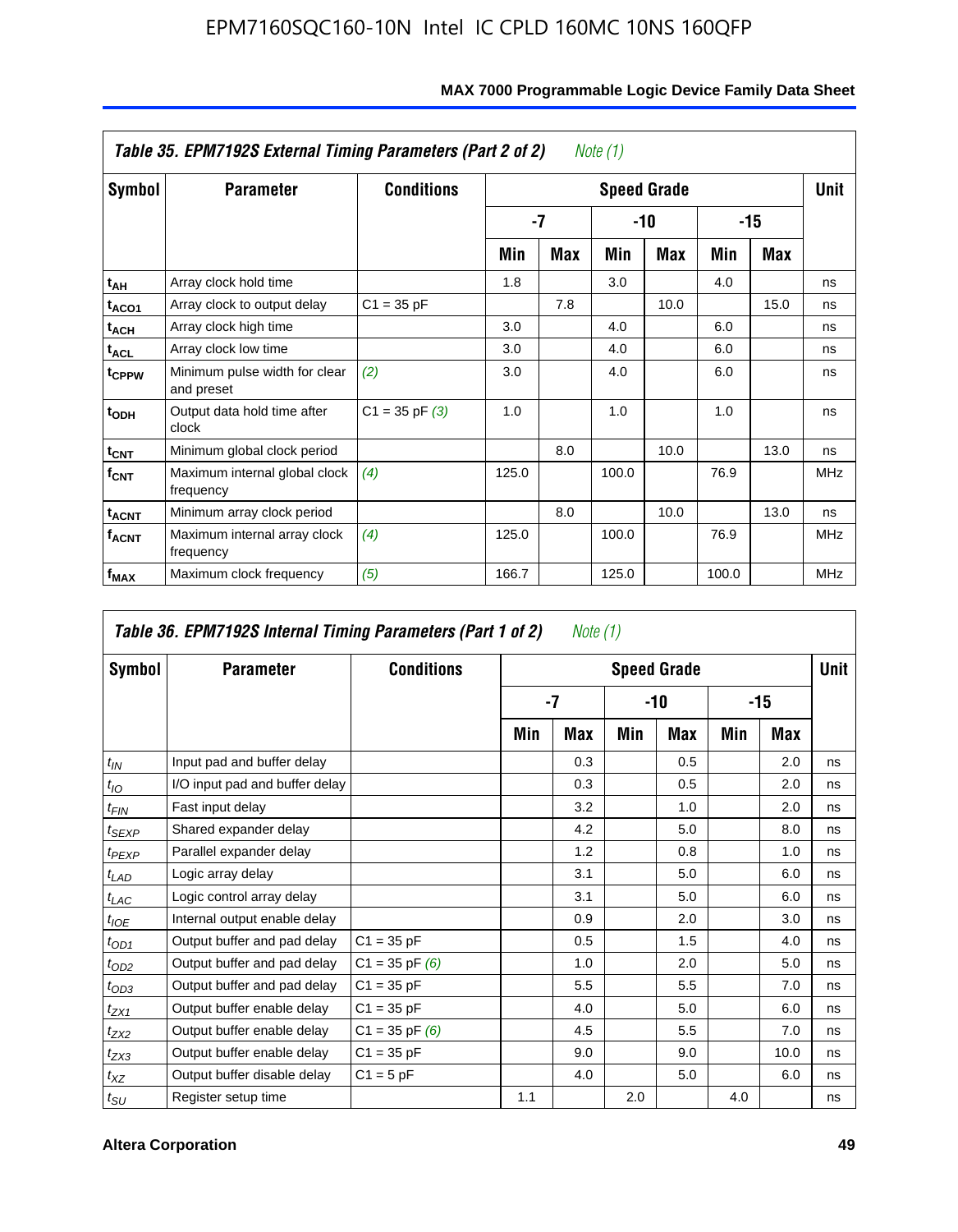**Table 35. EPM7192S External Timing Parameters (Part 2 of 2)** *Note (1)*

| Symbol | Parameter | Conditions | Speed Grade | | | | | | Unit |
|---|---|---|---|---|---|---|---|---|---|
| | | | -7 | | -10 | | -15 | | |
| | | | Min | Max | Min | Max | Min | Max | |
| $t_{AH}$ | Array clock hold time | | 1.8 | | 3.0 | | 4.0 | | ns |
| $t_{ACO1}$ | Array clock to output delay | C1 = 35 pF | | 7.8 | | 10.0 | | 15.0 | ns |
| $t_{ACH}$ | Array clock high time | | 3.0 | | 4.0 | | 6.0 | | ns |
| $t_{ACL}$ | Array clock low time | | 3.0 | | 4.0 | | 6.0 | | ns |
| $t_{CPPW}$ | Minimum pulse width for clear and preset | *(2)* | 3.0 | | 4.0 | | 6.0 | | ns |
| $t_{ODH}$ | Output data hold time after clock | C1 = 35 pF *(3)* | 1.0 | | 1.0 | | 1.0 | | ns |
| $t_{CNT}$ | Minimum global clock period | | | 8.0 | | 10.0 | | 13.0 | ns |
| $f_{CNT}$ | Maximum internal global clock frequency | *(4)* | 125.0 | | 100.0 | | 76.9 | | MHz |
| $t_{ACNT}$ | Minimum array clock period | | | 8.0 | | 10.0 | | 13.0 | ns |
| $f_{ACNT}$ | Maximum internal array clock frequency | *(4)* | 125.0 | | 100.0 | | 76.9 | | MHz |
| $f_{MAX}$ | Maximum clock frequency | *(5)* | 166.7 | | 125.0 | | 100.0 | | MHz |

**Table 36. EPM7192S Internal Timing Parameters (Part 1 of 2)** *Note (1)*

| Symbol | Parameter | Conditions | Speed Grade | | | | | | Unit |
|---|---|---|---|---|---|---|---|---|---|
| | | | -7 | | -10 | | -15 | | |
| | | | Min | Max | Min | Max | Min | Max | |
| $t_{IN}$ | Input pad and buffer delay | | | 0.3 | | 0.5 | | 2.0 | ns |
| $t_{IO}$ | I/O input pad and buffer delay | | | 0.3 | | 0.5 | | 2.0 | ns |
| $t_{FIN}$ | Fast input delay | | | 3.2 | | 1.0 | | 2.0 | ns |
| $t_{SEXP}$ | Shared expander delay | | | 4.2 | | 5.0 | | 8.0 | ns |
| $t_{PEXP}$ | Parallel expander delay | | | 1.2 | | 0.8 | | 1.0 | ns |
| $t_{LAD}$ | Logic array delay | | | 3.1 | | 5.0 | | 6.0 | ns |
| $t_{LAC}$ | Logic control array delay | | | 3.1 | | 5.0 | | 6.0 | ns |
| $t_{IOE}$ | Internal output enable delay | | | 0.9 | | 2.0 | | 3.0 | ns |
| $t_{OD1}$ | Output buffer and pad delay | C1 = 35 pF | | 0.5 | | 1.5 | | 4.0 | ns |
| $t_{OD2}$ | Output buffer and pad delay | C1 = 35 pF *(6)* | | 1.0 | | 2.0 | | 5.0 | ns |
| $t_{OD3}$ | Output buffer and pad delay | C1 = 35 pF | | 5.5 | | 5.5 | | 7.0 | ns |
| $t_{ZX1}$ | Output buffer enable delay | C1 = 35 pF | | 4.0 | | 5.0 | | 6.0 | ns |
| $t_{ZX2}$ | Output buffer enable delay | C1 = 35 pF *(6)* | | 4.5 | | 5.5 | | 7.0 | ns |
| $t_{ZX3}$ | Output buffer enable delay | C1 = 35 pF | | 9.0 | | 9.0 | | 10.0 | ns |
| $t_{XZ}$ | Output buffer disable delay | C1 = 5 pF | | 4.0 | | 5.0 | | 6.0 | ns |
| $t_{SU}$ | Register setup time | | 1.1 | | 2.0 | | 4.0 | | ns |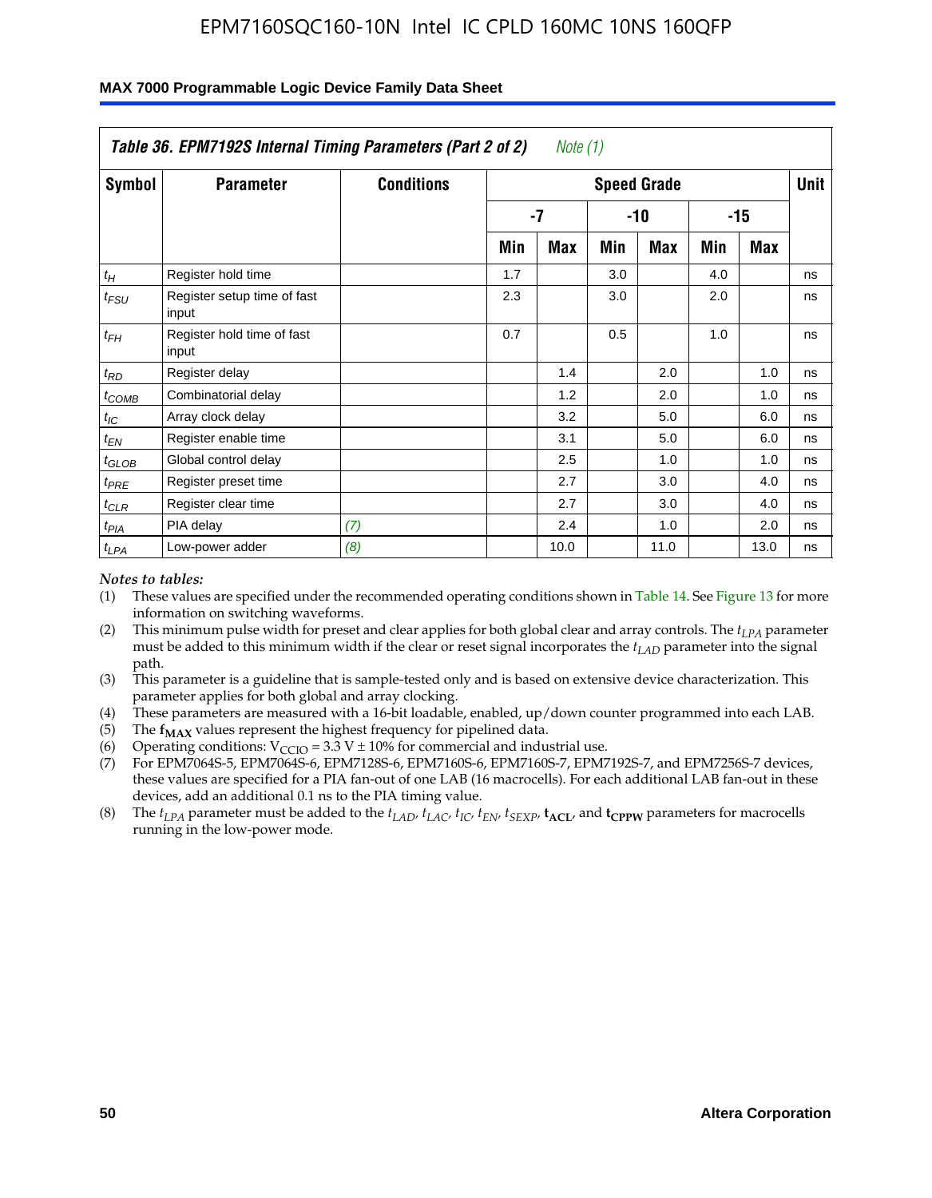Table 36. EPM7192S Internal Timing Parameters (Part 2 of 2) *Note (1)*

| Symbol | Parameter | Conditions | Speed Grade | | | | | | Unit |
|---|---|---|---|---|---|---|---|---|---|
| | | | -7 | | -10 | | -15 | | |
| | | | Min | Max | Min | Max | Min | Max | |
| $t_H$ | Register hold time | | 1.7 | | 3.0 | | 4.0 | | ns |
| $t_{FSU}$ | Register setup time of fast input | | 2.3 | | 3.0 | | 2.0 | | ns |
| $t_{FH}$ | Register hold time of fast input | | 0.7 | | 0.5 | | 1.0 | | ns |
| $t_{RD}$ | Register delay | | | 1.4 | | 2.0 | | 1.0 | ns |
| $t_{COMB}$ | Combinatorial delay | | | 1.2 | | 2.0 | | 1.0 | ns |
| $t_{IC}$ | Array clock delay | | | 3.2 | | 5.0 | | 6.0 | ns |
| $t_{EN}$ | Register enable time | | | 3.1 | | 5.0 | | 6.0 | ns |
| $t_{GLOB}$ | Global control delay | | | 2.5 | | 1.0 | | 1.0 | ns |
| $t_{PRE}$ | Register preset time | | | 2.7 | | 3.0 | | 4.0 | ns |
| $t_{CLR}$ | Register clear time | | | 2.7 | | 3.0 | | 4.0 | ns |
| $t_{PIA}$ | PIA delay | *(7)* | | 2.4 | | 1.0 | | 2.0 | ns |
| $t_{LPA}$ | Low-power adder | *(8)* | | 10.0 | | 11.0 | | 13.0 | ns |

*Notes to tables:*

(1) These values are specified under the recommended operating conditions shown in Table 14. See Figure 13 for more information on switching waveforms.

(2) This minimum pulse width for preset and clear applies for both global clear and array controls. The $t_{LPA}$ parameter must be added to this minimum width if the clear or reset signal incorporates the $t_{LAD}$ parameter into the signal path.

(3) This parameter is a guideline that is sample-tested only and is based on extensive device characterization. This parameter applies for both global and array clocking.

(4) These parameters are measured with a 16-bit loadable, enabled, up/down counter programmed into each LAB.

(5) The $\mathbf{f_{MAX}}$ values represent the highest frequency for pipelined data.

(6) Operating conditions: $V_{CCIO} = 3.3$ V ± 10% for commercial and industrial use.

(7) For EPM7064S-5, EPM7064S-6, EPM7128S-6, EPM7160S-6, EPM7160S-7, EPM7192S-7, and EPM7256S-7 devices, these values are specified for a PIA fan-out of one LAB (16 macrocells). For each additional LAB fan-out in these devices, add an additional 0.1 ns to the PIA timing value.

(8) The $t_{LPA}$ parameter must be added to the $t_{LAD}$, $t_{LAC}$, $t_{IC}$, $t_{EN}$, $t_{SEXP}$, $\mathbf{t_{ACL}}$, and $\mathbf{t_{CPPW}}$ parameters for macrocells running in the low-power mode.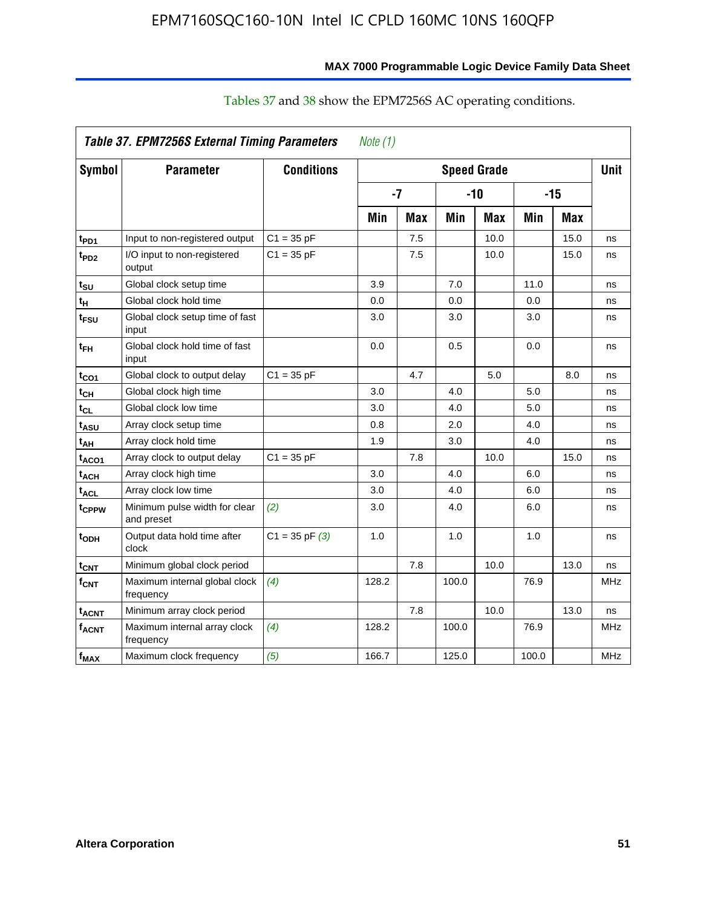Tables 37 and 38 show the EPM7256S AC operating conditions.

**Table 37. EPM7256S External Timing Parameters** *Note (1)*

| Symbol | Parameter | Conditions | Speed Grade | | | | | | Unit |
|---|---|---|---|---|---|---|---|---|---|
| | | | -7 | | -10 | | -15 | | |
| | | | Min | Max | Min | Max | Min | Max | |
| $t_{PD1}$ | Input to non-registered output | C1 = 35 pF | | 7.5 | | 10.0 | | 15.0 | ns |
| $t_{PD2}$ | I/O input to non-registered output | C1 = 35 pF | | 7.5 | | 10.0 | | 15.0 | ns |
| $t_{SU}$ | Global clock setup time | | 3.9 | | 7.0 | | 11.0 | | ns |
| $t_{H}$ | Global clock hold time | | 0.0 | | 0.0 | | 0.0 | | ns |
| $t_{FSU}$ | Global clock setup time of fast input | | 3.0 | | 3.0 | | 3.0 | | ns |
| $t_{FH}$ | Global clock hold time of fast input | | 0.0 | | 0.5 | | 0.0 | | ns |
| $t_{CO1}$ | Global clock to output delay | C1 = 35 pF | | 4.7 | | 5.0 | | 8.0 | ns |
| $t_{CH}$ | Global clock high time | | 3.0 | | 4.0 | | 5.0 | | ns |
| $t_{CL}$ | Global clock low time | | 3.0 | | 4.0 | | 5.0 | | ns |
| $t_{ASU}$ | Array clock setup time | | 0.8 | | 2.0 | | 4.0 | | ns |
| $t_{AH}$ | Array clock hold time | | 1.9 | | 3.0 | | 4.0 | | ns |
| $t_{ACO1}$ | Array clock to output delay | C1 = 35 pF | | 7.8 | | 10.0 | | 15.0 | ns |
| $t_{ACH}$ | Array clock high time | | 3.0 | | 4.0 | | 6.0 | | ns |
| $t_{ACL}$ | Array clock low time | | 3.0 | | 4.0 | | 6.0 | | ns |
| $t_{CPPW}$ | Minimum pulse width for clear and preset | *(2)* | 3.0 | | 4.0 | | 6.0 | | ns |
| $t_{ODH}$ | Output data hold time after clock | C1 = 35 pF *(3)* | 1.0 | | 1.0 | | 1.0 | | ns |
| $t_{CNT}$ | Minimum global clock period | | | 7.8 | | 10.0 | | 13.0 | ns |
| $f_{CNT}$ | Maximum internal global clock frequency | *(4)* | 128.2 | | 100.0 | | 76.9 | | MHz |
| $t_{ACNT}$ | Minimum array clock period | | | 7.8 | | 10.0 | | 13.0 | ns |
| $f_{ACNT}$ | Maximum internal array clock frequency | *(4)* | 128.2 | | 100.0 | | 76.9 | | MHz |
| $f_{MAX}$ | Maximum clock frequency | *(5)* | 166.7 | | 125.0 | | 100.0 | | MHz |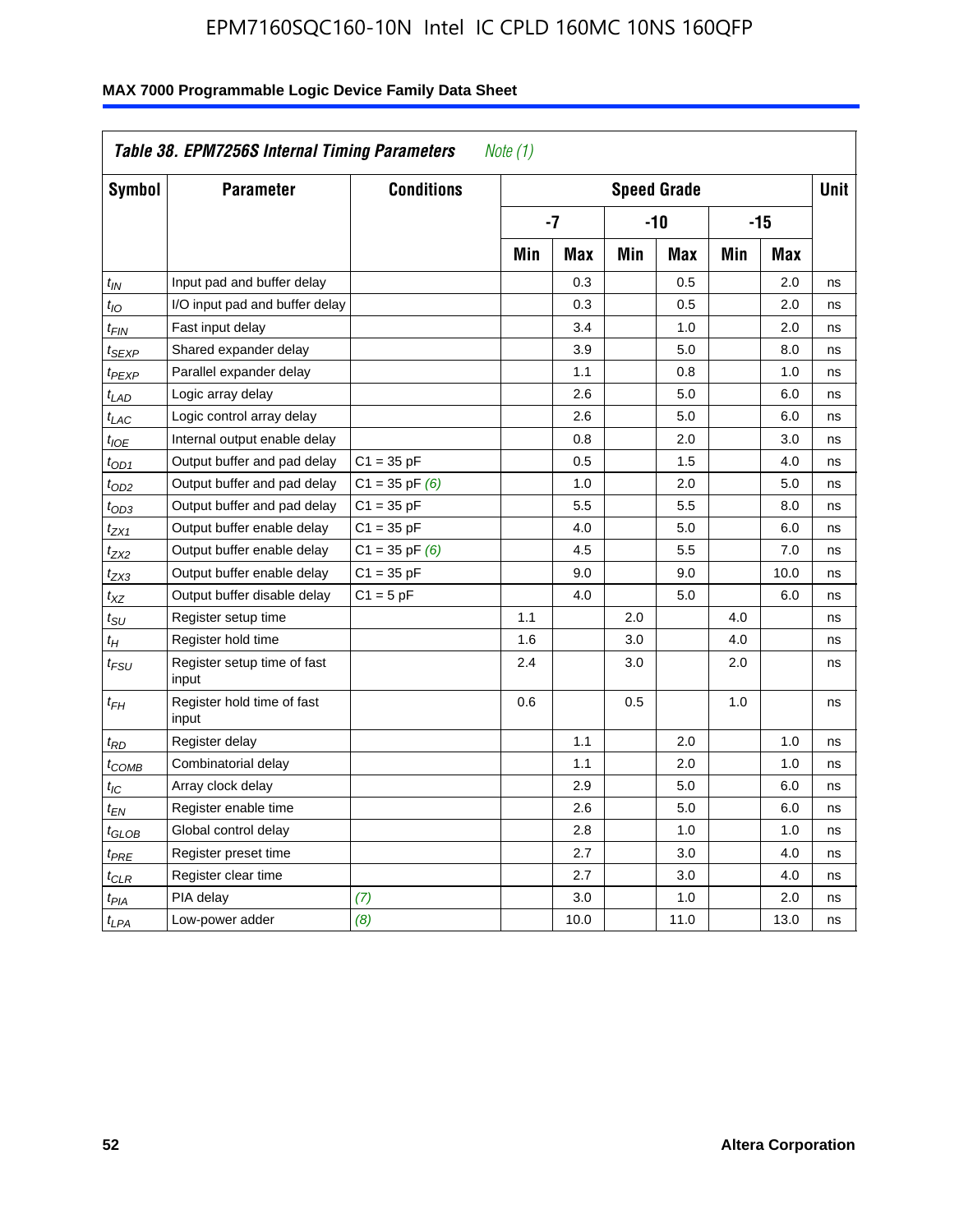| Table 38. EPM7256S Internal Timing Parameters *Note (1)* | | | | | | | | | |
|---|---|---|---|---|---|---|---|---|---|
| **Symbol** | **Parameter** | **Conditions** | **Speed Grade** | | | | | | **Unit** |
| | | | **-7** | | **-10** | | **-15** | | |
| | | | **Min** | **Max** | **Min** | **Max** | **Min** | **Max** | |
| $t_{IN}$ | Input pad and buffer delay | | | 0.3 | | 0.5 | | 2.0 | ns |
| $t_{IO}$ | I/O input pad and buffer delay | | | 0.3 | | 0.5 | | 2.0 | ns |
| $t_{FIN}$ | Fast input delay | | | 3.4 | | 1.0 | | 2.0 | ns |
| $t_{SEXP}$ | Shared expander delay | | | 3.9 | | 5.0 | | 8.0 | ns |
| $t_{PEXP}$ | Parallel expander delay | | | 1.1 | | 0.8 | | 1.0 | ns |
| $t_{LAD}$ | Logic array delay | | | 2.6 | | 5.0 | | 6.0 | ns |
| $t_{LAC}$ | Logic control array delay | | | 2.6 | | 5.0 | | 6.0 | ns |
| $t_{IOE}$ | Internal output enable delay | | | 0.8 | | 2.0 | | 3.0 | ns |
| $t_{OD1}$ | Output buffer and pad delay | C1 = 35 pF | | 0.5 | | 1.5 | | 4.0 | ns |
| $t_{OD2}$ | Output buffer and pad delay | C1 = 35 pF *(6)* | | 1.0 | | 2.0 | | 5.0 | ns |
| $t_{OD3}$ | Output buffer and pad delay | C1 = 35 pF | | 5.5 | | 5.5 | | 8.0 | ns |
| $t_{ZX1}$ | Output buffer enable delay | C1 = 35 pF | | 4.0 | | 5.0 | | 6.0 | ns |
| $t_{ZX2}$ | Output buffer enable delay | C1 = 35 pF *(6)* | | 4.5 | | 5.5 | | 7.0 | ns |
| $t_{ZX3}$ | Output buffer enable delay | C1 = 35 pF | | 9.0 | | 9.0 | | 10.0 | ns |
| $t_{XZ}$ | Output buffer disable delay | C1 = 5 pF | | 4.0 | | 5.0 | | 6.0 | ns |
| $t_{SU}$ | Register setup time | | 1.1 | | 2.0 | | 4.0 | | ns |
| $t_{H}$ | Register hold time | | 1.6 | | 3.0 | | 4.0 | | ns |
| $t_{FSU}$ | Register setup time of fast input | | 2.4 | | 3.0 | | 2.0 | | ns |
| $t_{FH}$ | Register hold time of fast input | | 0.6 | | 0.5 | | 1.0 | | ns |
| $t_{RD}$ | Register delay | | | 1.1 | | 2.0 | | 1.0 | ns |
| $t_{COMB}$ | Combinatorial delay | | | 1.1 | | 2.0 | | 1.0 | ns |
| $t_{IC}$ | Array clock delay | | | 2.9 | | 5.0 | | 6.0 | ns |
| $t_{EN}$ | Register enable time | | | 2.6 | | 5.0 | | 6.0 | ns |
| $t_{GLOB}$ | Global control delay | | | 2.8 | | 1.0 | | 1.0 | ns |
| $t_{PRE}$ | Register preset time | | | 2.7 | | 3.0 | | 4.0 | ns |
| $t_{CLR}$ | Register clear time | | | 2.7 | | 3.0 | | 4.0 | ns |
| $t_{PIA}$ | PIA delay | *(7)* | | 3.0 | | 1.0 | | 2.0 | ns |
| $t_{LPA}$ | Low-power adder | *(8)* | | 10.0 | | 11.0 | | 13.0 | ns |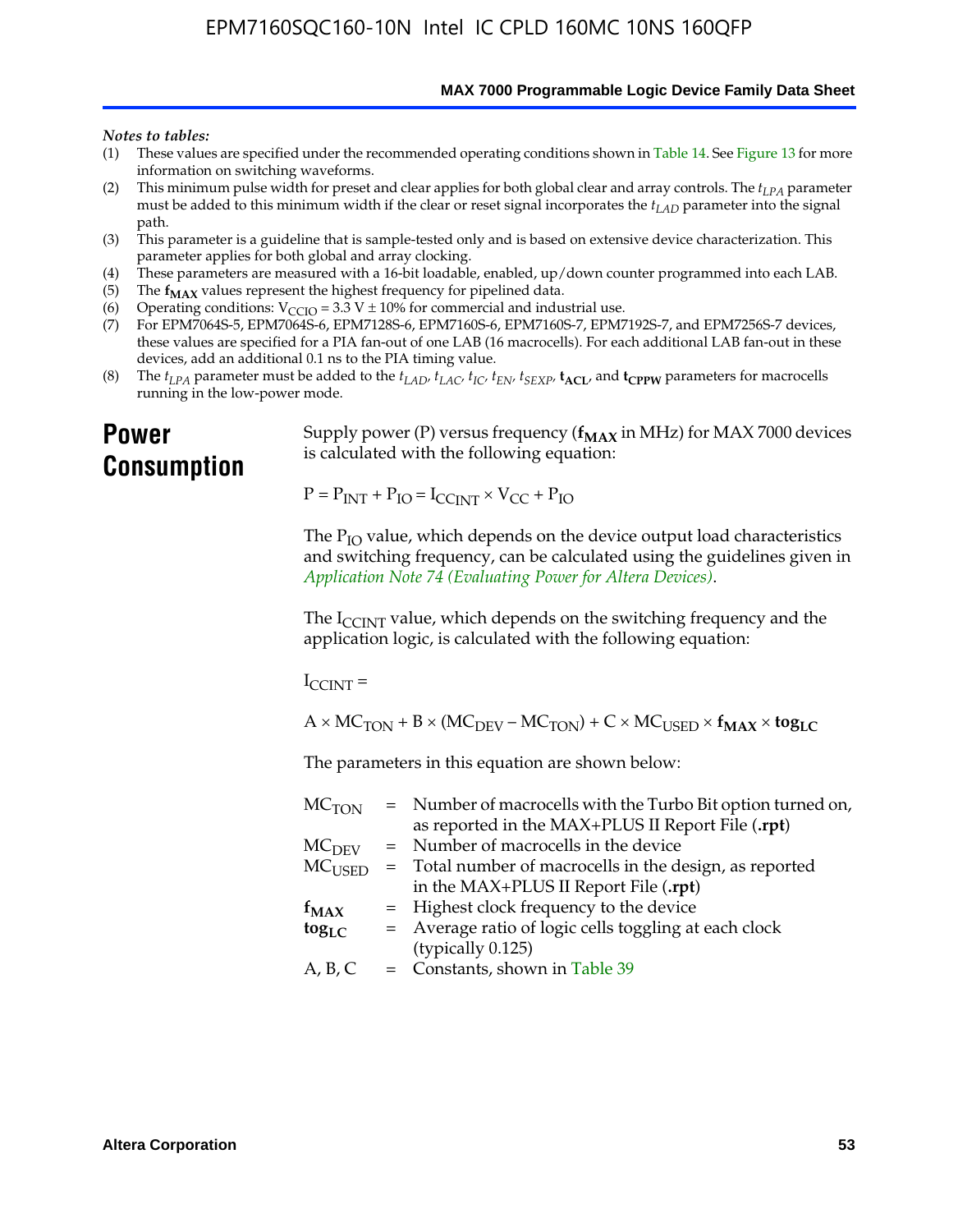*Notes to tables:*

(1) These values are specified under the recommended operating conditions shown in Table 14. See Figure 13 for more information on switching waveforms.
(2) This minimum pulse width for preset and clear applies for both global clear and array controls. The $t_{LPA}$ parameter must be added to this minimum width if the clear or reset signal incorporates the $t_{LAD}$ parameter into the signal path.
(3) This parameter is a guideline that is sample-tested only and is based on extensive device characterization. This parameter applies for both global and array clocking.
(4) These parameters are measured with a 16-bit loadable, enabled, up/down counter programmed into each LAB.
(5) The $\mathbf{f_{MAX}}$ values represent the highest frequency for pipelined data.
(6) Operating conditions: $V_{CCIO} = 3.3\ V \pm 10\%$ for commercial and industrial use.
(7) For EPM7064S-5, EPM7064S-6, EPM7128S-6, EPM7160S-6, EPM7160S-7, EPM7192S-7, and EPM7256S-7 devices, these values are specified for a PIA fan-out of one LAB (16 macrocells). For each additional LAB fan-out in these devices, add an additional 0.1 ns to the PIA timing value.
(8) The $t_{LPA}$ parameter must be added to the $t_{LAD}$, $t_{LAC}$, $t_{IC}$, $t_{EN}$, $t_{SEXP}$, $\mathbf{t_{ACL}}$, and $\mathbf{t_{CPPW}}$ parameters for macrocells running in the low-power mode.

# Power Consumption

Supply power (P) versus frequency ($\mathbf{f_{MAX}}$ in MHz) for MAX 7000 devices is calculated with the following equation:

$$P = P_{INT} + P_{IO} = I_{CCINT} \times V_{CC} + P_{IO}$$

The $P_{IO}$ value, which depends on the device output load characteristics and switching frequency, can be calculated using the guidelines given in *Application Note 74 (Evaluating Power for Altera Devices)*.

The $I_{CCINT}$ value, which depends on the switching frequency and the application logic, is calculated with the following equation:

$$I_{CCINT} =$$

$$A \times MC_{TON} + B \times (MC_{DEV} - MC_{TON}) + C \times MC_{USED} \times \mathbf{f_{MAX}} \times \mathbf{tog_{LC}}$$

The parameters in this equation are shown below:

| | | |
|---|---|---|
| $MC_{TON}$ | = | Number of macrocells with the Turbo Bit option turned on, as reported in the MAX+PLUS II Report File (**.rpt**) |
| $MC_{DEV}$ | = | Number of macrocells in the device |
| $MC_{USED}$ | = | Total number of macrocells in the design, as reported in the MAX+PLUS II Report File (**.rpt**) |
| $\mathbf{f_{MAX}}$ | = | Highest clock frequency to the device |
| $\mathbf{tog_{LC}}$ | = | Average ratio of logic cells toggling at each clock (typically 0.125) |
| A, B, C | = | Constants, shown in Table 39 |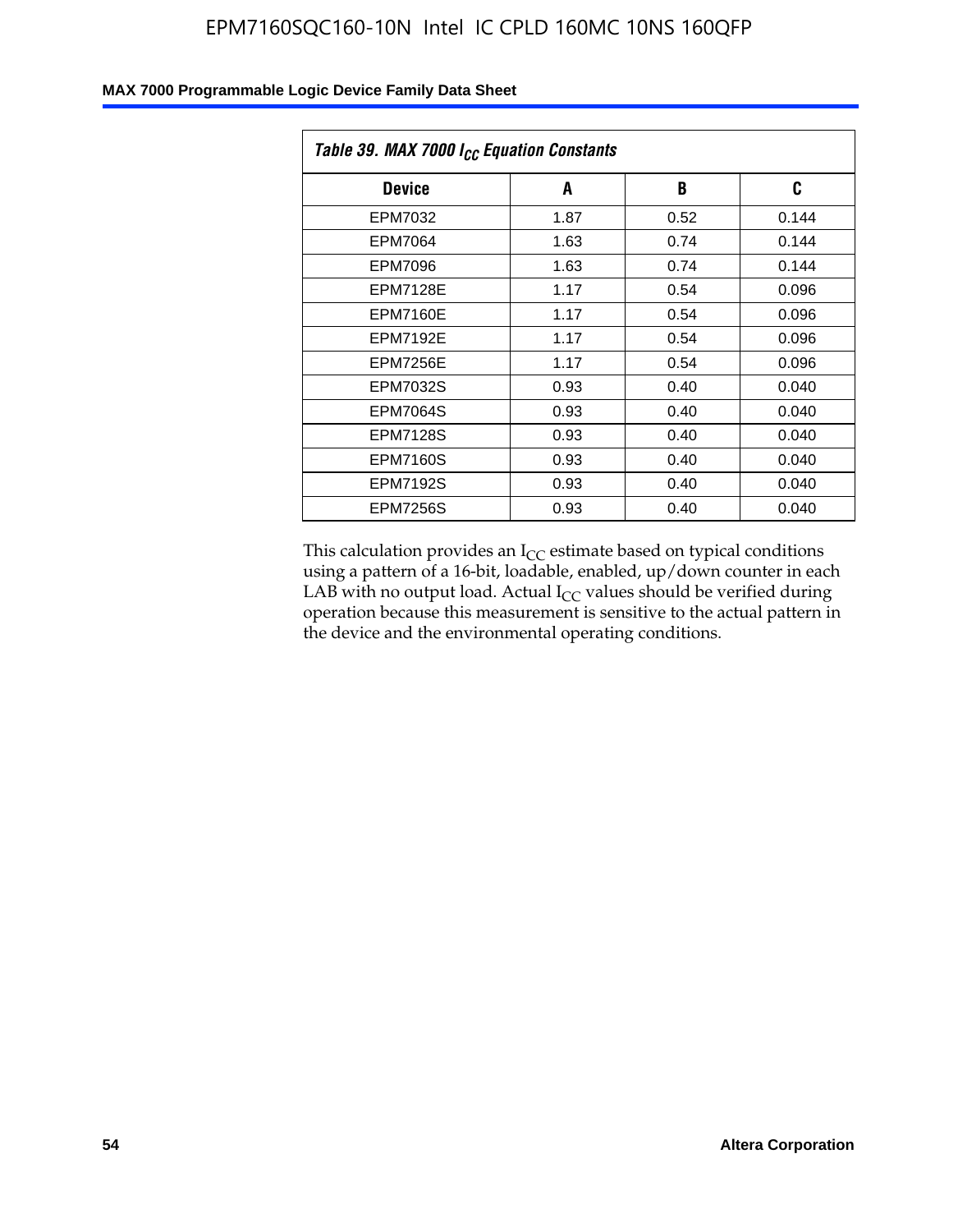| Table 39. MAX 7000 $I_{CC}$ Equation Constants | | | |
|---|---|---|---|
| **Device** | **A** | **B** | **C** |
| EPM7032 | 1.87 | 0.52 | 0.144 |
| EPM7064 | 1.63 | 0.74 | 0.144 |
| EPM7096 | 1.63 | 0.74 | 0.144 |
| EPM7128E | 1.17 | 0.54 | 0.096 |
| EPM7160E | 1.17 | 0.54 | 0.096 |
| EPM7192E | 1.17 | 0.54 | 0.096 |
| EPM7256E | 1.17 | 0.54 | 0.096 |
| EPM7032S | 0.93 | 0.40 | 0.040 |
| EPM7064S | 0.93 | 0.40 | 0.040 |
| EPM7128S | 0.93 | 0.40 | 0.040 |
| EPM7160S | 0.93 | 0.40 | 0.040 |
| EPM7192S | 0.93 | 0.40 | 0.040 |
| EPM7256S | 0.93 | 0.40 | 0.040 |

This calculation provides an $I_{CC}$ estimate based on typical conditions using a pattern of a 16-bit, loadable, enabled, up/down counter in each LAB with no output load. Actual $I_{CC}$ values should be verified during operation because this measurement is sensitive to the actual pattern in the device and the environmental operating conditions.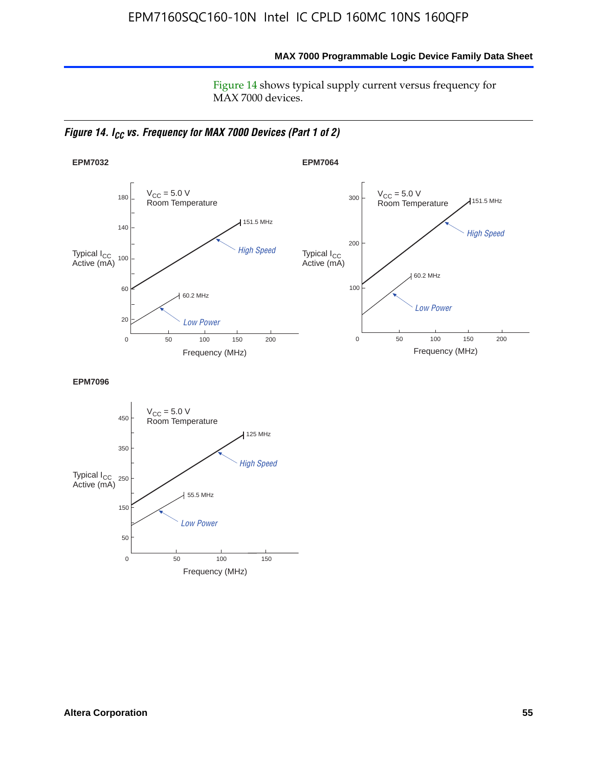Figure 14 shows typical supply current versus frequency for MAX 7000 devices.

*Figure 14. $I_{CC}$ vs. Frequency for MAX 7000 Devices (Part 1 of 2)*

**EPM7032**

$V_{CC}$ = 5.0 V
Room Temperature

Typical $I_{CC}$ Active (mA)

High Speed — 151.5 MHz

Low Power — 60.2 MHz

Frequency (MHz)

**EPM7064**

$V_{CC}$ = 5.0 V
Room Temperature

Typical $I_{CC}$ Active (mA)

High Speed — 151.5 MHz

Low Power — 60.2 MHz

Frequency (MHz)

**EPM7096**

$V_{CC}$ = 5.0 V
Room Temperature

Typical $I_{CC}$ Active (mA)

High Speed — 125 MHz

Low Power — 55.5 MHz

Frequency (MHz)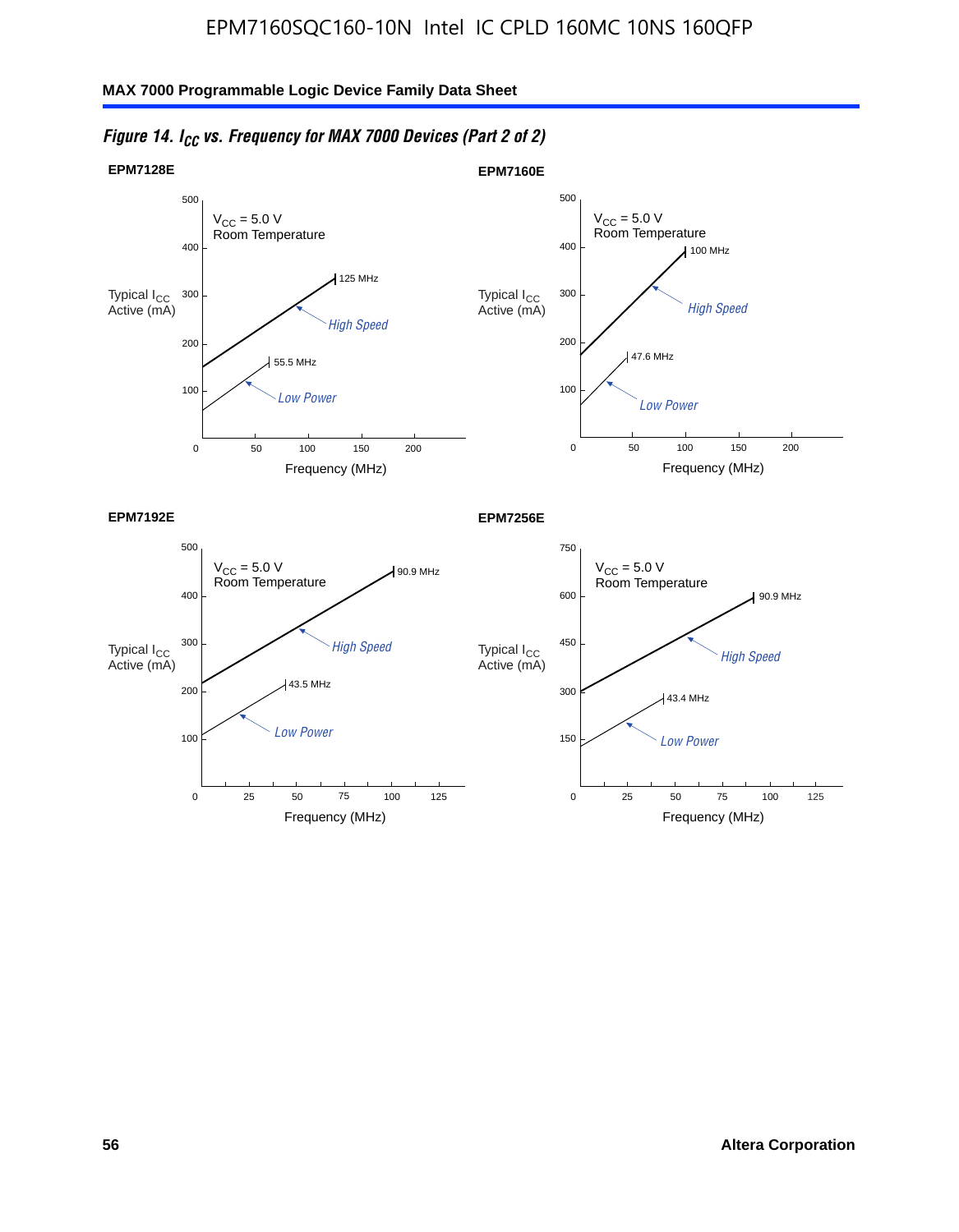*Figure 14. $I_{CC}$ vs. Frequency for MAX 7000 Devices (Part 2 of 2)*

**EPM7128E**

$V_{CC}$ = 5.0 V
Room Temperature

Typical $I_{CC}$ Active (mA)

High Speed — 125 MHz

Low Power — 55.5 MHz

Frequency (MHz)

**EPM7160E**

$V_{CC}$ = 5.0 V
Room Temperature

Typical $I_{CC}$ Active (mA)

High Speed — 100 MHz

Low Power — 47.6 MHz

Frequency (MHz)

**EPM7192E**

$V_{CC}$ = 5.0 V
Room Temperature

Typical $I_{CC}$ Active (mA)

High Speed — 90.9 MHz

Low Power — 43.5 MHz

Frequency (MHz)

**EPM7256E**

$V_{CC}$ = 5.0 V
Room Temperature

Typical $I_{CC}$ Active (mA)

High Speed — 90.9 MHz

Low Power — 43.4 MHz

Frequency (MHz)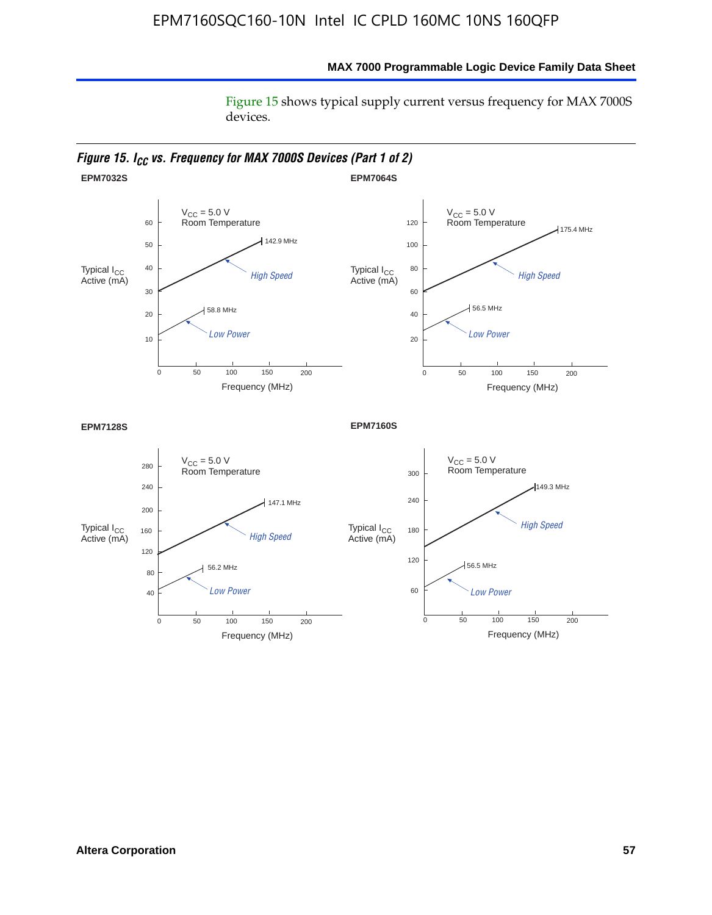Figure 15 shows typical supply current versus frequency for MAX 7000S devices.

*Figure 15. $I_{CC}$ vs. Frequency for MAX 7000S Devices (Part 1 of 2)*

**EPM7032S**

$V_{CC}$ = 5.0 V
Room Temperature

Typical $I_{CC}$ Active (mA)

60, 50, 40, 30, 20, 10

142.9 MHz
*High Speed*
58.8 MHz
*Low Power*

0, 50, 100, 150, 200

Frequency (MHz)

**EPM7064S**

$V_{CC}$ = 5.0 V
Room Temperature

Typical $I_{CC}$ Active (mA)

120, 100, 80, 60, 40, 20

175.4 MHz
*High Speed*
56.5 MHz
*Low Power*

0, 50, 100, 150, 200

Frequency (MHz)

**EPM7128S**

$V_{CC}$ = 5.0 V
Room Temperature

Typical $I_{CC}$ Active (mA)

280, 240, 200, 160, 120, 80, 40

147.1 MHz
*High Speed*
56.2 MHz
*Low Power*

0, 50, 100, 150, 200

Frequency (MHz)

**EPM7160S**

$V_{CC}$ = 5.0 V
Room Temperature

Typical $I_{CC}$ Active (mA)

300, 240, 180, 120, 60

149.3 MHz
*High Speed*
56.5 MHz
*Low Power*

0, 50, 100, 150, 200

Frequency (MHz)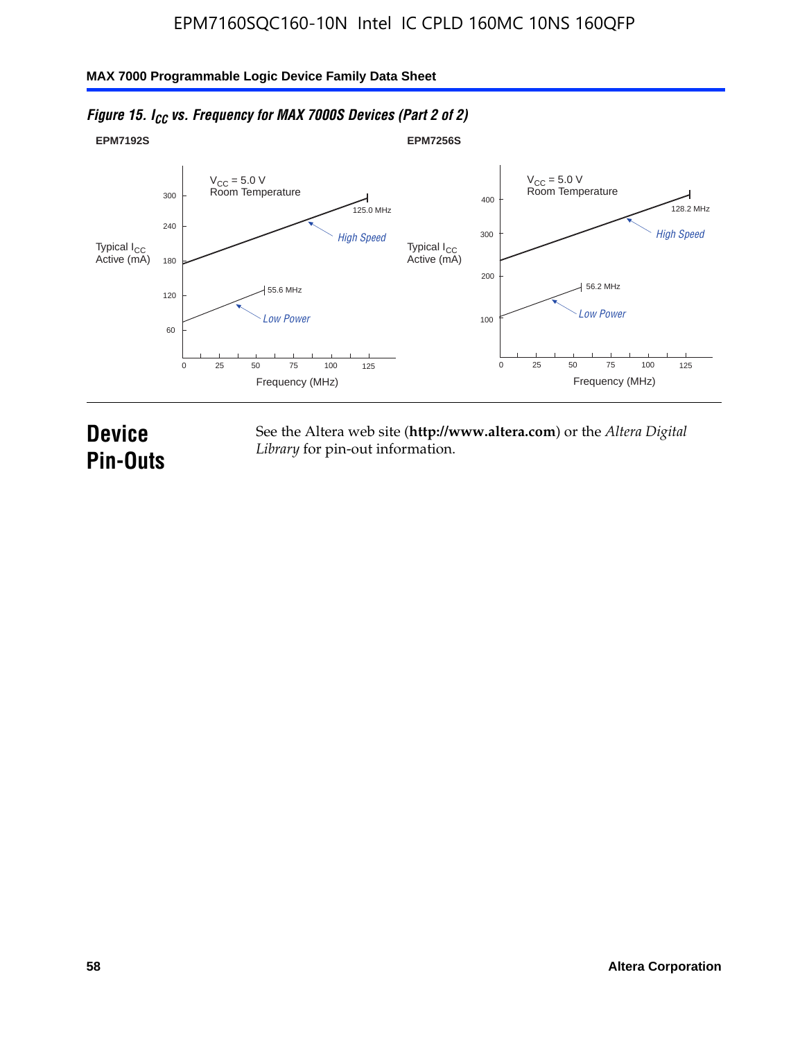*Figure 15. $I_{CC}$ vs. Frequency for MAX 7000S Devices (Part 2 of 2)*

**EPM7192S**

$V_{CC}$ = 5.0 V
Room Temperature

Typical $I_{CC}$ Active (mA)

300, 240, 180, 120, 60

125.0 MHz

*High Speed*

55.6 MHz

*Low Power*

0, 25, 50, 75, 100, 125

Frequency (MHz)

**EPM7256S**

$V_{CC}$ = 5.0 V
Room Temperature

Typical $I_{CC}$ Active (mA)

400, 300, 200, 100

128.2 MHz

*High Speed*

56.2 MHz

*Low Power*

0, 25, 50, 75, 100, 125

Frequency (MHz)

# Device Pin-Outs

See the Altera web site (**http://www.altera.com**) or the *Altera Digital Library* for pin-out information.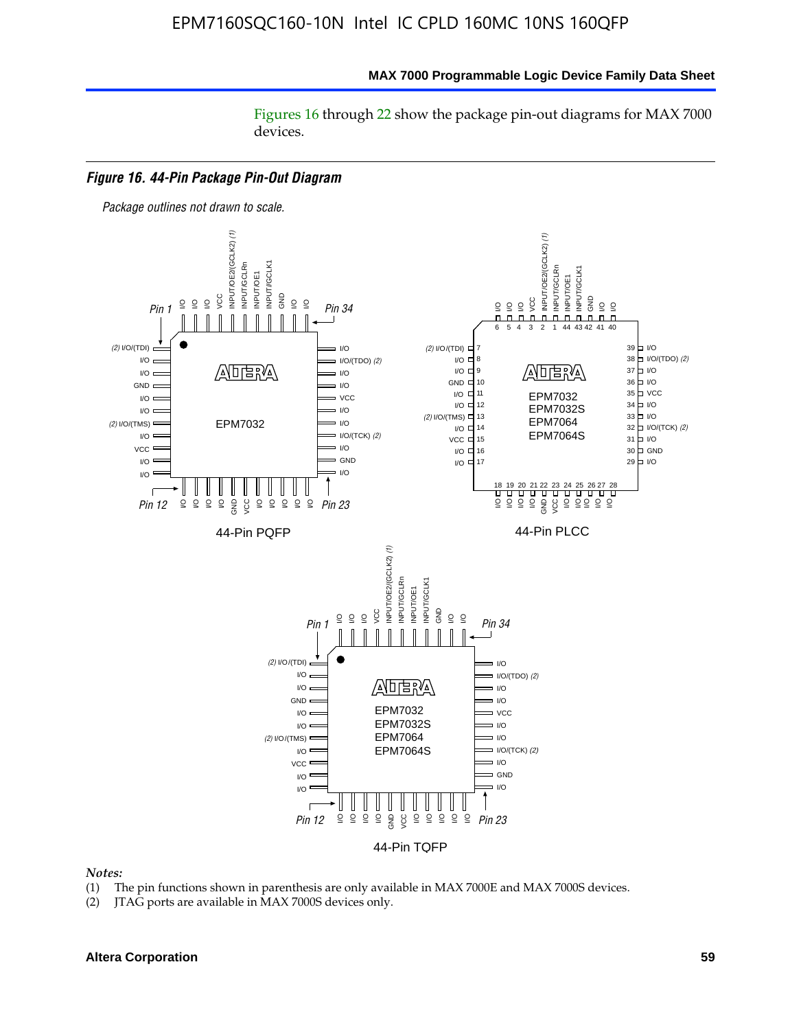Figures 16 through 22 show the package pin-out diagrams for MAX 7000 devices.

***Figure 16. 44-Pin Package Pin-Out Diagram***

*Package outlines not drawn to scale.*

44-Pin PQFP

44-Pin PLCC

44-Pin TQFP

*Notes:*

(1) The pin functions shown in parenthesis are only available in MAX 7000E and MAX 7000S devices.

(2) JTAG ports are available in MAX 7000S devices only.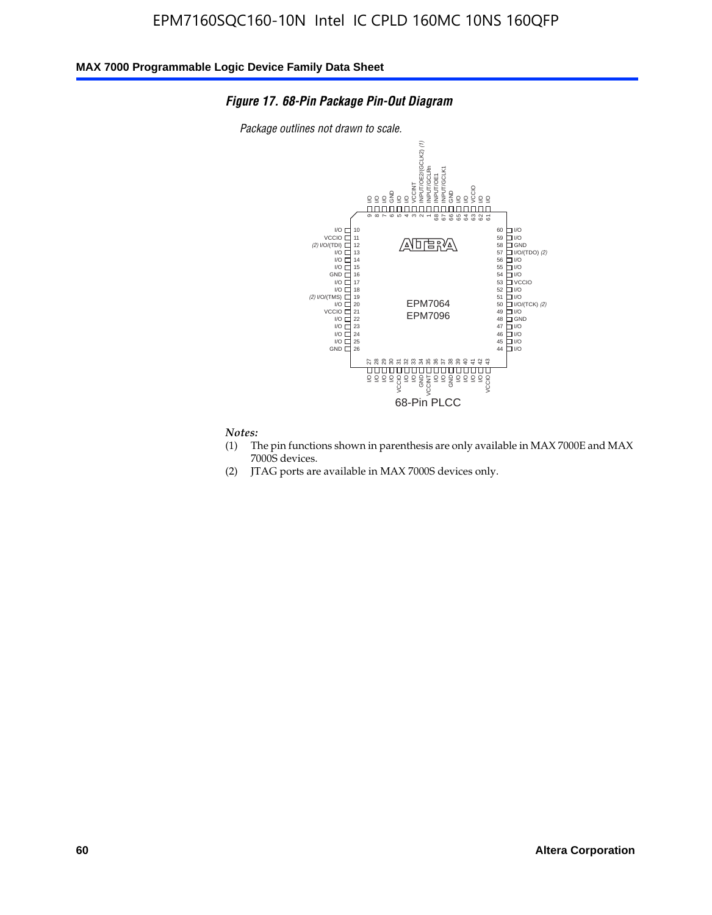EPM7160SQC160-10N Intel IC CPLD 160MC 10NS 160QFP

### *Figure 17. 68-Pin Package Pin-Out Diagram*

*Package outlines not drawn to scale.*

| Pin | Function | Pin | Function |
|---|---|---|---|
| 1 | INPUT/GCLRn | 35 | VCCINT |
| 2 | INPUT/OE2/(GCLK2) (1) | 36 | I/O |
| 3 | VCCINT | 37 | I/O |
| 4 | I/O | 38 | GND |
| 5 | I/O | 39 | I/O |
| 6 | GND | 40 | I/O |
| 7 | I/O | 41 | I/O |
| 8 | I/O | 42 | I/O |
| 9 | I/O | 43 | VCCIO |
| 10 | I/O | 44 | I/O |
| 11 | VCCIO | 45 | I/O |
| 12 | (2) I/O/(TDI) | 46 | I/O |
| 13 | I/O | 47 | I/O |
| 14 | I/O | 48 | GND |
| 15 | I/O | 49 | I/O |
| 16 | GND | 50 | I/O/(TCK) (2) |
| 17 | I/O | 51 | I/O |
| 18 | I/O | 52 | I/O |
| 19 | (2) I/O/(TMS) | 53 | VCCIO |
| 20 | I/O | 54 | I/O |
| 21 | VCCIO | 55 | I/O |
| 22 | I/O | 56 | I/O |
| 23 | I/O | 57 | I/O/(TDO) (2) |
| 24 | I/O | 58 | GND |
| 25 | I/O | 59 | I/O |
| 26 | GND | 60 | I/O |
| 27 | I/O | 61 | I/O |
| 28 | I/O | 62 | I/O |
| 29 | I/O | 63 | VCCIO |
| 30 | I/O | 64 | I/O |
| 31 | VCCIO | 65 | I/O |
| 32 | I/O | 66 | GND |
| 33 | I/O | 67 | INPUT/GCLK1 |
| 34 | GND | 68 | INPUT/OE1 |

EPM7064
EPM7096

68-Pin PLCC

*Notes:*

(1) The pin functions shown in parenthesis are only available in MAX 7000E and MAX 7000S devices.

(2) JTAG ports are available in MAX 7000S devices only.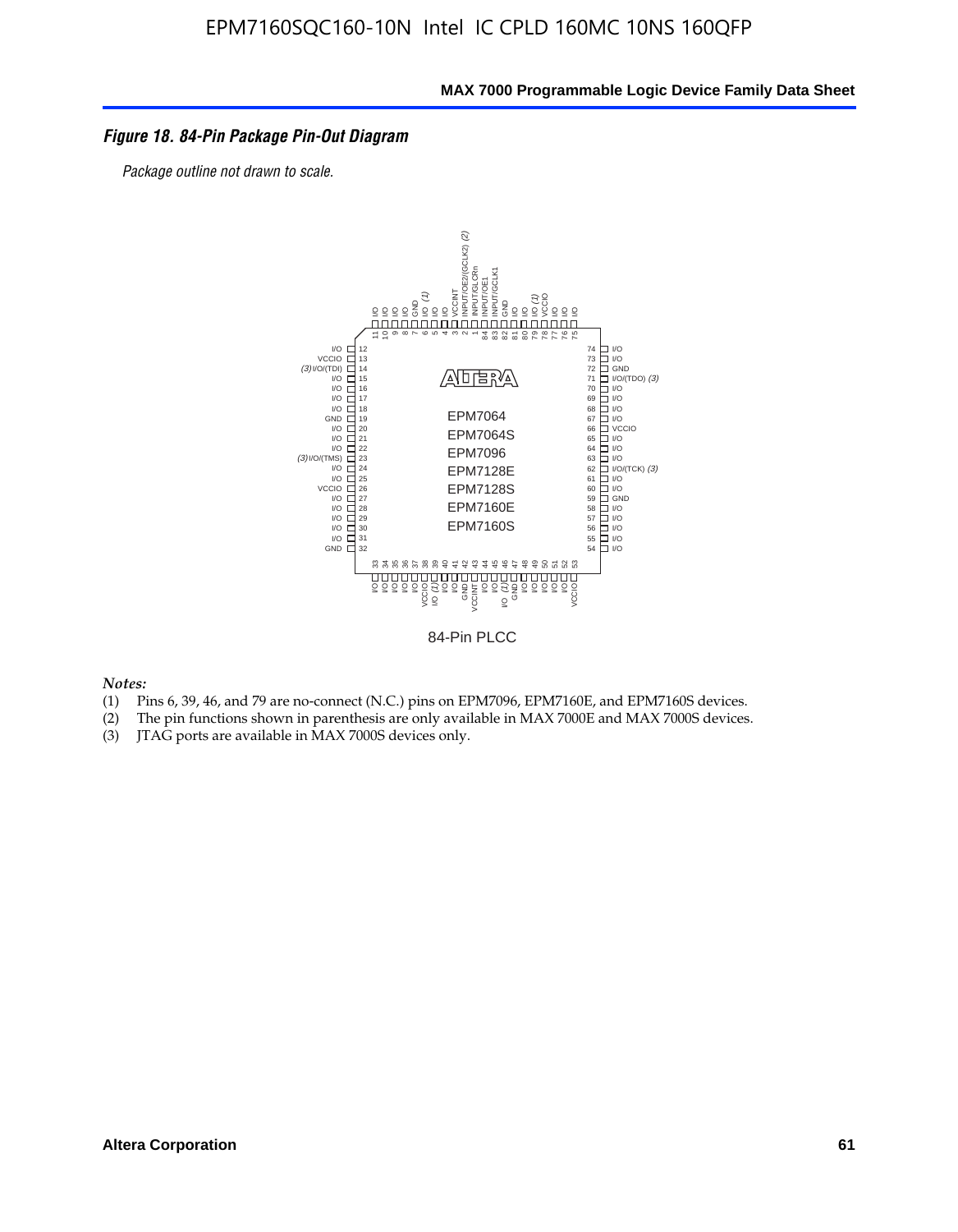*Figure 18. 84-Pin Package Pin-Out Diagram*

*Package outline not drawn to scale.*

84-Pin PLCC

*Notes:*

(1) Pins 6, 39, 46, and 79 are no-connect (N.C.) pins on EPM7096, EPM7160E, and EPM7160S devices.
(2) The pin functions shown in parenthesis are only available in MAX 7000E and MAX 7000S devices.
(3) JTAG ports are available in MAX 7000S devices only.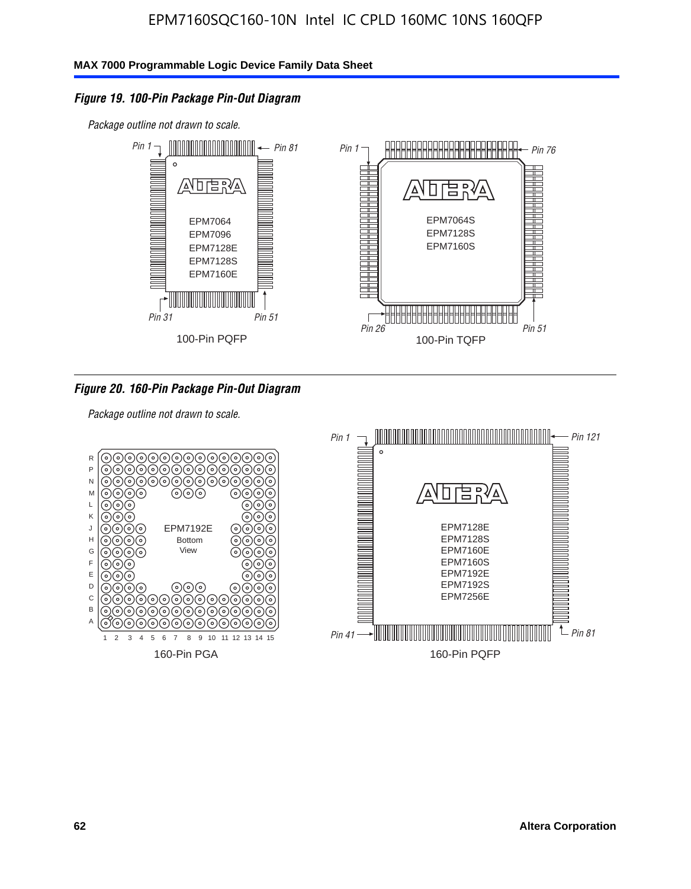#### *Figure 19. 100-Pin Package Pin-Out Diagram*

*Package outline not drawn to scale.*

Pin 1, Pin 81, Pin 31, Pin 51

EPM7064
EPM7096
EPM7128E
EPM7128S
EPM7160E

100-Pin PQFP

Pin 1, Pin 76, Pin 26, Pin 51

EPM7064S
EPM7128S
EPM7160S

100-Pin TQFP

#### *Figure 20. 160-Pin Package Pin-Out Diagram*

*Package outline not drawn to scale.*

EPM7192E
Bottom
View

160-Pin PGA

Pin 1, Pin 121, Pin 41, Pin 81

EPM7128E
EPM7128S
EPM7160E
EPM7160S
EPM7192E
EPM7192S
EPM7256E

160-Pin PQFP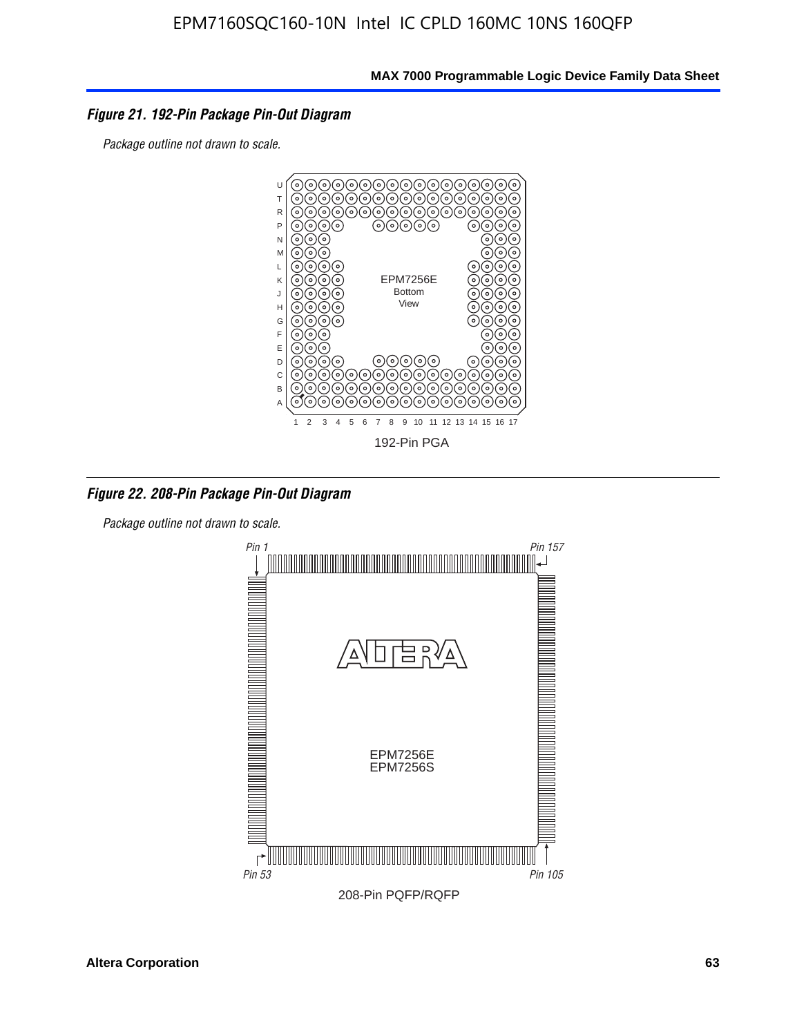### *Figure 21. 192-Pin Package Pin-Out Diagram*

*Package outline not drawn to scale.*

EPM7256E
Bottom
View

192-Pin PGA

### *Figure 22. 208-Pin Package Pin-Out Diagram*

*Package outline not drawn to scale.*

*Pin 1* *Pin 157*

EPM7256E
EPM7256S

*Pin 53* *Pin 105*

208-Pin PQFP/RQFP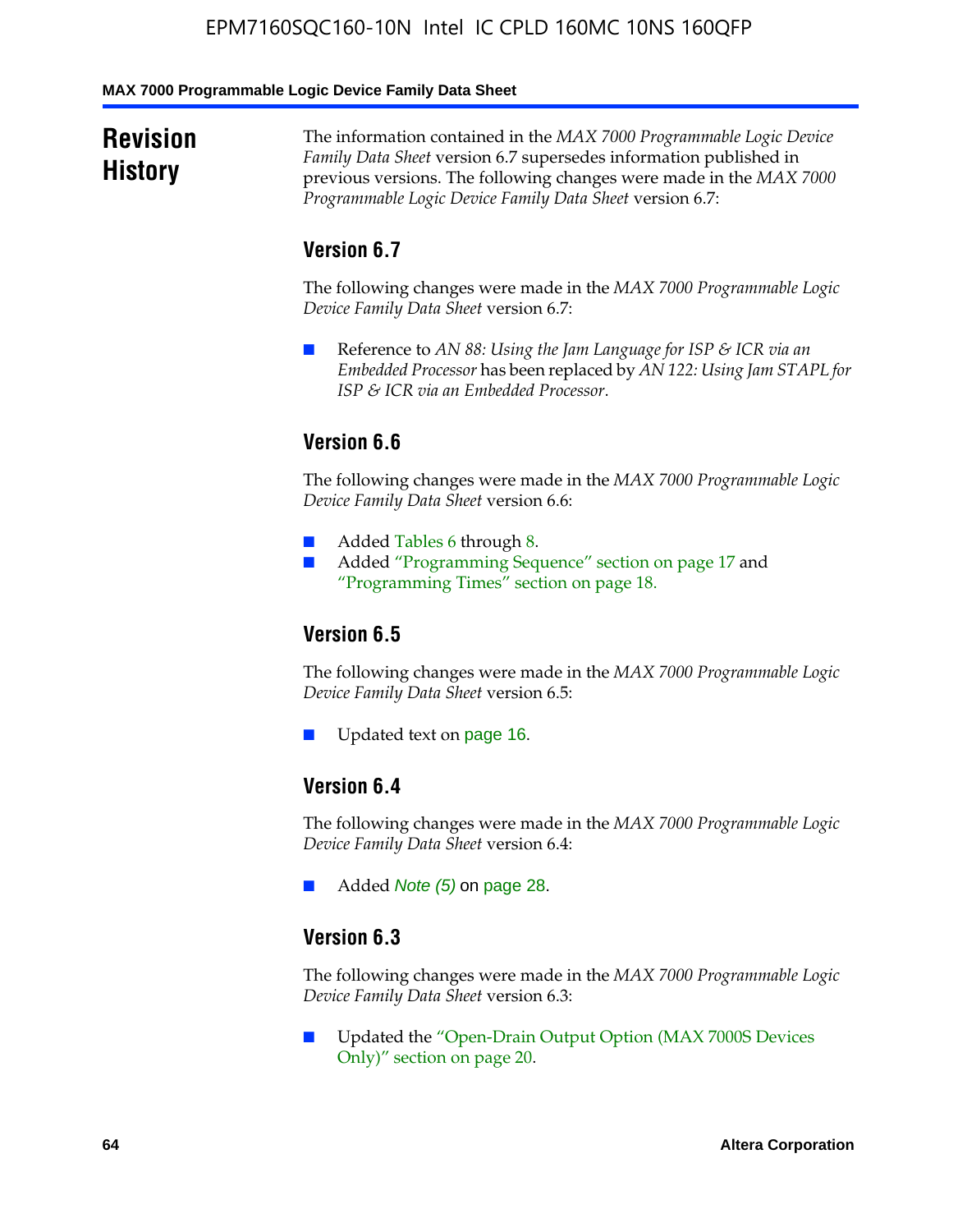# Revision History

The information contained in the *MAX 7000 Programmable Logic Device Family Data Sheet* version 6.7 supersedes information published in previous versions. The following changes were made in the *MAX 7000 Programmable Logic Device Family Data Sheet* version 6.7:

## Version 6.7

The following changes were made in the *MAX 7000 Programmable Logic Device Family Data Sheet* version 6.7:

- Reference to *AN 88: Using the Jam Language for ISP & ICR via an Embedded Processor* has been replaced by *AN 122: Using Jam STAPL for ISP & ICR via an Embedded Processor*.

## Version 6.6

The following changes were made in the *MAX 7000 Programmable Logic Device Family Data Sheet* version 6.6:

- Added Tables 6 through 8.
- Added "Programming Sequence" section on page 17 and "Programming Times" section on page 18.

## Version 6.5

The following changes were made in the *MAX 7000 Programmable Logic Device Family Data Sheet* version 6.5:

- Updated text on page 16.

## Version 6.4

The following changes were made in the *MAX 7000 Programmable Logic Device Family Data Sheet* version 6.4:

- Added *Note (5)* on page 28.

## Version 6.3

The following changes were made in the *MAX 7000 Programmable Logic Device Family Data Sheet* version 6.3:

- Updated the "Open-Drain Output Option (MAX 7000S Devices Only)" section on page 20.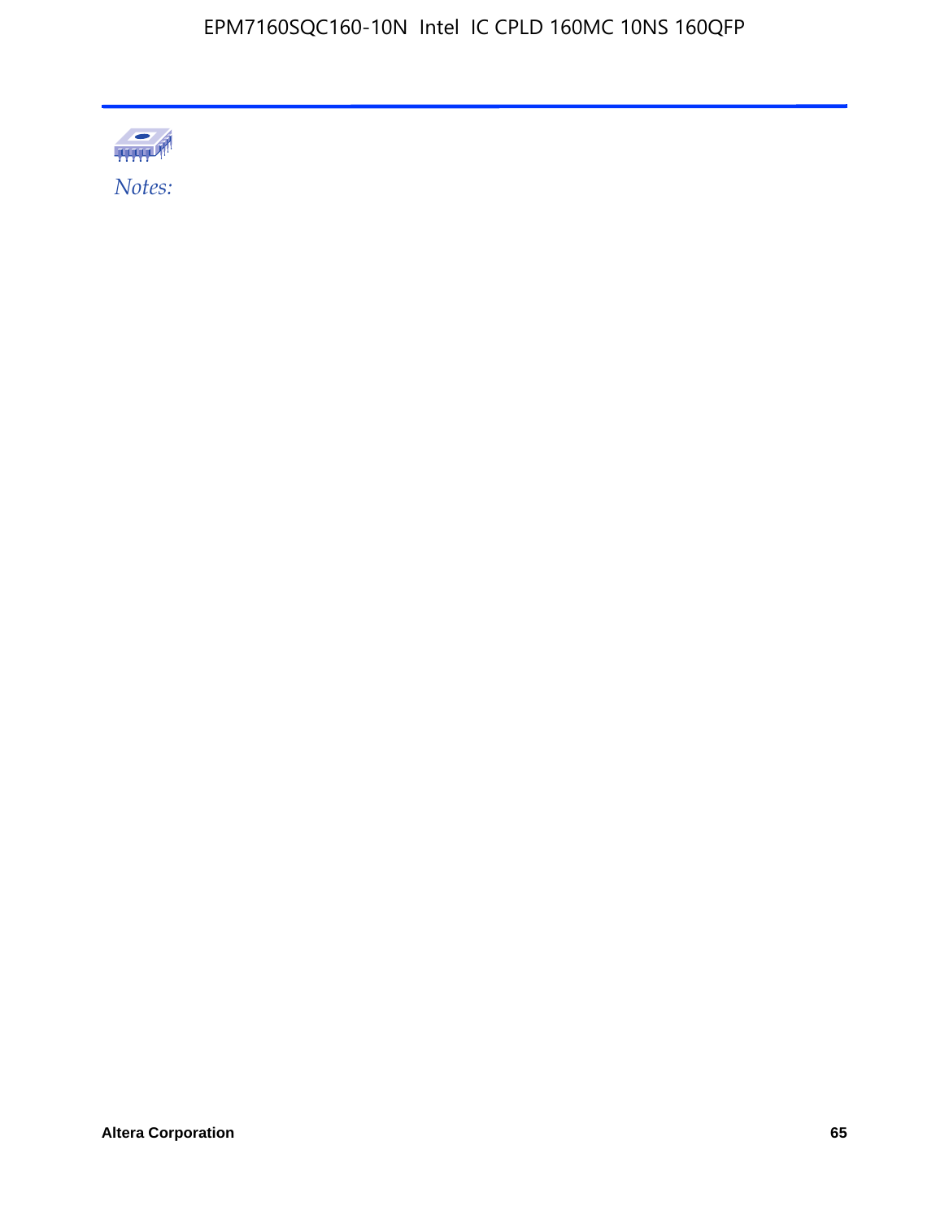*Notes:*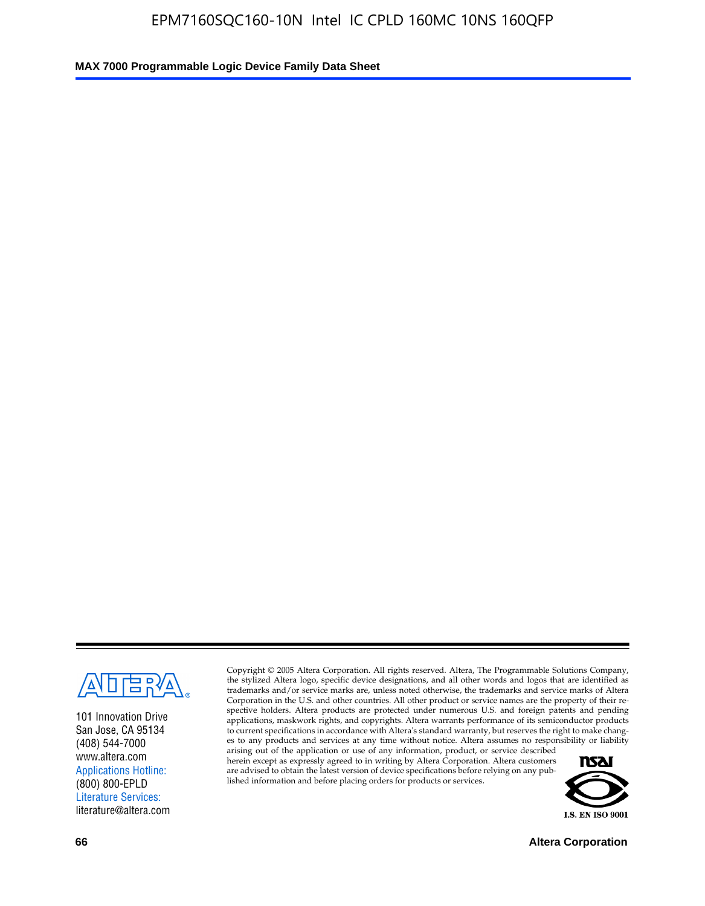101 Innovation Drive
San Jose, CA 95134
(408) 544-7000
www.altera.com
Applications Hotline:
(800) 800-EPLD
Literature Services:
literature@altera.com

Copyright © 2005 Altera Corporation. All rights reserved. Altera, The Programmable Solutions Company, the stylized Altera logo, specific device designations, and all other words and logos that are identified as trademarks and/or service marks are, unless noted otherwise, the trademarks and service marks of Altera Corporation in the U.S. and other countries. All other product or service names are the property of their respective holders. Altera products are protected under numerous U.S. and foreign patents and pending applications, maskwork rights, and copyrights. Altera warrants performance of its semiconductor products to current specifications in accordance with Altera's standard warranty, but reserves the right to make changes to any products and services at any time without notice. Altera assumes no responsibility or liability arising out of the application or use of any information, product, or service described herein except as expressly agreed to in writing by Altera Corporation. Altera customers are advised to obtain the latest version of device specifications before relying on any published information and before placing orders for products or services.

I.S. EN ISO 9001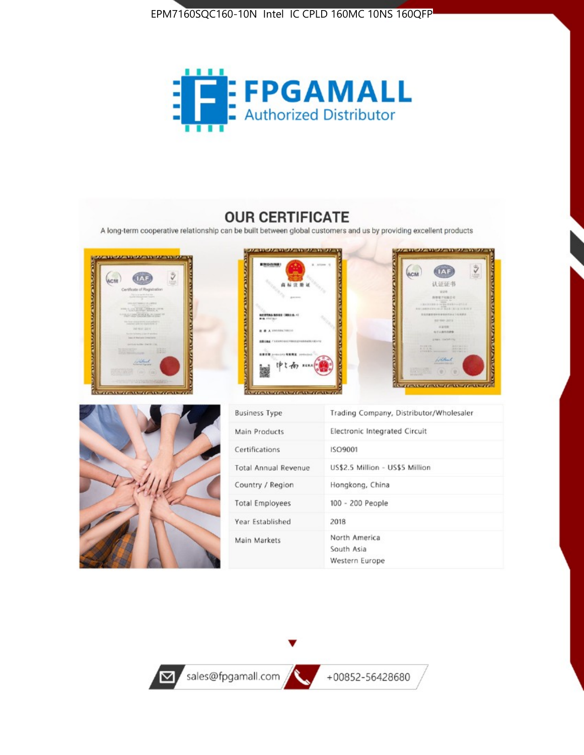FPGAMALL
Authorized Distributor

## OUR CERTIFICATE

A long-term cooperative relationship can be built between global customers and us by providing excellent products

| | |
|---|---|
| Business Type | Trading Company, Distributor/Wholesaler |
| Main Products | Electronic Integrated Circuit |
| Certifications | ISO9001 |
| Total Annual Revenue | US$2.5 Million - US$5 Million |
| Country / Region | Hongkong, China |
| Total Employees | 100 - 200 People |
| Year Established | 2018 |
| Main Markets | North America<br>South Asia<br>Western Europe |

sales@fpgamall.com

+00852-56428680